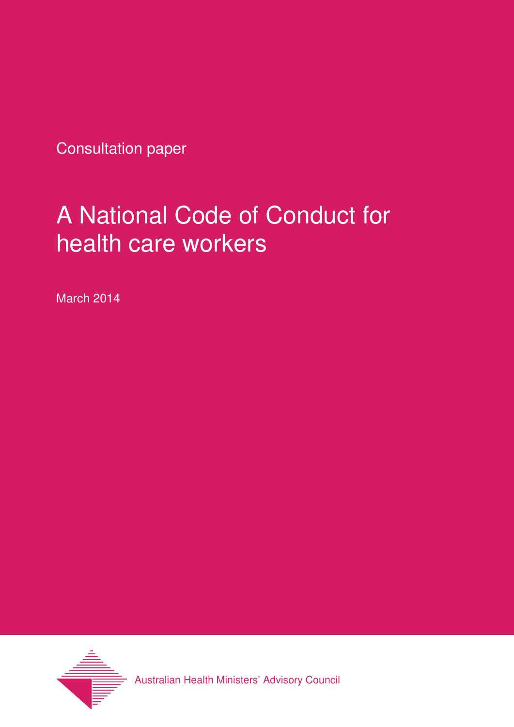Consultation paper

# A National Code of Conduct for health care workers

March 2014

Australian Health Ministers' Advisory Council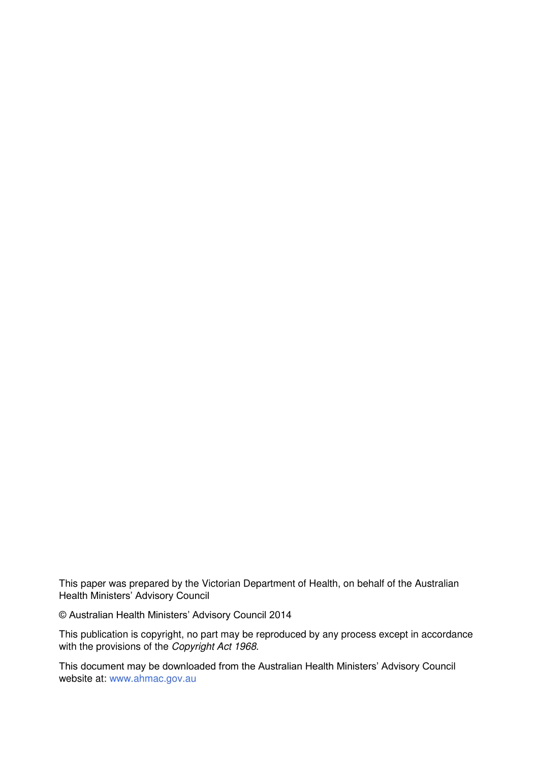This paper was prepared by the Victorian Department of Health, on behalf of the Australian Health Ministers' Advisory Council

© Australian Health Ministers' Advisory Council 2014

This publication is copyright, no part may be reproduced by any process except in accordance with the provisions of the *Copyright Act 1968*.

This document may be downloaded from the Australian Health Ministers' Advisory Council website at: www.ahmac.gov.au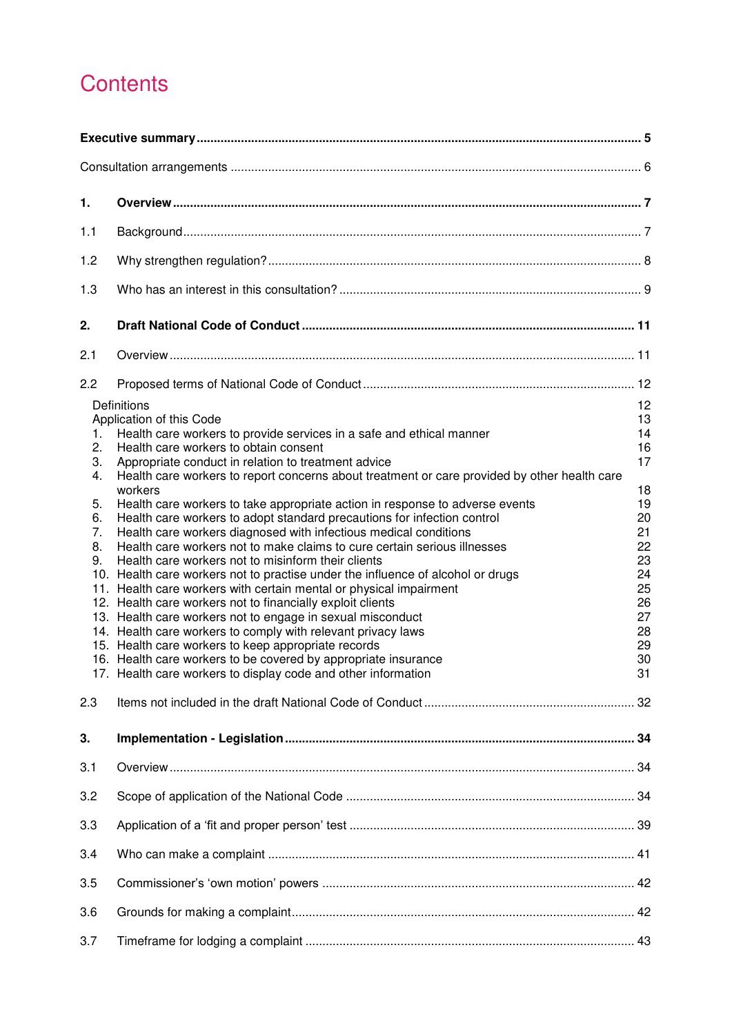# Contents

| | | |
|---|---|---|
| **Executive summary** | | **5** |
| Consultation arrangements | | 6 |
| **1.** | **Overview** | **7** |
| 1.1 | Background | 7 |
| 1.2 | Why strengthen regulation? | 8 |
| 1.3 | Who has an interest in this consultation? | 9 |
| **2.** | **Draft National Code of Conduct** | **11** |
| 2.1 | Overview | 11 |
| 2.2 | Proposed terms of National Code of Conduct | 12 |
| | Definitions | 12 |
| | Application of this Code | 13 |
| | 1. Health care workers to provide services in a safe and ethical manner | 14 |
| | 2. Health care workers to obtain consent | 16 |
| | 3. Appropriate conduct in relation to treatment advice | 17 |
| | 4. Health care workers to report concerns about treatment or care provided by other health care workers | 18 |
| | 5. Health care workers to take appropriate action in response to adverse events | 19 |
| | 6. Health care workers to adopt standard precautions for infection control | 20 |
| | 7. Health care workers diagnosed with infectious medical conditions | 21 |
| | 8. Health care workers not to make claims to cure certain serious illnesses | 22 |
| | 9. Health care workers not to misinform their clients | 23 |
| | 10. Health care workers not to practise under the influence of alcohol or drugs | 24 |
| | 11. Health care workers with certain mental or physical impairment | 25 |
| | 12. Health care workers not to financially exploit clients | 26 |
| | 13. Health care workers not to engage in sexual misconduct | 27 |
| | 14. Health care workers to comply with relevant privacy laws | 28 |
| | 15. Health care workers to keep appropriate records | 29 |
| | 16. Health care workers to be covered by appropriate insurance | 30 |
| | 17. Health care workers to display code and other information | 31 |
| 2.3 | Items not included in the draft National Code of Conduct | 32 |
| **3.** | **Implementation - Legislation** | **34** |
| 3.1 | Overview | 34 |
| 3.2 | Scope of application of the National Code | 34 |
| 3.3 | Application of a 'fit and proper person' test | 39 |
| 3.4 | Who can make a complaint | 41 |
| 3.5 | Commissioner's 'own motion' powers | 42 |
| 3.6 | Grounds for making a complaint | 42 |
| 3.7 | Timeframe for lodging a complaint | 43 |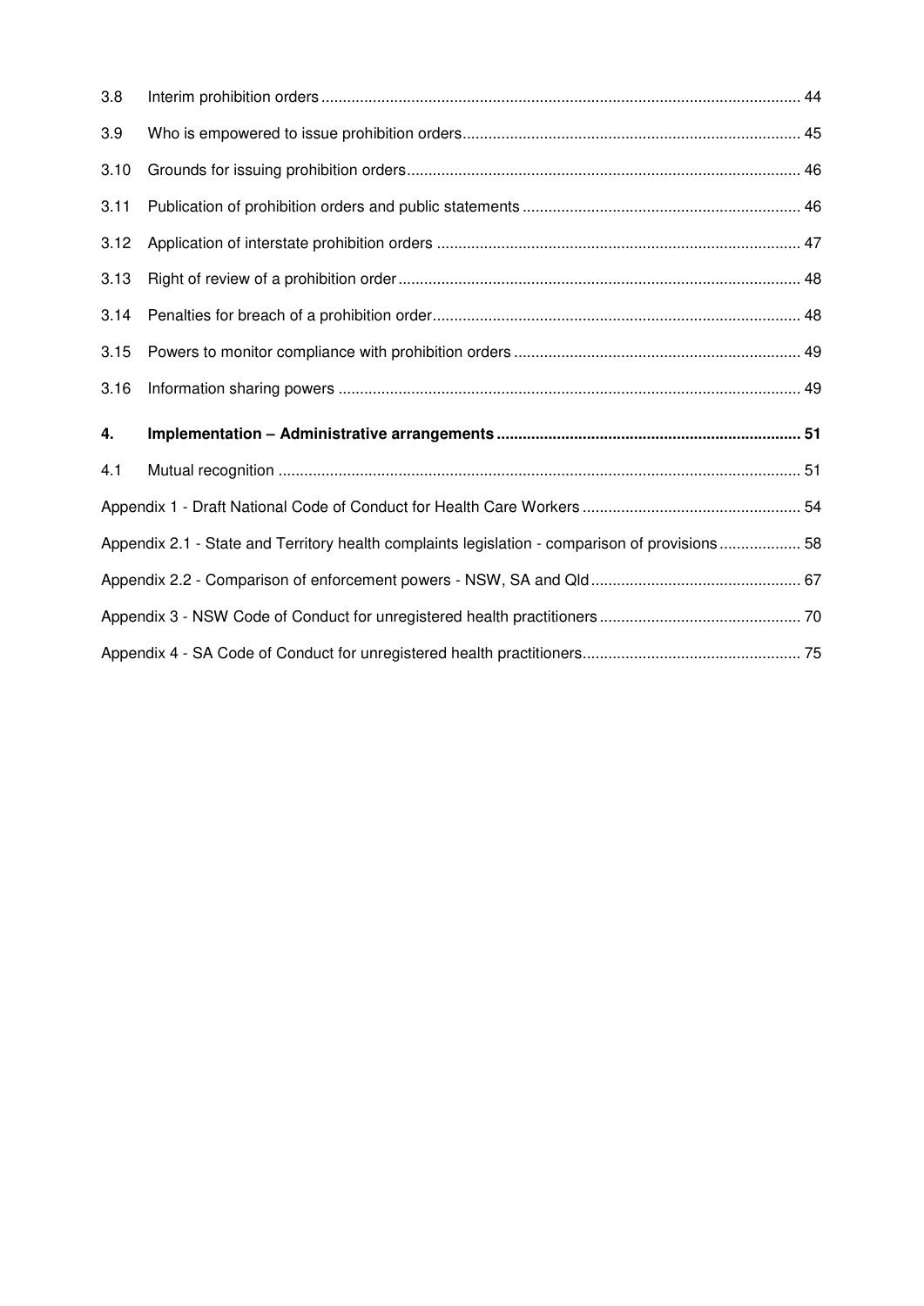| | | |
|---|---|---|
| 3.8 | Interim prohibition orders | 44 |
| 3.9 | Who is empowered to issue prohibition orders | 45 |
| 3.10 | Grounds for issuing prohibition orders | 46 |
| 3.11 | Publication of prohibition orders and public statements | 46 |
| 3.12 | Application of interstate prohibition orders | 47 |
| 3.13 | Right of review of a prohibition order | 48 |
| 3.14 | Penalties for breach of a prohibition order | 48 |
| 3.15 | Powers to monitor compliance with prohibition orders | 49 |
| 3.16 | Information sharing powers | 49 |
| **4.** | **Implementation – Administrative arrangements** | **51** |
| 4.1 | Mutual recognition | 51 |
| Appendix 1 - Draft National Code of Conduct for Health Care Workers | | 54 |
| Appendix 2.1 - State and Territory health complaints legislation - comparison of provisions | | 58 |
| Appendix 2.2 - Comparison of enforcement powers - NSW, SA and Qld | | 67 |
| Appendix 3 - NSW Code of Conduct for unregistered health practitioners | | 70 |
| Appendix 4 - SA Code of Conduct for unregistered health practitioners | | 75 |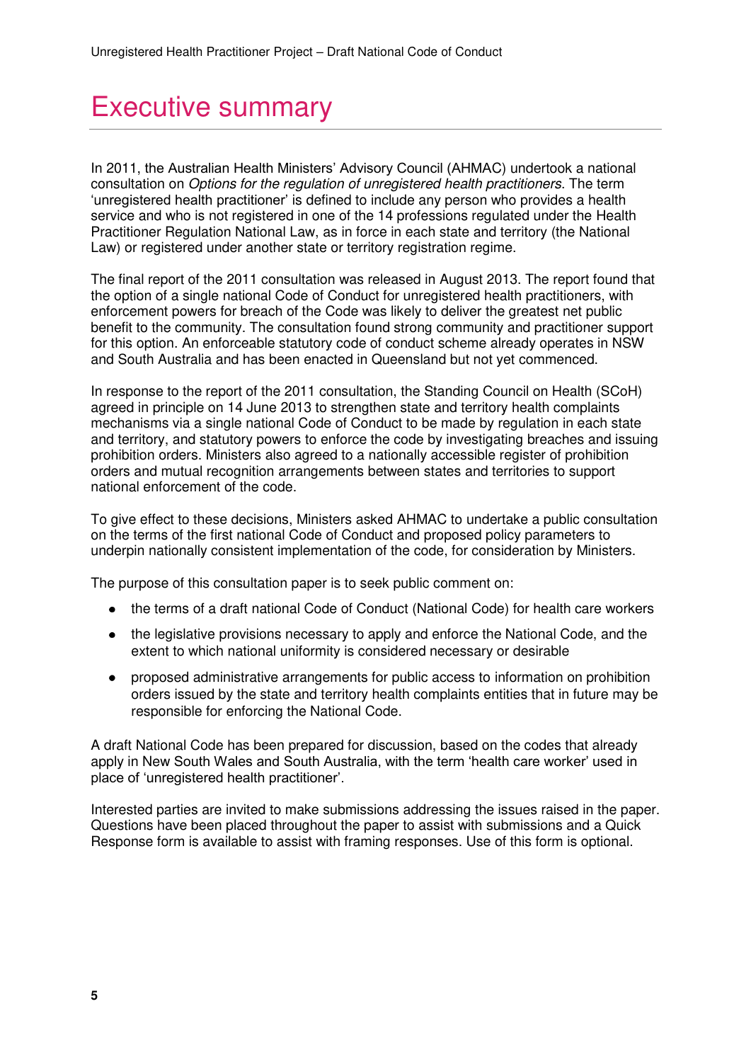# Executive summary

In 2011, the Australian Health Ministers' Advisory Council (AHMAC) undertook a national consultation on *Options for the regulation of unregistered health practitioners*. The term 'unregistered health practitioner' is defined to include any person who provides a health service and who is not registered in one of the 14 professions regulated under the Health Practitioner Regulation National Law, as in force in each state and territory (the National Law) or registered under another state or territory registration regime.

The final report of the 2011 consultation was released in August 2013. The report found that the option of a single national Code of Conduct for unregistered health practitioners, with enforcement powers for breach of the Code was likely to deliver the greatest net public benefit to the community. The consultation found strong community and practitioner support for this option. An enforceable statutory code of conduct scheme already operates in NSW and South Australia and has been enacted in Queensland but not yet commenced.

In response to the report of the 2011 consultation, the Standing Council on Health (SCoH) agreed in principle on 14 June 2013 to strengthen state and territory health complaints mechanisms via a single national Code of Conduct to be made by regulation in each state and territory, and statutory powers to enforce the code by investigating breaches and issuing prohibition orders. Ministers also agreed to a nationally accessible register of prohibition orders and mutual recognition arrangements between states and territories to support national enforcement of the code.

To give effect to these decisions, Ministers asked AHMAC to undertake a public consultation on the terms of the first national Code of Conduct and proposed policy parameters to underpin nationally consistent implementation of the code, for consideration by Ministers.

The purpose of this consultation paper is to seek public comment on:

- the terms of a draft national Code of Conduct (National Code) for health care workers
- the legislative provisions necessary to apply and enforce the National Code, and the extent to which national uniformity is considered necessary or desirable
- proposed administrative arrangements for public access to information on prohibition orders issued by the state and territory health complaints entities that in future may be responsible for enforcing the National Code.

A draft National Code has been prepared for discussion, based on the codes that already apply in New South Wales and South Australia, with the term 'health care worker' used in place of 'unregistered health practitioner'.

Interested parties are invited to make submissions addressing the issues raised in the paper. Questions have been placed throughout the paper to assist with submissions and a Quick Response form is available to assist with framing responses. Use of this form is optional.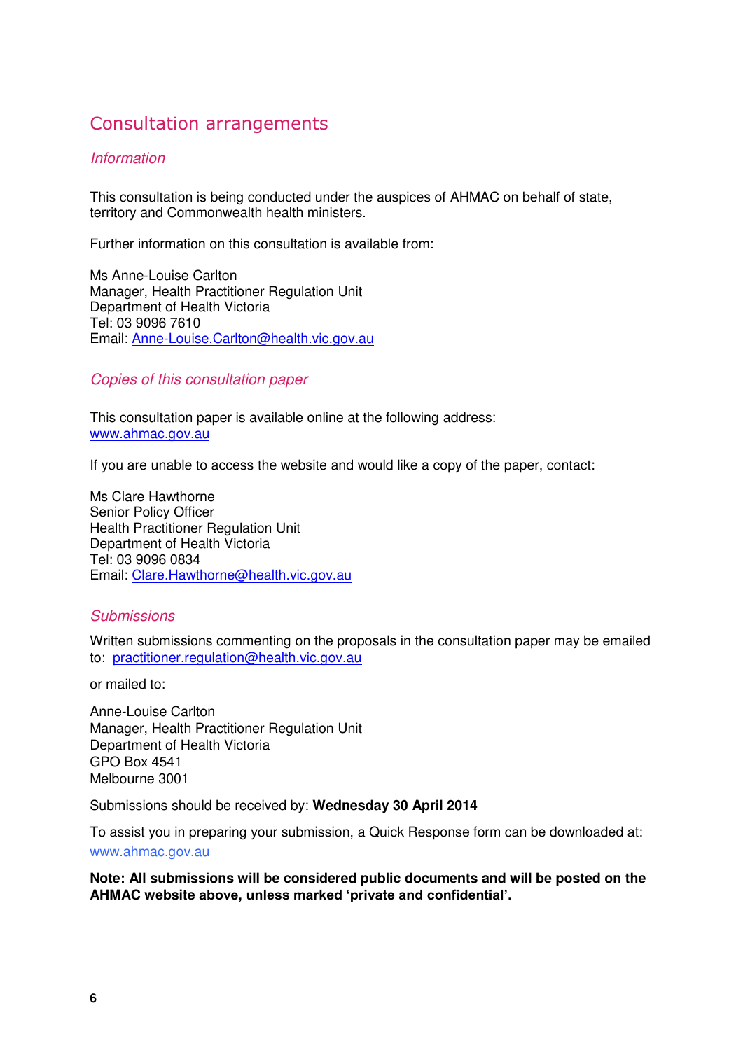## Consultation arrangements

### *Information*

This consultation is being conducted under the auspices of AHMAC on behalf of state, territory and Commonwealth health ministers.

Further information on this consultation is available from:

Ms Anne-Louise Carlton
Manager, Health Practitioner Regulation Unit
Department of Health Victoria
Tel: 03 9096 7610
Email: Anne-Louise.Carlton@health.vic.gov.au

### *Copies of this consultation paper*

This consultation paper is available online at the following address:
www.ahmac.gov.au

If you are unable to access the website and would like a copy of the paper, contact:

Ms Clare Hawthorne
Senior Policy Officer
Health Practitioner Regulation Unit
Department of Health Victoria
Tel: 03 9096 0834
Email: Clare.Hawthorne@health.vic.gov.au

### *Submissions*

Written submissions commenting on the proposals in the consultation paper may be emailed to: practitioner.regulation@health.vic.gov.au

or mailed to:

Anne-Louise Carlton
Manager, Health Practitioner Regulation Unit
Department of Health Victoria
GPO Box 4541
Melbourne 3001

Submissions should be received by: **Wednesday 30 April 2014**

To assist you in preparing your submission, a Quick Response form can be downloaded at:
www.ahmac.gov.au

**Note: All submissions will be considered public documents and will be posted on the AHMAC website above, unless marked 'private and confidential'.**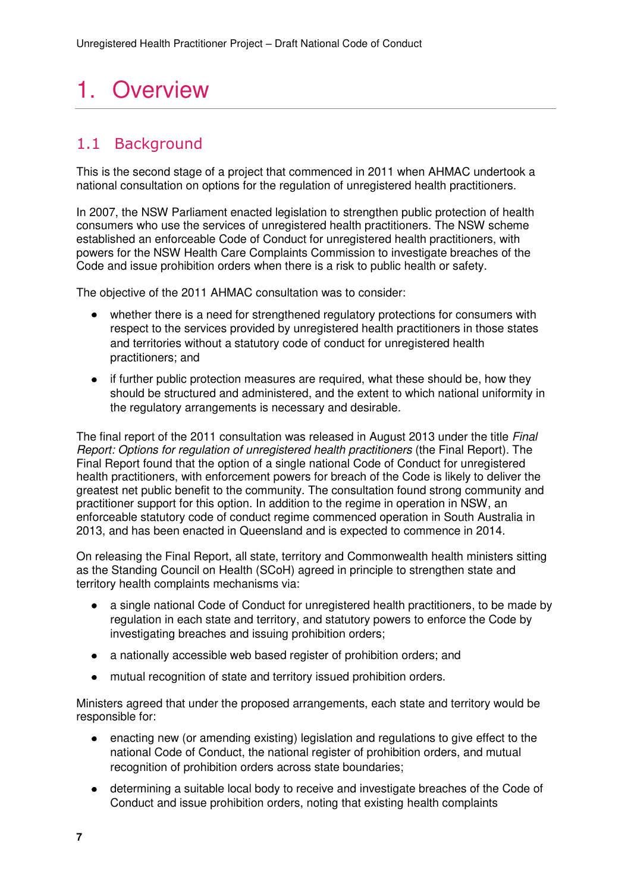# 1. Overview

## 1.1 Background

This is the second stage of a project that commenced in 2011 when AHMAC undertook a national consultation on options for the regulation of unregistered health practitioners.

In 2007, the NSW Parliament enacted legislation to strengthen public protection of health consumers who use the services of unregistered health practitioners. The NSW scheme established an enforceable Code of Conduct for unregistered health practitioners, with powers for the NSW Health Care Complaints Commission to investigate breaches of the Code and issue prohibition orders when there is a risk to public health or safety.

The objective of the 2011 AHMAC consultation was to consider:

- whether there is a need for strengthened regulatory protections for consumers with respect to the services provided by unregistered health practitioners in those states and territories without a statutory code of conduct for unregistered health practitioners; and
- if further public protection measures are required, what these should be, how they should be structured and administered, and the extent to which national uniformity in the regulatory arrangements is necessary and desirable.

The final report of the 2011 consultation was released in August 2013 under the title *Final Report: Options for regulation of unregistered health practitioners* (the Final Report). The Final Report found that the option of a single national Code of Conduct for unregistered health practitioners, with enforcement powers for breach of the Code is likely to deliver the greatest net public benefit to the community. The consultation found strong community and practitioner support for this option. In addition to the regime in operation in NSW, an enforceable statutory code of conduct regime commenced operation in South Australia in 2013, and has been enacted in Queensland and is expected to commence in 2014.

On releasing the Final Report, all state, territory and Commonwealth health ministers sitting as the Standing Council on Health (SCoH) agreed in principle to strengthen state and territory health complaints mechanisms via:

- a single national Code of Conduct for unregistered health practitioners, to be made by regulation in each state and territory, and statutory powers to enforce the Code by investigating breaches and issuing prohibition orders;
- a nationally accessible web based register of prohibition orders; and
- mutual recognition of state and territory issued prohibition orders.

Ministers agreed that under the proposed arrangements, each state and territory would be responsible for:

- enacting new (or amending existing) legislation and regulations to give effect to the national Code of Conduct, the national register of prohibition orders, and mutual recognition of prohibition orders across state boundaries;
- determining a suitable local body to receive and investigate breaches of the Code of Conduct and issue prohibition orders, noting that existing health complaints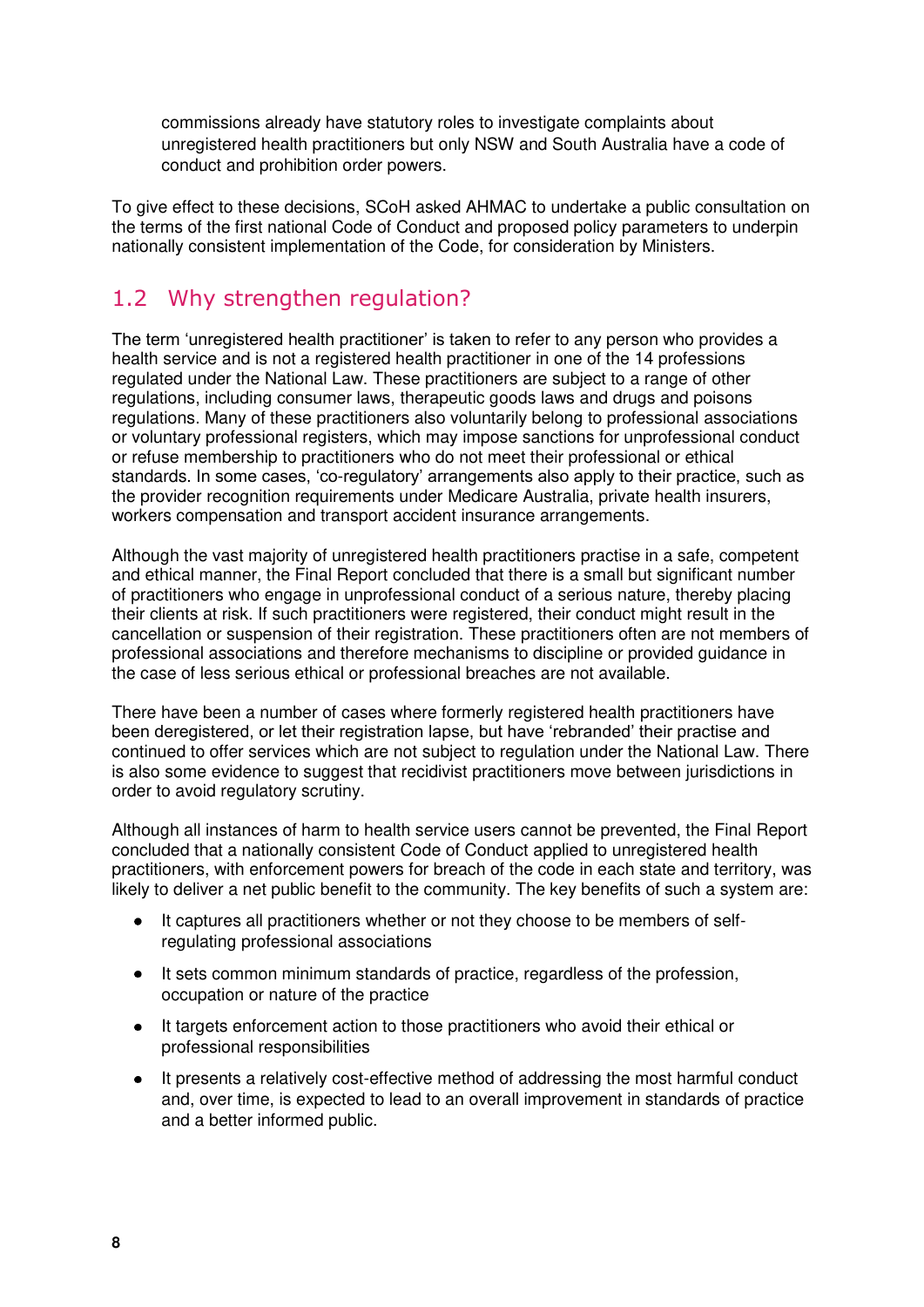commissions already have statutory roles to investigate complaints about unregistered health practitioners but only NSW and South Australia have a code of conduct and prohibition order powers.

To give effect to these decisions, SCoH asked AHMAC to undertake a public consultation on the terms of the first national Code of Conduct and proposed policy parameters to underpin nationally consistent implementation of the Code, for consideration by Ministers.

## 1.2 Why strengthen regulation?

The term 'unregistered health practitioner' is taken to refer to any person who provides a health service and is not a registered health practitioner in one of the 14 professions regulated under the National Law. These practitioners are subject to a range of other regulations, including consumer laws, therapeutic goods laws and drugs and poisons regulations. Many of these practitioners also voluntarily belong to professional associations or voluntary professional registers, which may impose sanctions for unprofessional conduct or refuse membership to practitioners who do not meet their professional or ethical standards. In some cases, 'co-regulatory' arrangements also apply to their practice, such as the provider recognition requirements under Medicare Australia, private health insurers, workers compensation and transport accident insurance arrangements.

Although the vast majority of unregistered health practitioners practise in a safe, competent and ethical manner, the Final Report concluded that there is a small but significant number of practitioners who engage in unprofessional conduct of a serious nature, thereby placing their clients at risk. If such practitioners were registered, their conduct might result in the cancellation or suspension of their registration. These practitioners often are not members of professional associations and therefore mechanisms to discipline or provided guidance in the case of less serious ethical or professional breaches are not available.

There have been a number of cases where formerly registered health practitioners have been deregistered, or let their registration lapse, but have 'rebranded' their practise and continued to offer services which are not subject to regulation under the National Law. There is also some evidence to suggest that recidivist practitioners move between jurisdictions in order to avoid regulatory scrutiny.

Although all instances of harm to health service users cannot be prevented, the Final Report concluded that a nationally consistent Code of Conduct applied to unregistered health practitioners, with enforcement powers for breach of the code in each state and territory, was likely to deliver a net public benefit to the community. The key benefits of such a system are:

- It captures all practitioners whether or not they choose to be members of self-regulating professional associations
- It sets common minimum standards of practice, regardless of the profession, occupation or nature of the practice
- It targets enforcement action to those practitioners who avoid their ethical or professional responsibilities
- It presents a relatively cost-effective method of addressing the most harmful conduct and, over time, is expected to lead to an overall improvement in standards of practice and a better informed public.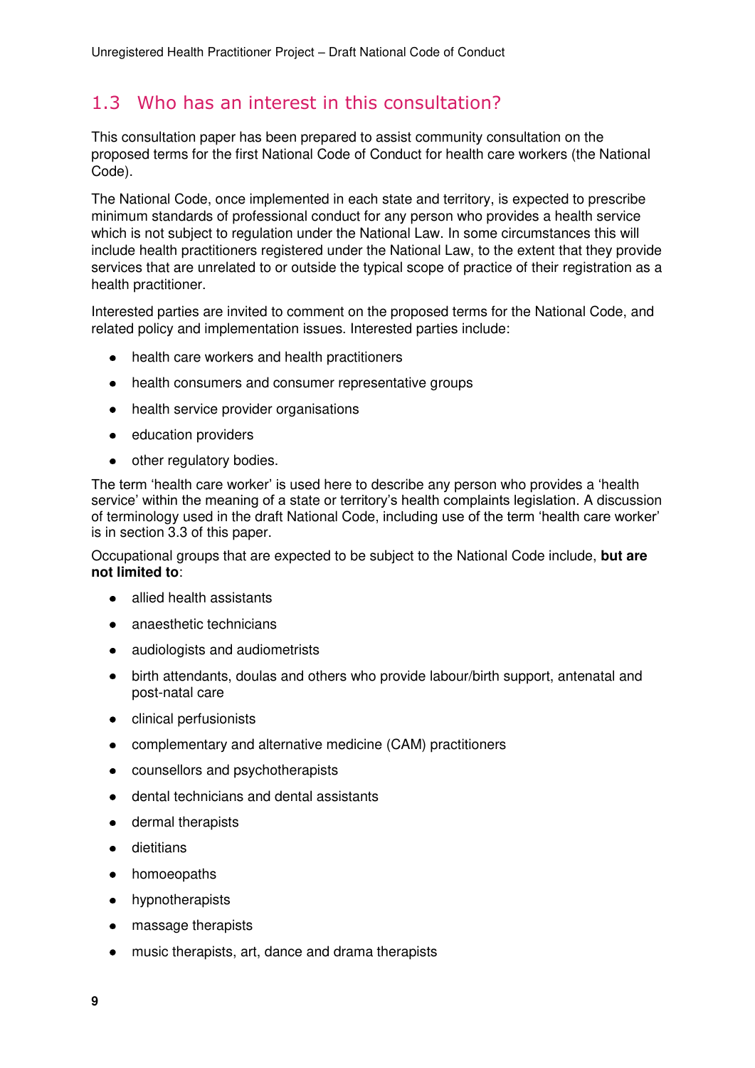## 1.3 Who has an interest in this consultation?

This consultation paper has been prepared to assist community consultation on the proposed terms for the first National Code of Conduct for health care workers (the National Code).

The National Code, once implemented in each state and territory, is expected to prescribe minimum standards of professional conduct for any person who provides a health service which is not subject to regulation under the National Law. In some circumstances this will include health practitioners registered under the National Law, to the extent that they provide services that are unrelated to or outside the typical scope of practice of their registration as a health practitioner.

Interested parties are invited to comment on the proposed terms for the National Code, and related policy and implementation issues. Interested parties include:

- health care workers and health practitioners
- health consumers and consumer representative groups
- health service provider organisations
- education providers
- other regulatory bodies.

The term 'health care worker' is used here to describe any person who provides a 'health service' within the meaning of a state or territory's health complaints legislation. A discussion of terminology used in the draft National Code, including use of the term 'health care worker' is in section 3.3 of this paper.

Occupational groups that are expected to be subject to the National Code include, **but are not limited to**:

- allied health assistants
- anaesthetic technicians
- audiologists and audiometrists
- birth attendants, doulas and others who provide labour/birth support, antenatal and post-natal care
- clinical perfusionists
- complementary and alternative medicine (CAM) practitioners
- counsellors and psychotherapists
- dental technicians and dental assistants
- dermal therapists
- dietitians
- homoeopaths
- hypnotherapists
- massage therapists
- music therapists, art, dance and drama therapists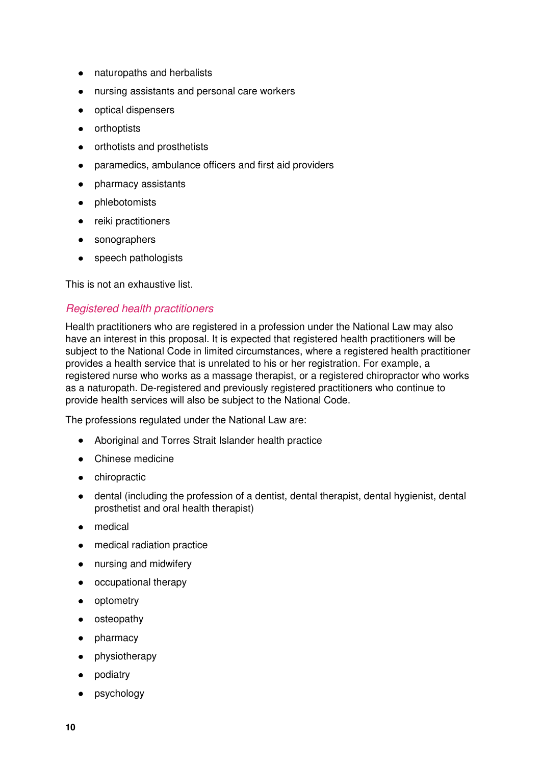- naturopaths and herbalists
- nursing assistants and personal care workers
- optical dispensers
- orthoptists
- orthotists and prosthetists
- paramedics, ambulance officers and first aid providers
- pharmacy assistants
- phlebotomists
- reiki practitioners
- sonographers
- speech pathologists

This is not an exhaustive list.

### *Registered health practitioners*

Health practitioners who are registered in a profession under the National Law may also have an interest in this proposal. It is expected that registered health practitioners will be subject to the National Code in limited circumstances, where a registered health practitioner provides a health service that is unrelated to his or her registration. For example, a registered nurse who works as a massage therapist, or a registered chiropractor who works as a naturopath. De-registered and previously registered practitioners who continue to provide health services will also be subject to the National Code.

The professions regulated under the National Law are:

- Aboriginal and Torres Strait Islander health practice
- Chinese medicine
- chiropractic
- dental (including the profession of a dentist, dental therapist, dental hygienist, dental prosthetist and oral health therapist)
- medical
- medical radiation practice
- nursing and midwifery
- occupational therapy
- optometry
- osteopathy
- pharmacy
- physiotherapy
- podiatry
- psychology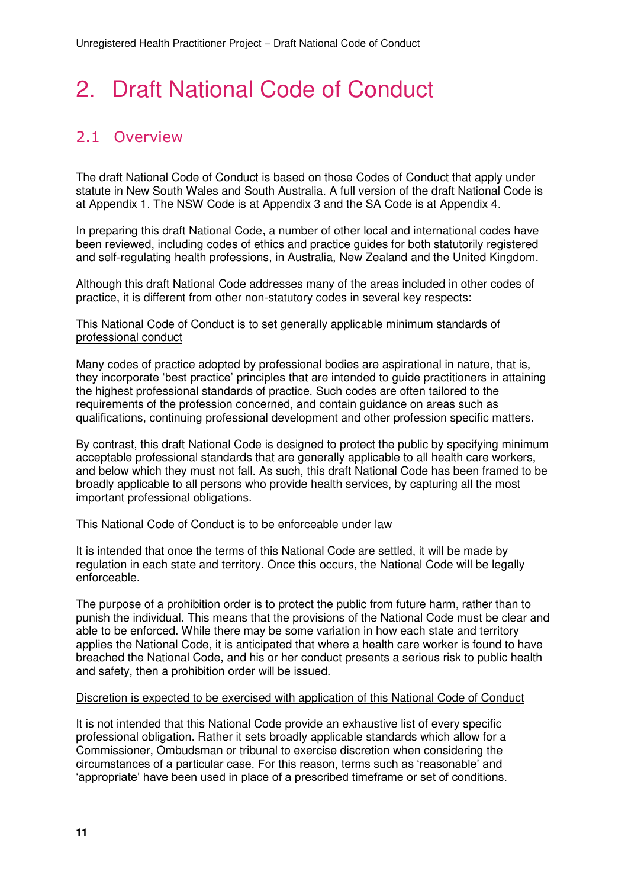# 2. Draft National Code of Conduct

## 2.1 Overview

The draft National Code of Conduct is based on those Codes of Conduct that apply under statute in New South Wales and South Australia. A full version of the draft National Code is at Appendix 1. The NSW Code is at Appendix 3 and the SA Code is at Appendix 4.

In preparing this draft National Code, a number of other local and international codes have been reviewed, including codes of ethics and practice guides for both statutorily registered and self-regulating health professions, in Australia, New Zealand and the United Kingdom.

Although this draft National Code addresses many of the areas included in other codes of practice, it is different from other non-statutory codes in several key respects:

<u>This National Code of Conduct is to set generally applicable minimum standards of professional conduct</u>

Many codes of practice adopted by professional bodies are aspirational in nature, that is, they incorporate 'best practice' principles that are intended to guide practitioners in attaining the highest professional standards of practice. Such codes are often tailored to the requirements of the profession concerned, and contain guidance on areas such as qualifications, continuing professional development and other profession specific matters.

By contrast, this draft National Code is designed to protect the public by specifying minimum acceptable professional standards that are generally applicable to all health care workers, and below which they must not fall. As such, this draft National Code has been framed to be broadly applicable to all persons who provide health services, by capturing all the most important professional obligations.

<u>This National Code of Conduct is to be enforceable under law</u>

It is intended that once the terms of this National Code are settled, it will be made by regulation in each state and territory. Once this occurs, the National Code will be legally enforceable.

The purpose of a prohibition order is to protect the public from future harm, rather than to punish the individual. This means that the provisions of the National Code must be clear and able to be enforced. While there may be some variation in how each state and territory applies the National Code, it is anticipated that where a health care worker is found to have breached the National Code, and his or her conduct presents a serious risk to public health and safety, then a prohibition order will be issued.

<u>Discretion is expected to be exercised with application of this National Code of Conduct</u>

It is not intended that this National Code provide an exhaustive list of every specific professional obligation. Rather it sets broadly applicable standards which allow for a Commissioner, Ombudsman or tribunal to exercise discretion when considering the circumstances of a particular case. For this reason, terms such as 'reasonable' and 'appropriate' have been used in place of a prescribed timeframe or set of conditions.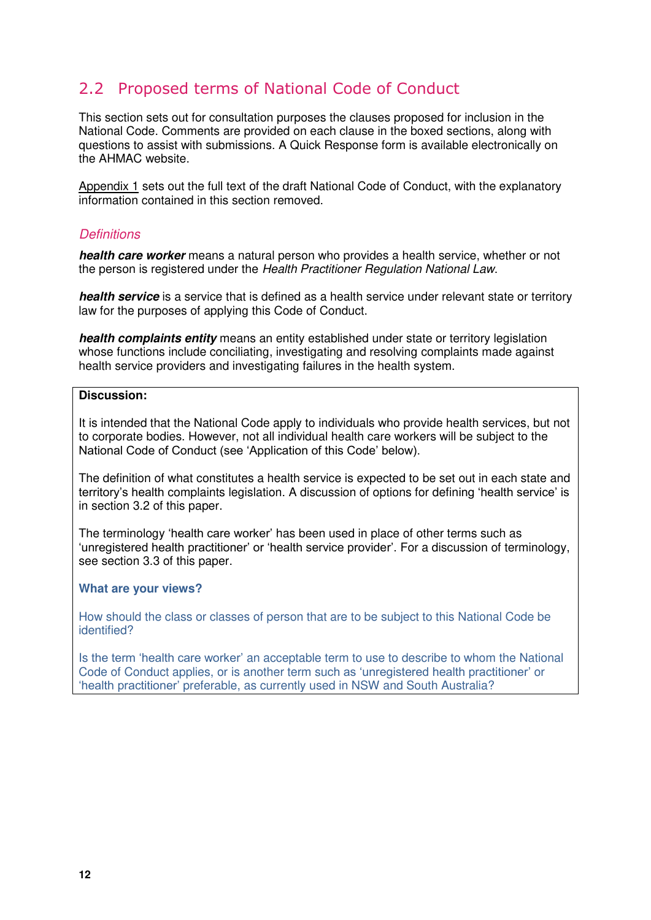## 2.2 Proposed terms of National Code of Conduct

This section sets out for consultation purposes the clauses proposed for inclusion in the National Code. Comments are provided on each clause in the boxed sections, along with questions to assist with submissions. A Quick Response form is available electronically on the AHMAC website.

Appendix 1 sets out the full text of the draft National Code of Conduct, with the explanatory information contained in this section removed.

### *Definitions*

***health care worker*** means a natural person who provides a health service, whether or not the person is registered under the *Health Practitioner Regulation National Law*.

***health service*** is a service that is defined as a health service under relevant state or territory law for the purposes of applying this Code of Conduct.

***health complaints entity*** means an entity established under state or territory legislation whose functions include conciliating, investigating and resolving complaints made against health service providers and investigating failures in the health system.

**Discussion:**

It is intended that the National Code apply to individuals who provide health services, but not to corporate bodies. However, not all individual health care workers will be subject to the National Code of Conduct (see 'Application of this Code' below).

The definition of what constitutes a health service is expected to be set out in each state and territory's health complaints legislation. A discussion of options for defining 'health service' is in section 3.2 of this paper.

The terminology 'health care worker' has been used in place of other terms such as 'unregistered health practitioner' or 'health service provider'. For a discussion of terminology, see section 3.3 of this paper.

**What are your views?**

How should the class or classes of person that are to be subject to this National Code be identified?

Is the term 'health care worker' an acceptable term to use to describe to whom the National Code of Conduct applies, or is another term such as 'unregistered health practitioner' or 'health practitioner' preferable, as currently used in NSW and South Australia?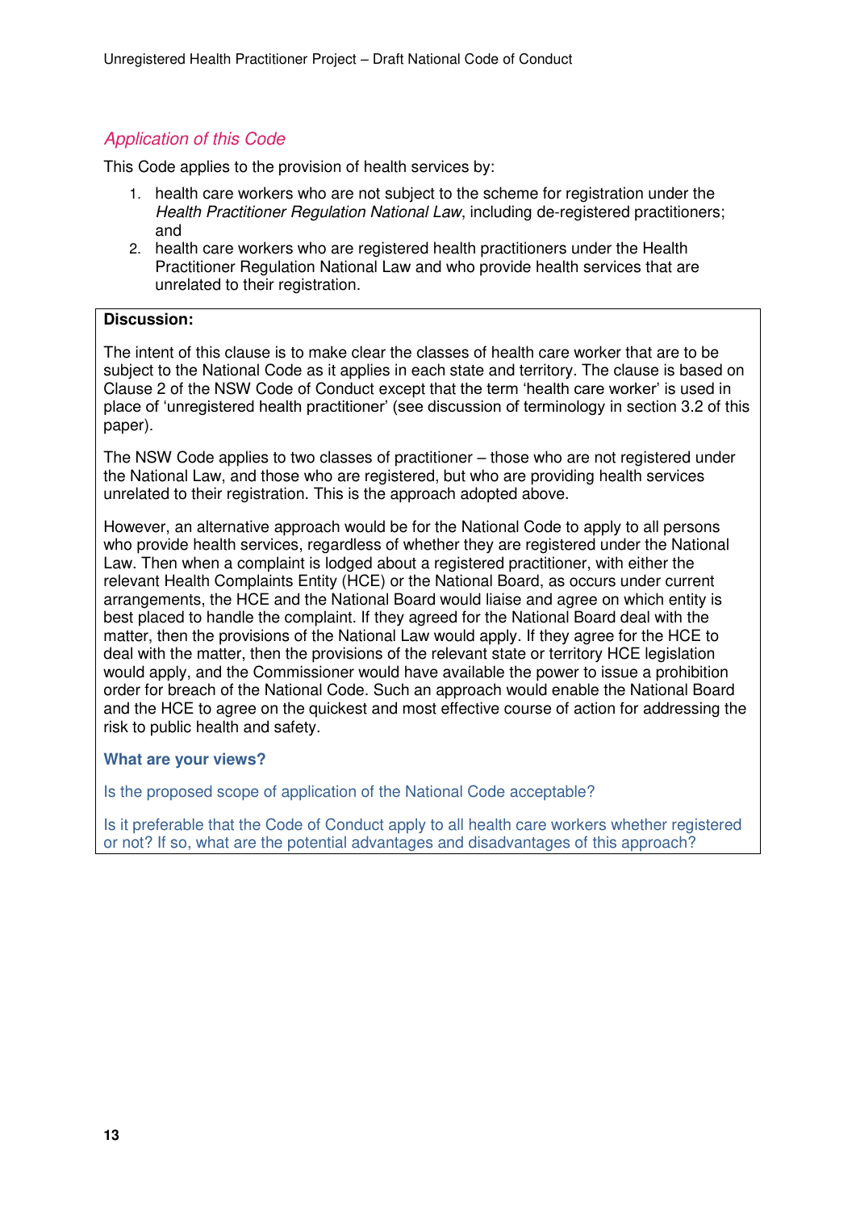## *Application of this Code*

This Code applies to the provision of health services by:

1. health care workers who are not subject to the scheme for registration under the *Health Practitioner Regulation National Law*, including de-registered practitioners; and
2. health care workers who are registered health practitioners under the Health Practitioner Regulation National Law and who provide health services that are unrelated to their registration.

**Discussion:**

The intent of this clause is to make clear the classes of health care worker that are to be subject to the National Code as it applies in each state and territory. The clause is based on Clause 2 of the NSW Code of Conduct except that the term 'health care worker' is used in place of 'unregistered health practitioner' (see discussion of terminology in section 3.2 of this paper).

The NSW Code applies to two classes of practitioner – those who are not registered under the National Law, and those who are registered, but who are providing health services unrelated to their registration. This is the approach adopted above.

However, an alternative approach would be for the National Code to apply to all persons who provide health services, regardless of whether they are registered under the National Law. Then when a complaint is lodged about a registered practitioner, with either the relevant Health Complaints Entity (HCE) or the National Board, as occurs under current arrangements, the HCE and the National Board would liaise and agree on which entity is best placed to handle the complaint. If they agreed for the National Board deal with the matter, then the provisions of the National Law would apply. If they agree for the HCE to deal with the matter, then the provisions of the relevant state or territory HCE legislation would apply, and the Commissioner would have available the power to issue a prohibition order for breach of the National Code. Such an approach would enable the National Board and the HCE to agree on the quickest and most effective course of action for addressing the risk to public health and safety.

**What are your views?**

Is the proposed scope of application of the National Code acceptable?

Is it preferable that the Code of Conduct apply to all health care workers whether registered or not? If so, what are the potential advantages and disadvantages of this approach?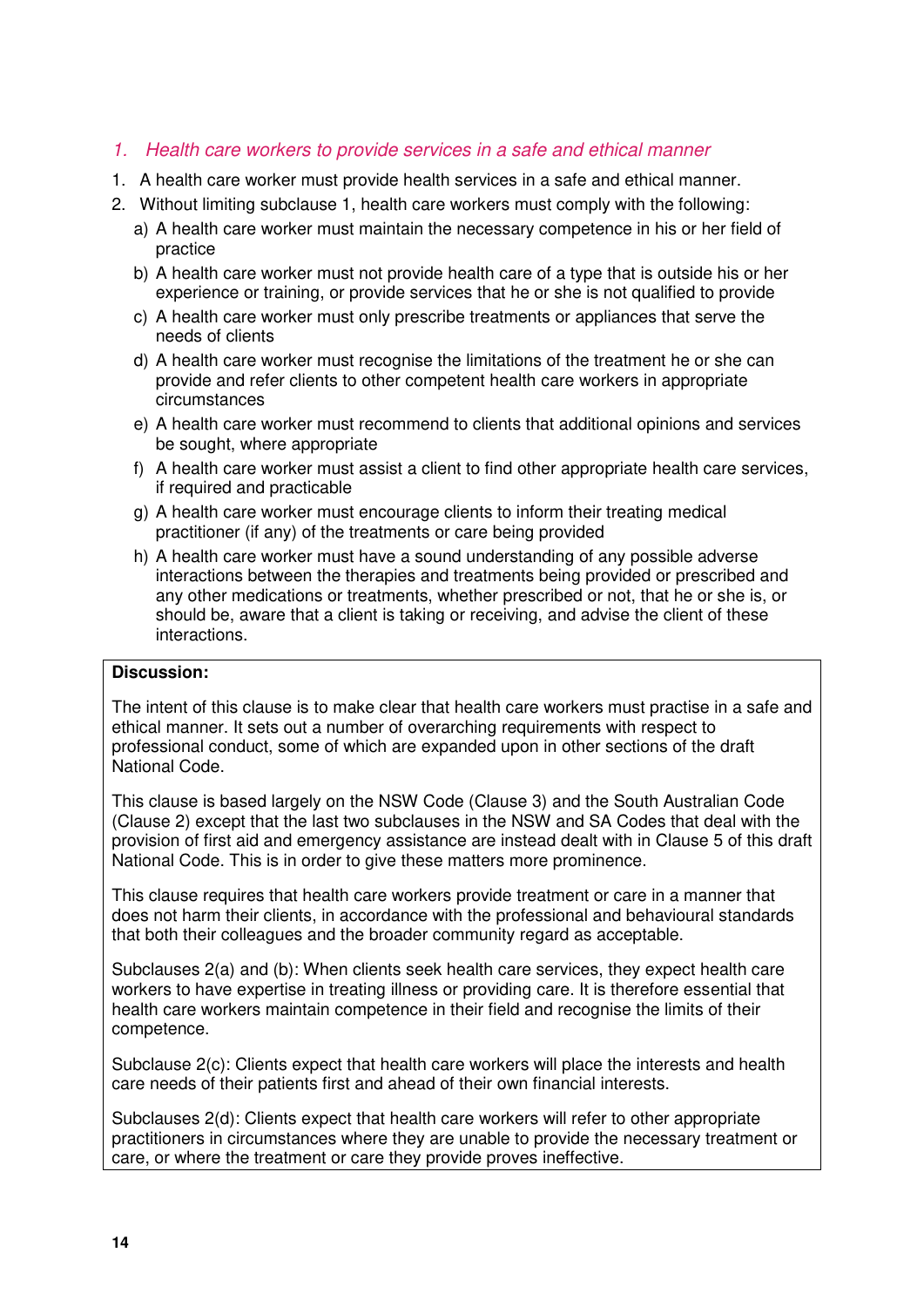### *1. Health care workers to provide services in a safe and ethical manner*

1. A health care worker must provide health services in a safe and ethical manner.
2. Without limiting subclause 1, health care workers must comply with the following:
   a) A health care worker must maintain the necessary competence in his or her field of practice
   b) A health care worker must not provide health care of a type that is outside his or her experience or training, or provide services that he or she is not qualified to provide
   c) A health care worker must only prescribe treatments or appliances that serve the needs of clients
   d) A health care worker must recognise the limitations of the treatment he or she can provide and refer clients to other competent health care workers in appropriate circumstances
   e) A health care worker must recommend to clients that additional opinions and services be sought, where appropriate
   f) A health care worker must assist a client to find other appropriate health care services, if required and practicable
   g) A health care worker must encourage clients to inform their treating medical practitioner (if any) of the treatments or care being provided
   h) A health care worker must have a sound understanding of any possible adverse interactions between the therapies and treatments being provided or prescribed and any other medications or treatments, whether prescribed or not, that he or she is, or should be, aware that a client is taking or receiving, and advise the client of these interactions.

**Discussion:**

The intent of this clause is to make clear that health care workers must practise in a safe and ethical manner. It sets out a number of overarching requirements with respect to professional conduct, some of which are expanded upon in other sections of the draft National Code.

This clause is based largely on the NSW Code (Clause 3) and the South Australian Code (Clause 2) except that the last two subclauses in the NSW and SA Codes that deal with the provision of first aid and emergency assistance are instead dealt with in Clause 5 of this draft National Code. This is in order to give these matters more prominence.

This clause requires that health care workers provide treatment or care in a manner that does not harm their clients, in accordance with the professional and behavioural standards that both their colleagues and the broader community regard as acceptable.

Subclauses 2(a) and (b): When clients seek health care services, they expect health care workers to have expertise in treating illness or providing care. It is therefore essential that health care workers maintain competence in their field and recognise the limits of their competence.

Subclause 2(c): Clients expect that health care workers will place the interests and health care needs of their patients first and ahead of their own financial interests.

Subclauses 2(d): Clients expect that health care workers will refer to other appropriate practitioners in circumstances where they are unable to provide the necessary treatment or care, or where the treatment or care they provide proves ineffective.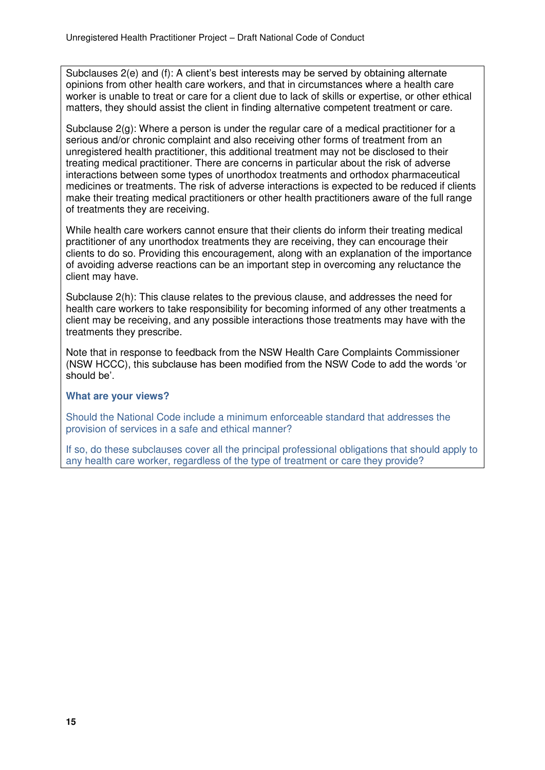Subclauses 2(e) and (f): A client's best interests may be served by obtaining alternate opinions from other health care workers, and that in circumstances where a health care worker is unable to treat or care for a client due to lack of skills or expertise, or other ethical matters, they should assist the client in finding alternative competent treatment or care.

Subclause 2(g): Where a person is under the regular care of a medical practitioner for a serious and/or chronic complaint and also receiving other forms of treatment from an unregistered health practitioner, this additional treatment may not be disclosed to their treating medical practitioner. There are concerns in particular about the risk of adverse interactions between some types of unorthodox treatments and orthodox pharmaceutical medicines or treatments. The risk of adverse interactions is expected to be reduced if clients make their treating medical practitioners or other health practitioners aware of the full range of treatments they are receiving.

While health care workers cannot ensure that their clients do inform their treating medical practitioner of any unorthodox treatments they are receiving, they can encourage their clients to do so. Providing this encouragement, along with an explanation of the importance of avoiding adverse reactions can be an important step in overcoming any reluctance the client may have.

Subclause 2(h): This clause relates to the previous clause, and addresses the need for health care workers to take responsibility for becoming informed of any other treatments a client may be receiving, and any possible interactions those treatments may have with the treatments they prescribe.

Note that in response to feedback from the NSW Health Care Complaints Commissioner (NSW HCCC), this subclause has been modified from the NSW Code to add the words 'or should be'.

**What are your views?**

Should the National Code include a minimum enforceable standard that addresses the provision of services in a safe and ethical manner?

If so, do these subclauses cover all the principal professional obligations that should apply to any health care worker, regardless of the type of treatment or care they provide?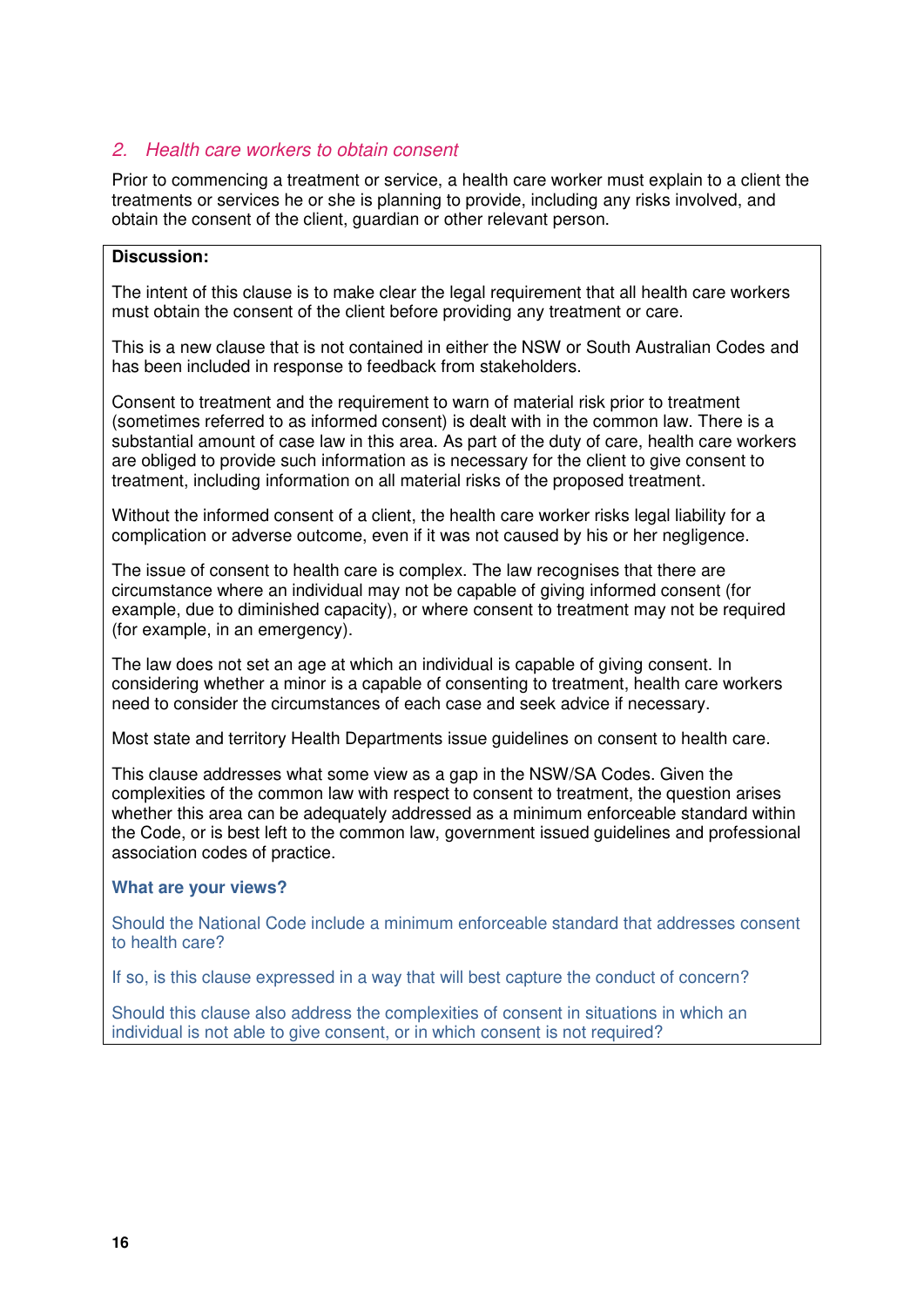## *2. Health care workers to obtain consent*

Prior to commencing a treatment or service, a health care worker must explain to a client the treatments or services he or she is planning to provide, including any risks involved, and obtain the consent of the client, guardian or other relevant person.

**Discussion:**

The intent of this clause is to make clear the legal requirement that all health care workers must obtain the consent of the client before providing any treatment or care.

This is a new clause that is not contained in either the NSW or South Australian Codes and has been included in response to feedback from stakeholders.

Consent to treatment and the requirement to warn of material risk prior to treatment (sometimes referred to as informed consent) is dealt with in the common law. There is a substantial amount of case law in this area. As part of the duty of care, health care workers are obliged to provide such information as is necessary for the client to give consent to treatment, including information on all material risks of the proposed treatment.

Without the informed consent of a client, the health care worker risks legal liability for a complication or adverse outcome, even if it was not caused by his or her negligence.

The issue of consent to health care is complex. The law recognises that there are circumstance where an individual may not be capable of giving informed consent (for example, due to diminished capacity), or where consent to treatment may not be required (for example, in an emergency).

The law does not set an age at which an individual is capable of giving consent. In considering whether a minor is a capable of consenting to treatment, health care workers need to consider the circumstances of each case and seek advice if necessary.

Most state and territory Health Departments issue guidelines on consent to health care.

This clause addresses what some view as a gap in the NSW/SA Codes. Given the complexities of the common law with respect to consent to treatment, the question arises whether this area can be adequately addressed as a minimum enforceable standard within the Code, or is best left to the common law, government issued guidelines and professional association codes of practice.

**What are your views?**

Should the National Code include a minimum enforceable standard that addresses consent to health care?

If so, is this clause expressed in a way that will best capture the conduct of concern?

Should this clause also address the complexities of consent in situations in which an individual is not able to give consent, or in which consent is not required?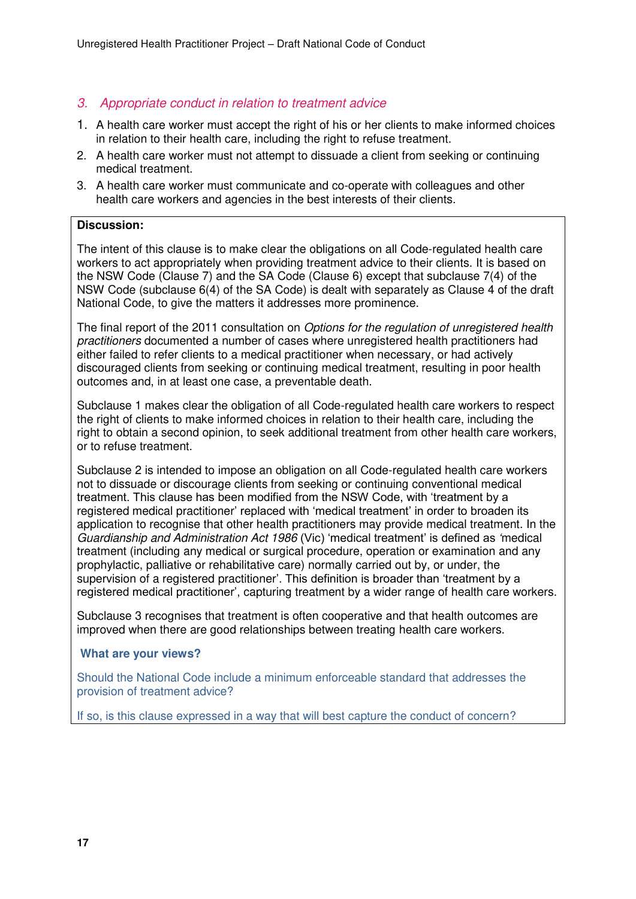### *3. Appropriate conduct in relation to treatment advice*

1. A health care worker must accept the right of his or her clients to make informed choices in relation to their health care, including the right to refuse treatment.
2. A health care worker must not attempt to dissuade a client from seeking or continuing medical treatment.
3. A health care worker must communicate and co-operate with colleagues and other health care workers and agencies in the best interests of their clients.

**Discussion:**

The intent of this clause is to make clear the obligations on all Code-regulated health care workers to act appropriately when providing treatment advice to their clients. It is based on the NSW Code (Clause 7) and the SA Code (Clause 6) except that subclause 7(4) of the NSW Code (subclause 6(4) of the SA Code) is dealt with separately as Clause 4 of the draft National Code, to give the matters it addresses more prominence.

The final report of the 2011 consultation on *Options for the regulation of unregistered health practitioners* documented a number of cases where unregistered health practitioners had either failed to refer clients to a medical practitioner when necessary, or had actively discouraged clients from seeking or continuing medical treatment, resulting in poor health outcomes and, in at least one case, a preventable death.

Subclause 1 makes clear the obligation of all Code-regulated health care workers to respect the right of clients to make informed choices in relation to their health care, including the right to obtain a second opinion, to seek additional treatment from other health care workers, or to refuse treatment.

Subclause 2 is intended to impose an obligation on all Code-regulated health care workers not to dissuade or discourage clients from seeking or continuing conventional medical treatment. This clause has been modified from the NSW Code, with 'treatment by a registered medical practitioner' replaced with 'medical treatment' in order to broaden its application to recognise that other health practitioners may provide medical treatment. In the *Guardianship and Administration Act 1986* (Vic) 'medical treatment' is defined as 'medical treatment (including any medical or surgical procedure, operation or examination and any prophylactic, palliative or rehabilitative care) normally carried out by, or under, the supervision of a registered practitioner'. This definition is broader than 'treatment by a registered medical practitioner', capturing treatment by a wider range of health care workers.

Subclause 3 recognises that treatment is often cooperative and that health outcomes are improved when there are good relationships between treating health care workers.

**What are your views?**

Should the National Code include a minimum enforceable standard that addresses the provision of treatment advice?

If so, is this clause expressed in a way that will best capture the conduct of concern?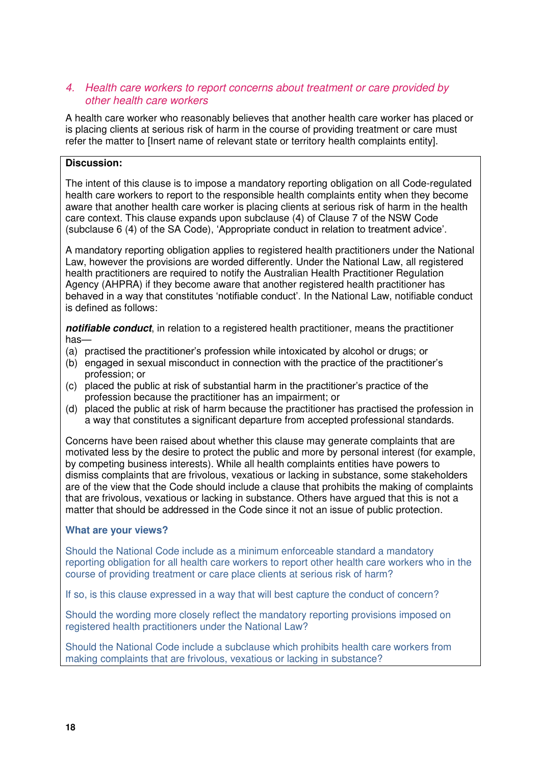### *4. Health care workers to report concerns about treatment or care provided by other health care workers*

A health care worker who reasonably believes that another health care worker has placed or is placing clients at serious risk of harm in the course of providing treatment or care must refer the matter to [Insert name of relevant state or territory health complaints entity].

**Discussion:**

The intent of this clause is to impose a mandatory reporting obligation on all Code-regulated health care workers to report to the responsible health complaints entity when they become aware that another health care worker is placing clients at serious risk of harm in the health care context. This clause expands upon subclause (4) of Clause 7 of the NSW Code (subclause 6 (4) of the SA Code), 'Appropriate conduct in relation to treatment advice'.

A mandatory reporting obligation applies to registered health practitioners under the National Law, however the provisions are worded differently. Under the National Law, all registered health practitioners are required to notify the Australian Health Practitioner Regulation Agency (AHPRA) if they become aware that another registered health practitioner has behaved in a way that constitutes 'notifiable conduct'. In the National Law, notifiable conduct is defined as follows:

***notifiable conduct***, in relation to a registered health practitioner, means the practitioner has—

- (a) practised the practitioner's profession while intoxicated by alcohol or drugs; or
- (b) engaged in sexual misconduct in connection with the practice of the practitioner's profession; or
- (c) placed the public at risk of substantial harm in the practitioner's practice of the profession because the practitioner has an impairment; or
- (d) placed the public at risk of harm because the practitioner has practised the profession in a way that constitutes a significant departure from accepted professional standards.

Concerns have been raised about whether this clause may generate complaints that are motivated less by the desire to protect the public and more by personal interest (for example, by competing business interests). While all health complaints entities have powers to dismiss complaints that are frivolous, vexatious or lacking in substance, some stakeholders are of the view that the Code should include a clause that prohibits the making of complaints that are frivolous, vexatious or lacking in substance. Others have argued that this is not a matter that should be addressed in the Code since it not an issue of public protection.

**What are your views?**

Should the National Code include as a minimum enforceable standard a mandatory reporting obligation for all health care workers to report other health care workers who in the course of providing treatment or care place clients at serious risk of harm?

If so, is this clause expressed in a way that will best capture the conduct of concern?

Should the wording more closely reflect the mandatory reporting provisions imposed on registered health practitioners under the National Law?

Should the National Code include a subclause which prohibits health care workers from making complaints that are frivolous, vexatious or lacking in substance?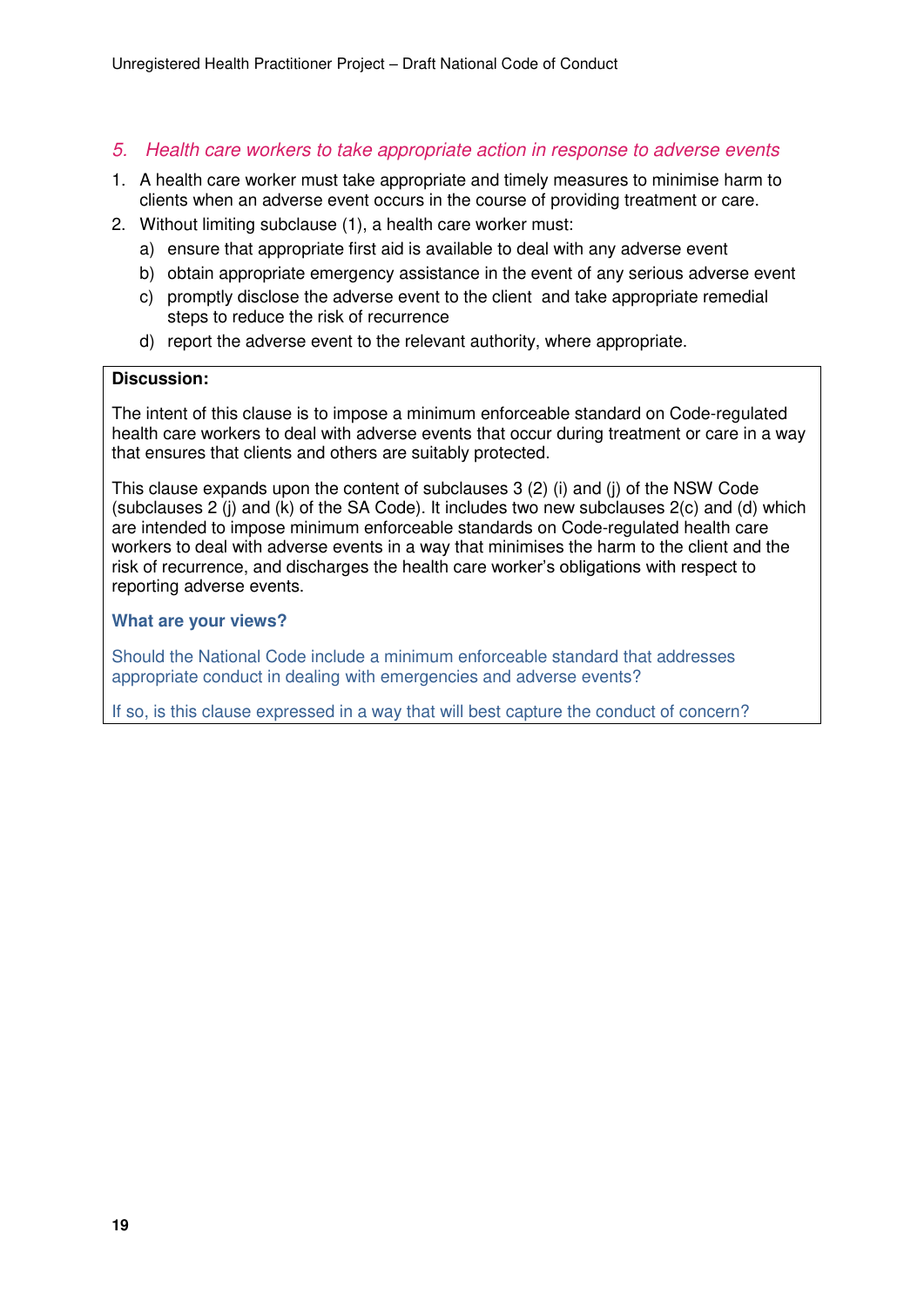### *5. Health care workers to take appropriate action in response to adverse events*

1. A health care worker must take appropriate and timely measures to minimise harm to clients when an adverse event occurs in the course of providing treatment or care.
2. Without limiting subclause (1), a health care worker must:
   a) ensure that appropriate first aid is available to deal with any adverse event
   b) obtain appropriate emergency assistance in the event of any serious adverse event
   c) promptly disclose the adverse event to the client and take appropriate remedial steps to reduce the risk of recurrence
   d) report the adverse event to the relevant authority, where appropriate.

**Discussion:**

The intent of this clause is to impose a minimum enforceable standard on Code-regulated health care workers to deal with adverse events that occur during treatment or care in a way that ensures that clients and others are suitably protected.

This clause expands upon the content of subclauses 3 (2) (i) and (j) of the NSW Code (subclauses 2 (j) and (k) of the SA Code). It includes two new subclauses 2(c) and (d) which are intended to impose minimum enforceable standards on Code-regulated health care workers to deal with adverse events in a way that minimises the harm to the client and the risk of recurrence, and discharges the health care worker's obligations with respect to reporting adverse events.

**What are your views?**

Should the National Code include a minimum enforceable standard that addresses appropriate conduct in dealing with emergencies and adverse events?

If so, is this clause expressed in a way that will best capture the conduct of concern?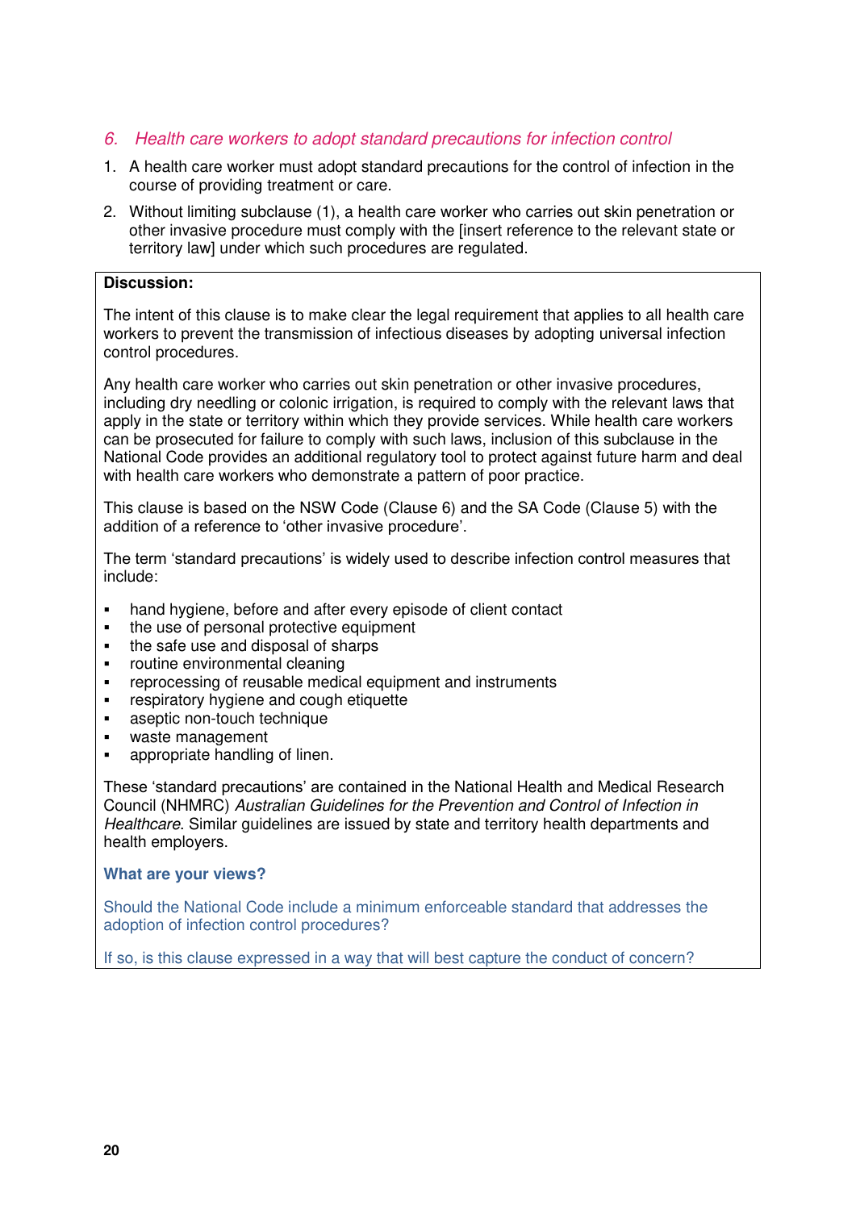### *6. Health care workers to adopt standard precautions for infection control*

1. A health care worker must adopt standard precautions for the control of infection in the course of providing treatment or care.
2. Without limiting subclause (1), a health care worker who carries out skin penetration or other invasive procedure must comply with the [insert reference to the relevant state or territory law] under which such procedures are regulated.

**Discussion:**

The intent of this clause is to make clear the legal requirement that applies to all health care workers to prevent the transmission of infectious diseases by adopting universal infection control procedures.

Any health care worker who carries out skin penetration or other invasive procedures, including dry needling or colonic irrigation, is required to comply with the relevant laws that apply in the state or territory within which they provide services. While health care workers can be prosecuted for failure to comply with such laws, inclusion of this subclause in the National Code provides an additional regulatory tool to protect against future harm and deal with health care workers who demonstrate a pattern of poor practice.

This clause is based on the NSW Code (Clause 6) and the SA Code (Clause 5) with the addition of a reference to 'other invasive procedure'.

The term 'standard precautions' is widely used to describe infection control measures that include:

- hand hygiene, before and after every episode of client contact
- the use of personal protective equipment
- the safe use and disposal of sharps
- routine environmental cleaning
- reprocessing of reusable medical equipment and instruments
- respiratory hygiene and cough etiquette
- aseptic non-touch technique
- waste management
- appropriate handling of linen.

These 'standard precautions' are contained in the National Health and Medical Research Council (NHMRC) *Australian Guidelines for the Prevention and Control of Infection in Healthcare*. Similar guidelines are issued by state and territory health departments and health employers.

**What are your views?**

Should the National Code include a minimum enforceable standard that addresses the adoption of infection control procedures?

If so, is this clause expressed in a way that will best capture the conduct of concern?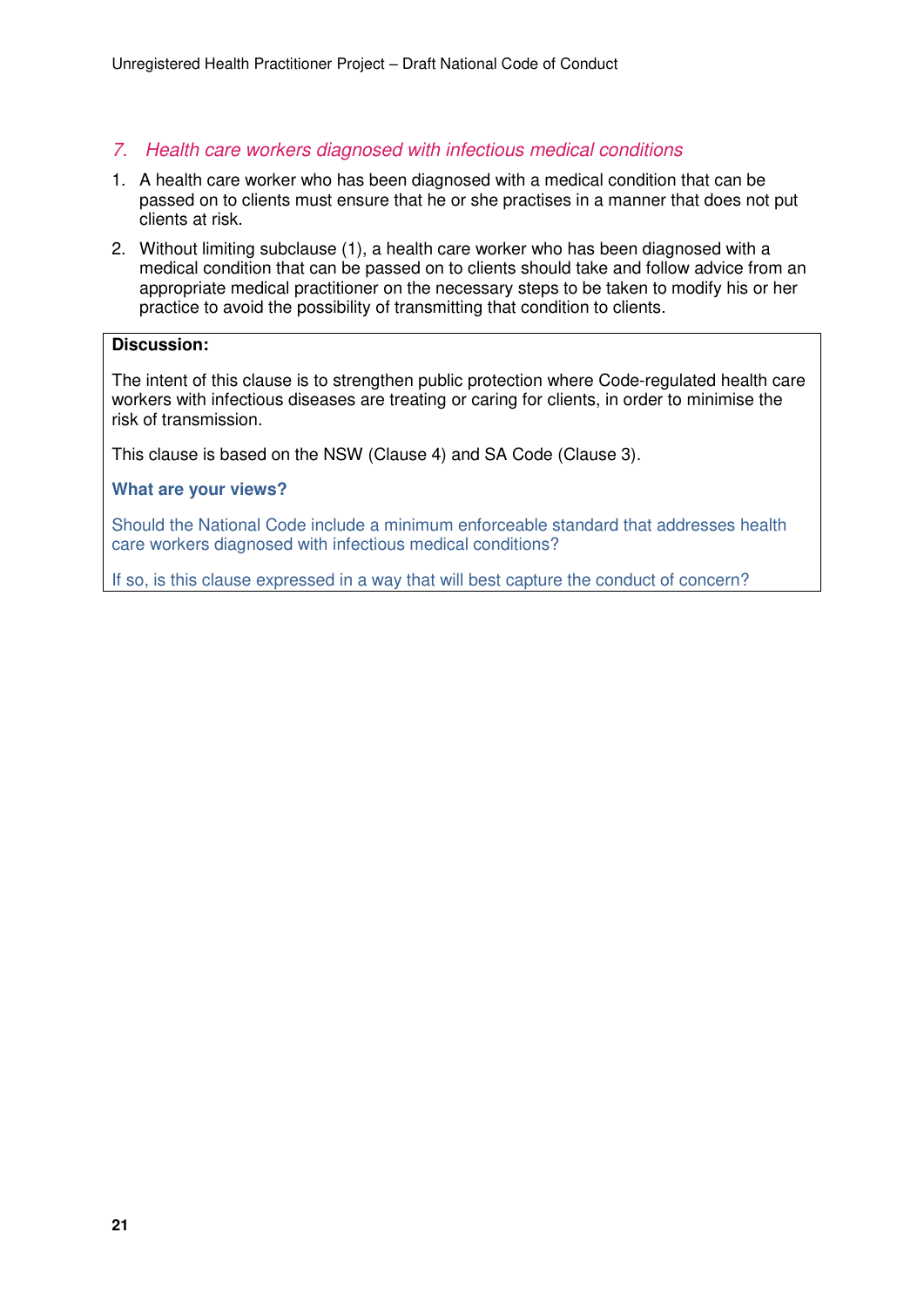## 7. Health care workers diagnosed with infectious medical conditions

1. A health care worker who has been diagnosed with a medical condition that can be passed on to clients must ensure that he or she practises in a manner that does not put clients at risk.
2. Without limiting subclause (1), a health care worker who has been diagnosed with a medical condition that can be passed on to clients should take and follow advice from an appropriate medical practitioner on the necessary steps to be taken to modify his or her practice to avoid the possibility of transmitting that condition to clients.

**Discussion:**

The intent of this clause is to strengthen public protection where Code-regulated health care workers with infectious diseases are treating or caring for clients, in order to minimise the risk of transmission.

This clause is based on the NSW (Clause 4) and SA Code (Clause 3).

**What are your views?**

Should the National Code include a minimum enforceable standard that addresses health care workers diagnosed with infectious medical conditions?

If so, is this clause expressed in a way that will best capture the conduct of concern?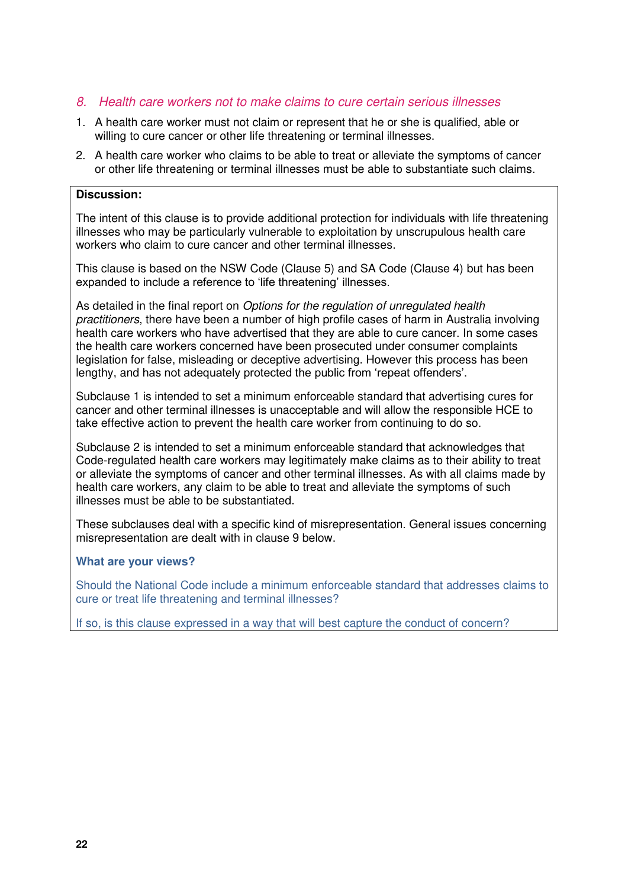### *8. Health care workers not to make claims to cure certain serious illnesses*

1. A health care worker must not claim or represent that he or she is qualified, able or willing to cure cancer or other life threatening or terminal illnesses.
2. A health care worker who claims to be able to treat or alleviate the symptoms of cancer or other life threatening or terminal illnesses must be able to substantiate such claims.

**Discussion:**

The intent of this clause is to provide additional protection for individuals with life threatening illnesses who may be particularly vulnerable to exploitation by unscrupulous health care workers who claim to cure cancer and other terminal illnesses.

This clause is based on the NSW Code (Clause 5) and SA Code (Clause 4) but has been expanded to include a reference to 'life threatening' illnesses.

As detailed in the final report on *Options for the regulation of unregulated health practitioners*, there have been a number of high profile cases of harm in Australia involving health care workers who have advertised that they are able to cure cancer. In some cases the health care workers concerned have been prosecuted under consumer complaints legislation for false, misleading or deceptive advertising. However this process has been lengthy, and has not adequately protected the public from 'repeat offenders'.

Subclause 1 is intended to set a minimum enforceable standard that advertising cures for cancer and other terminal illnesses is unacceptable and will allow the responsible HCE to take effective action to prevent the health care worker from continuing to do so.

Subclause 2 is intended to set a minimum enforceable standard that acknowledges that Code-regulated health care workers may legitimately make claims as to their ability to treat or alleviate the symptoms of cancer and other terminal illnesses. As with all claims made by health care workers, any claim to be able to treat and alleviate the symptoms of such illnesses must be able to be substantiated.

These subclauses deal with a specific kind of misrepresentation. General issues concerning misrepresentation are dealt with in clause 9 below.

**What are your views?**

Should the National Code include a minimum enforceable standard that addresses claims to cure or treat life threatening and terminal illnesses?

If so, is this clause expressed in a way that will best capture the conduct of concern?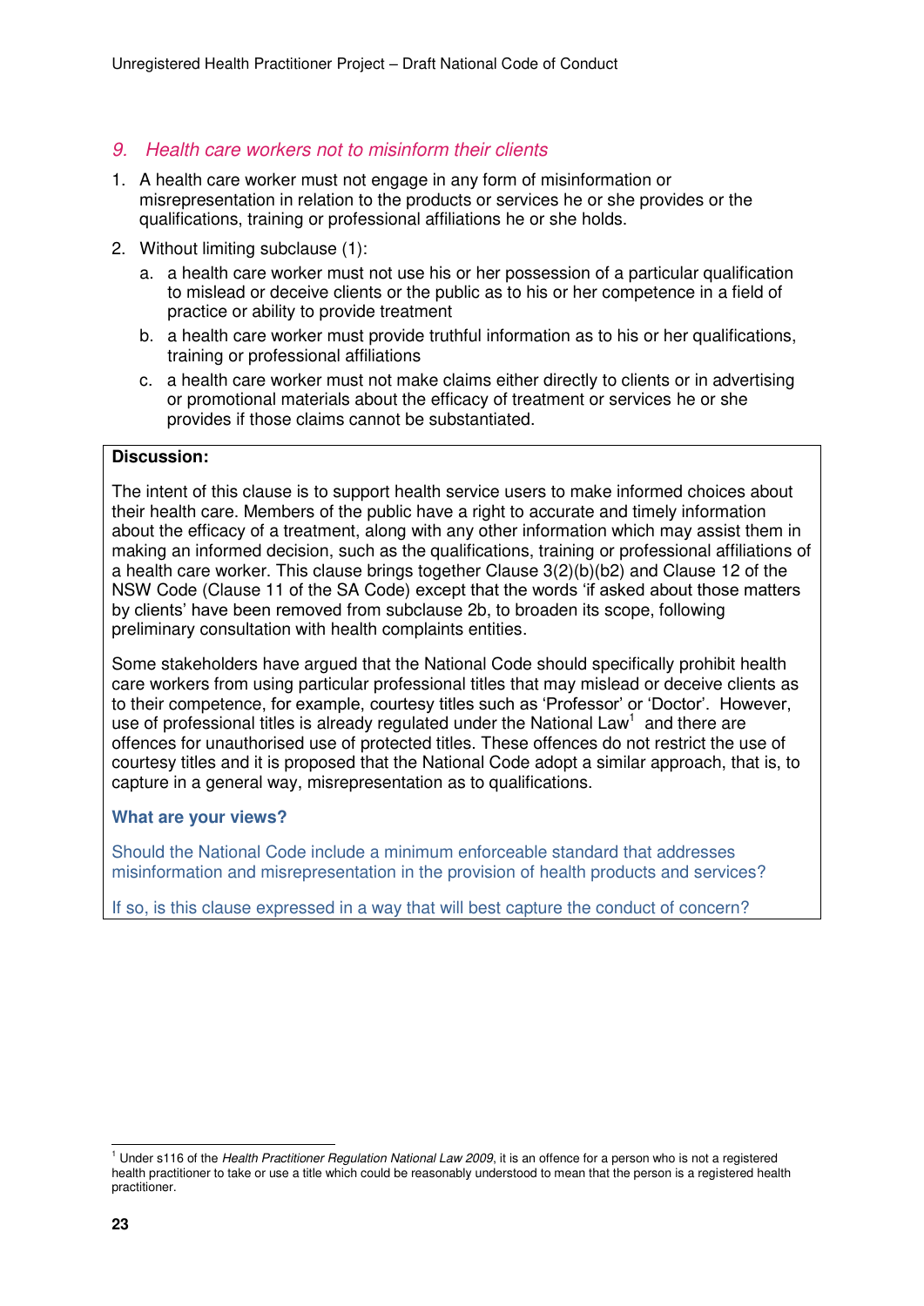## *9. Health care workers not to misinform their clients*

1. A health care worker must not engage in any form of misinformation or misrepresentation in relation to the products or services he or she provides or the qualifications, training or professional affiliations he or she holds.
2. Without limiting subclause (1):
   a. a health care worker must not use his or her possession of a particular qualification to mislead or deceive clients or the public as to his or her competence in a field of practice or ability to provide treatment
   b. a health care worker must provide truthful information as to his or her qualifications, training or professional affiliations
   c. a health care worker must not make claims either directly to clients or in advertising or promotional materials about the efficacy of treatment or services he or she provides if those claims cannot be substantiated.

**Discussion:**

The intent of this clause is to support health service users to make informed choices about their health care. Members of the public have a right to accurate and timely information about the efficacy of a treatment, along with any other information which may assist them in making an informed decision, such as the qualifications, training or professional affiliations of a health care worker. This clause brings together Clause 3(2)(b)(b2) and Clause 12 of the NSW Code (Clause 11 of the SA Code) except that the words 'if asked about those matters by clients' have been removed from subclause 2b, to broaden its scope, following preliminary consultation with health complaints entities.

Some stakeholders have argued that the National Code should specifically prohibit health care workers from using particular professional titles that may mislead or deceive clients as to their competence, for example, courtesy titles such as 'Professor' or 'Doctor'. However, use of professional titles is already regulated under the National Law[1] and there are offences for unauthorised use of protected titles. These offences do not restrict the use of courtesy titles and it is proposed that the National Code adopt a similar approach, that is, to capture in a general way, misrepresentation as to qualifications.

**What are your views?**

Should the National Code include a minimum enforceable standard that addresses misinformation and misrepresentation in the provision of health products and services?

If so, is this clause expressed in a way that will best capture the conduct of concern?

[1] Under s116 of the *Health Practitioner Regulation National Law 2009*, it is an offence for a person who is not a registered health practitioner to take or use a title which could be reasonably understood to mean that the person is a registered health practitioner.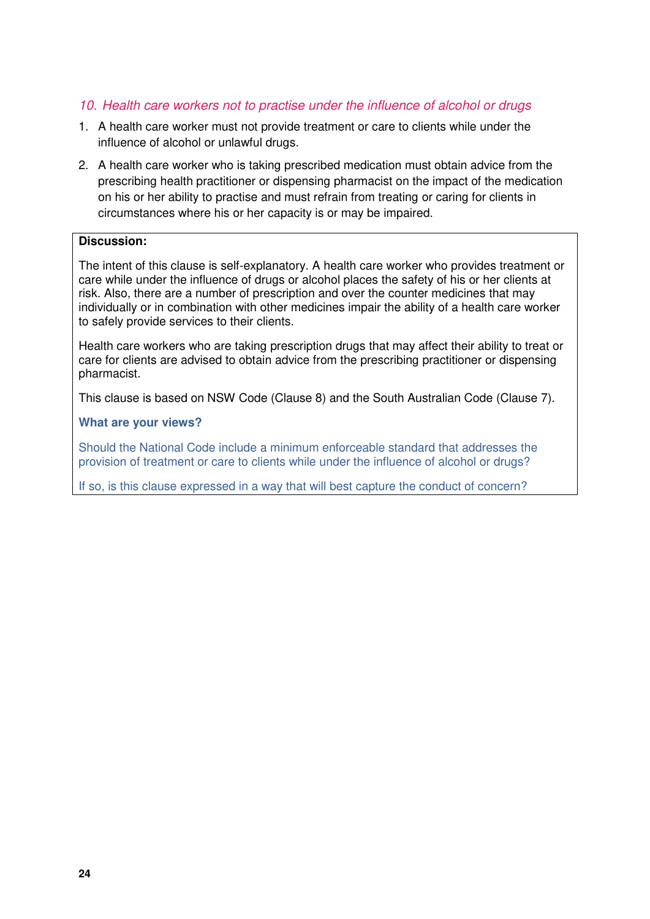### *10. Health care workers not to practise under the influence of alcohol or drugs*

1. A health care worker must not provide treatment or care to clients while under the influence of alcohol or unlawful drugs.
2. A health care worker who is taking prescribed medication must obtain advice from the prescribing health practitioner or dispensing pharmacist on the impact of the medication on his or her ability to practise and must refrain from treating or caring for clients in circumstances where his or her capacity is or may be impaired.

**Discussion:**

The intent of this clause is self-explanatory. A health care worker who provides treatment or care while under the influence of drugs or alcohol places the safety of his or her clients at risk. Also, there are a number of prescription and over the counter medicines that may individually or in combination with other medicines impair the ability of a health care worker to safely provide services to their clients.

Health care workers who are taking prescription drugs that may affect their ability to treat or care for clients are advised to obtain advice from the prescribing practitioner or dispensing pharmacist.

This clause is based on NSW Code (Clause 8) and the South Australian Code (Clause 7).

**What are your views?**

Should the National Code include a minimum enforceable standard that addresses the provision of treatment or care to clients while under the influence of alcohol or drugs?

If so, is this clause expressed in a way that will best capture the conduct of concern?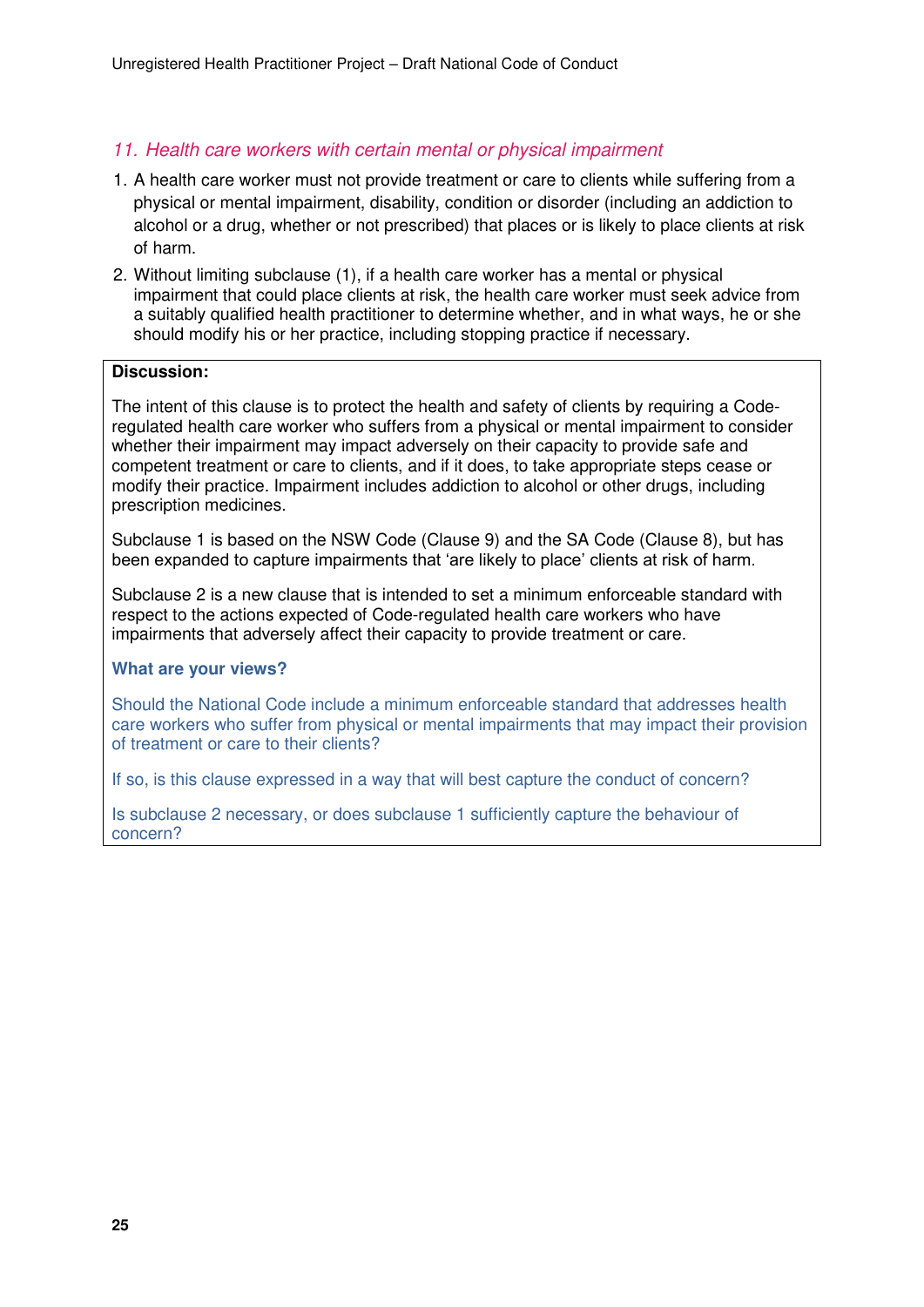## *11. Health care workers with certain mental or physical impairment*

1. A health care worker must not provide treatment or care to clients while suffering from a physical or mental impairment, disability, condition or disorder (including an addiction to alcohol or a drug, whether or not prescribed) that places or is likely to place clients at risk of harm.
2. Without limiting subclause (1), if a health care worker has a mental or physical impairment that could place clients at risk, the health care worker must seek advice from a suitably qualified health practitioner to determine whether, and in what ways, he or she should modify his or her practice, including stopping practice if necessary.

**Discussion:**

The intent of this clause is to protect the health and safety of clients by requiring a Code-regulated health care worker who suffers from a physical or mental impairment to consider whether their impairment may impact adversely on their capacity to provide safe and competent treatment or care to clients, and if it does, to take appropriate steps cease or modify their practice. Impairment includes addiction to alcohol or other drugs, including prescription medicines.

Subclause 1 is based on the NSW Code (Clause 9) and the SA Code (Clause 8), but has been expanded to capture impairments that 'are likely to place' clients at risk of harm.

Subclause 2 is a new clause that is intended to set a minimum enforceable standard with respect to the actions expected of Code-regulated health care workers who have impairments that adversely affect their capacity to provide treatment or care.

**What are your views?**

Should the National Code include a minimum enforceable standard that addresses health care workers who suffer from physical or mental impairments that may impact their provision of treatment or care to their clients?

If so, is this clause expressed in a way that will best capture the conduct of concern?

Is subclause 2 necessary, or does subclause 1 sufficiently capture the behaviour of concern?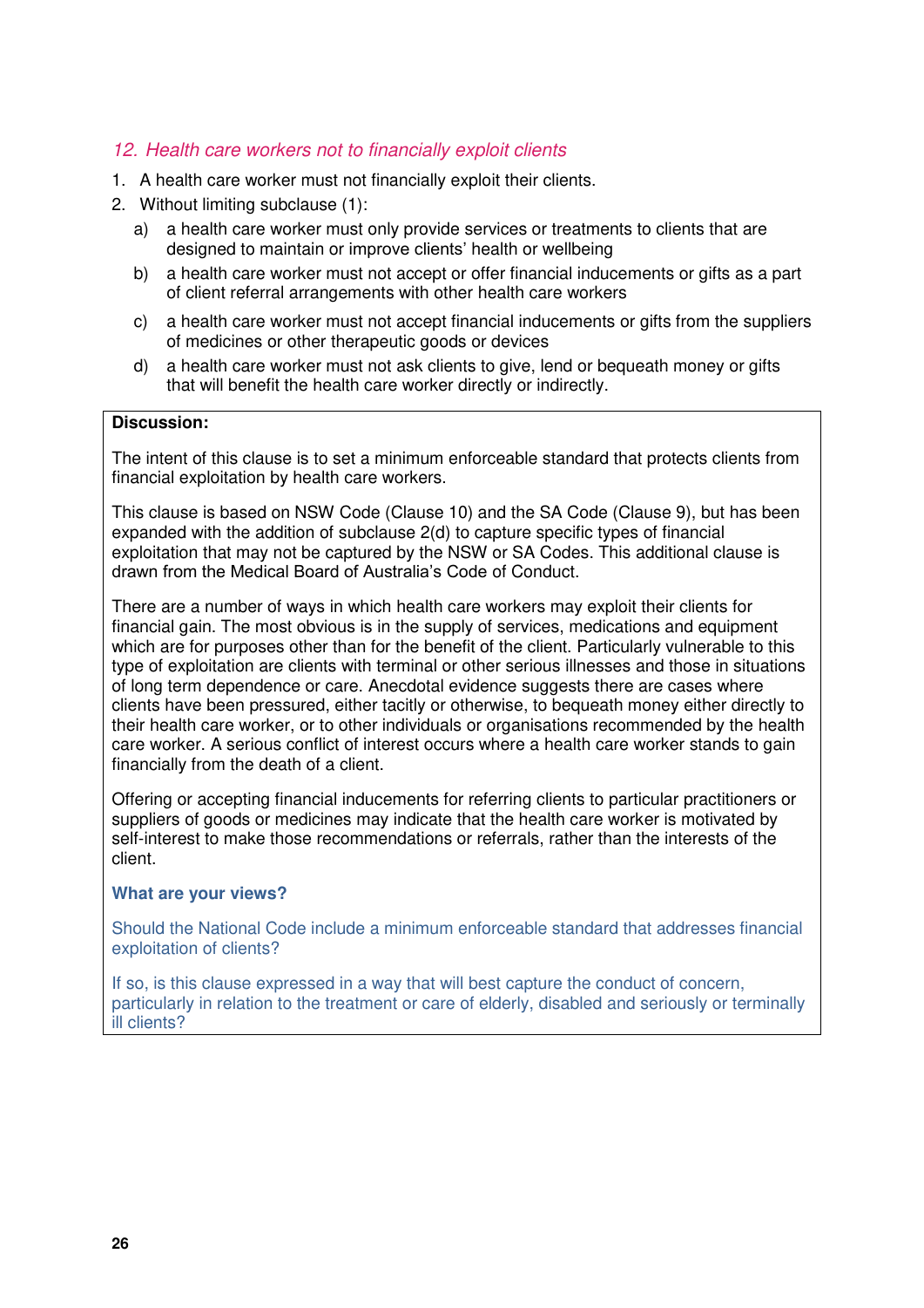## *12. Health care workers not to financially exploit clients*

1. A health care worker must not financially exploit their clients.
2. Without limiting subclause (1):
   a) a health care worker must only provide services or treatments to clients that are designed to maintain or improve clients' health or wellbeing
   b) a health care worker must not accept or offer financial inducements or gifts as a part of client referral arrangements with other health care workers
   c) a health care worker must not accept financial inducements or gifts from the suppliers of medicines or other therapeutic goods or devices
   d) a health care worker must not ask clients to give, lend or bequeath money or gifts that will benefit the health care worker directly or indirectly.

**Discussion:**

The intent of this clause is to set a minimum enforceable standard that protects clients from financial exploitation by health care workers.

This clause is based on NSW Code (Clause 10) and the SA Code (Clause 9), but has been expanded with the addition of subclause 2(d) to capture specific types of financial exploitation that may not be captured by the NSW or SA Codes. This additional clause is drawn from the Medical Board of Australia's Code of Conduct.

There are a number of ways in which health care workers may exploit their clients for financial gain. The most obvious is in the supply of services, medications and equipment which are for purposes other than for the benefit of the client. Particularly vulnerable to this type of exploitation are clients with terminal or other serious illnesses and those in situations of long term dependence or care. Anecdotal evidence suggests there are cases where clients have been pressured, either tacitly or otherwise, to bequeath money either directly to their health care worker, or to other individuals or organisations recommended by the health care worker. A serious conflict of interest occurs where a health care worker stands to gain financially from the death of a client.

Offering or accepting financial inducements for referring clients to particular practitioners or suppliers of goods or medicines may indicate that the health care worker is motivated by self-interest to make those recommendations or referrals, rather than the interests of the client.

**What are your views?**

Should the National Code include a minimum enforceable standard that addresses financial exploitation of clients?

If so, is this clause expressed in a way that will best capture the conduct of concern, particularly in relation to the treatment or care of elderly, disabled and seriously or terminally ill clients?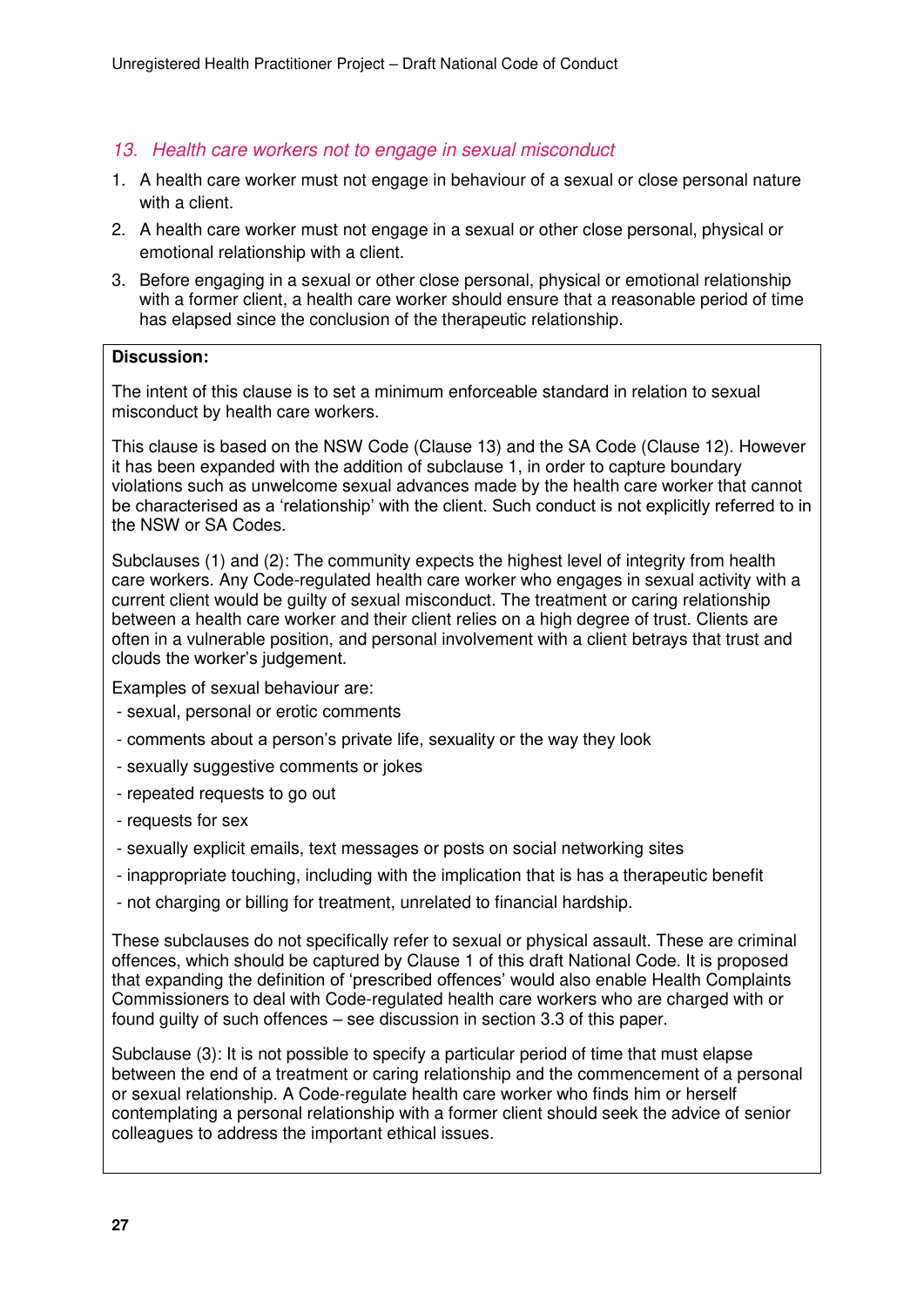### *13. Health care workers not to engage in sexual misconduct*

1. A health care worker must not engage in behaviour of a sexual or close personal nature with a client.
2. A health care worker must not engage in a sexual or other close personal, physical or emotional relationship with a client.
3. Before engaging in a sexual or other close personal, physical or emotional relationship with a former client, a health care worker should ensure that a reasonable period of time has elapsed since the conclusion of the therapeutic relationship.

**Discussion:**

The intent of this clause is to set a minimum enforceable standard in relation to sexual misconduct by health care workers.

This clause is based on the NSW Code (Clause 13) and the SA Code (Clause 12). However it has been expanded with the addition of subclause 1, in order to capture boundary violations such as unwelcome sexual advances made by the health care worker that cannot be characterised as a 'relationship' with the client. Such conduct is not explicitly referred to in the NSW or SA Codes.

Subclauses (1) and (2): The community expects the highest level of integrity from health care workers. Any Code-regulated health care worker who engages in sexual activity with a current client would be guilty of sexual misconduct. The treatment or caring relationship between a health care worker and their client relies on a high degree of trust. Clients are often in a vulnerable position, and personal involvement with a client betrays that trust and clouds the worker's judgement.

Examples of sexual behaviour are:

- sexual, personal or erotic comments
- comments about a person's private life, sexuality or the way they look
- sexually suggestive comments or jokes
- repeated requests to go out
- requests for sex
- sexually explicit emails, text messages or posts on social networking sites
- inappropriate touching, including with the implication that is has a therapeutic benefit
- not charging or billing for treatment, unrelated to financial hardship.

These subclauses do not specifically refer to sexual or physical assault. These are criminal offences, which should be captured by Clause 1 of this draft National Code. It is proposed that expanding the definition of 'prescribed offences' would also enable Health Complaints Commissioners to deal with Code-regulated health care workers who are charged with or found guilty of such offences – see discussion in section 3.3 of this paper.

Subclause (3): It is not possible to specify a particular period of time that must elapse between the end of a treatment or caring relationship and the commencement of a personal or sexual relationship. A Code-regulate health care worker who finds him or herself contemplating a personal relationship with a former client should seek the advice of senior colleagues to address the important ethical issues.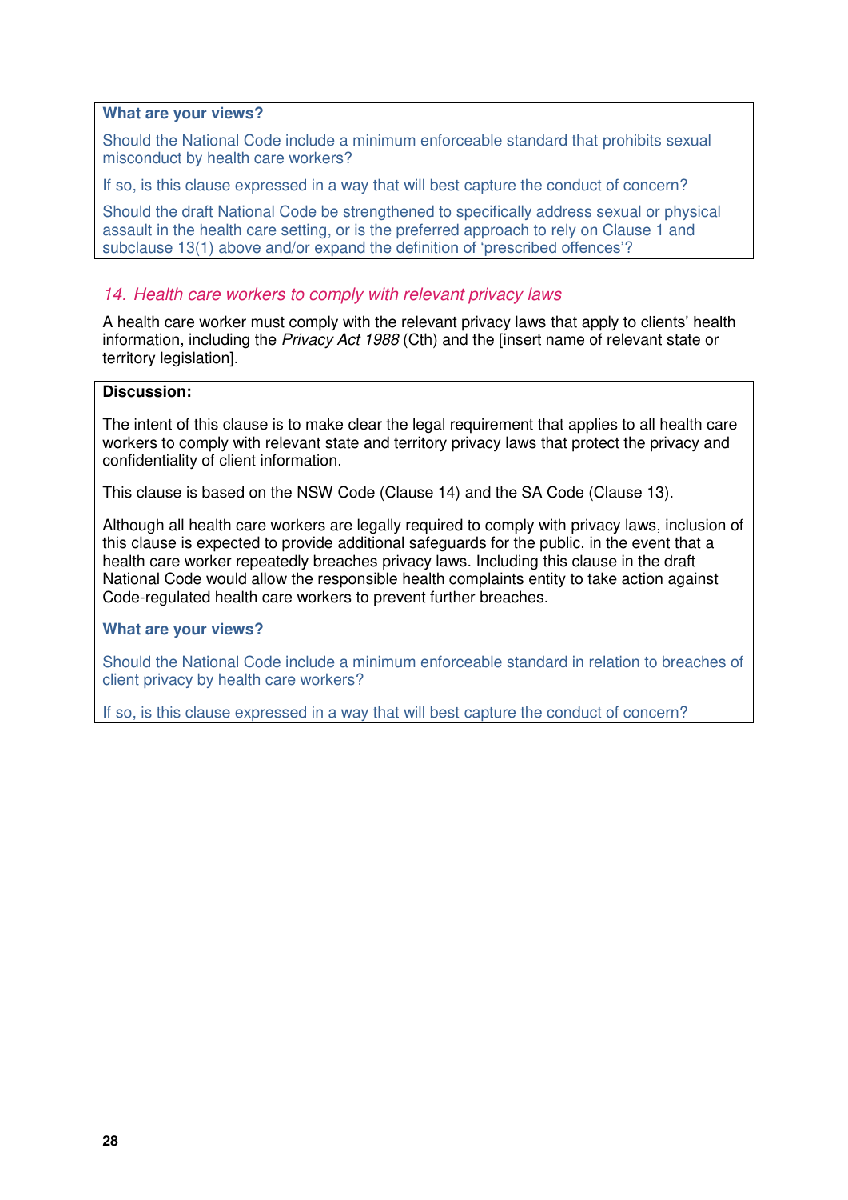**What are your views?**

Should the National Code include a minimum enforceable standard that prohibits sexual misconduct by health care workers?

If so, is this clause expressed in a way that will best capture the conduct of concern?

Should the draft National Code be strengthened to specifically address sexual or physical assault in the health care setting, or is the preferred approach to rely on Clause 1 and subclause 13(1) above and/or expand the definition of 'prescribed offences'?

### *14. Health care workers to comply with relevant privacy laws*

A health care worker must comply with the relevant privacy laws that apply to clients' health information, including the *Privacy Act 1988* (Cth) and the [insert name of relevant state or territory legislation].

**Discussion:**

The intent of this clause is to make clear the legal requirement that applies to all health care workers to comply with relevant state and territory privacy laws that protect the privacy and confidentiality of client information.

This clause is based on the NSW Code (Clause 14) and the SA Code (Clause 13).

Although all health care workers are legally required to comply with privacy laws, inclusion of this clause is expected to provide additional safeguards for the public, in the event that a health care worker repeatedly breaches privacy laws. Including this clause in the draft National Code would allow the responsible health complaints entity to take action against Code-regulated health care workers to prevent further breaches.

**What are your views?**

Should the National Code include a minimum enforceable standard in relation to breaches of client privacy by health care workers?

If so, is this clause expressed in a way that will best capture the conduct of concern?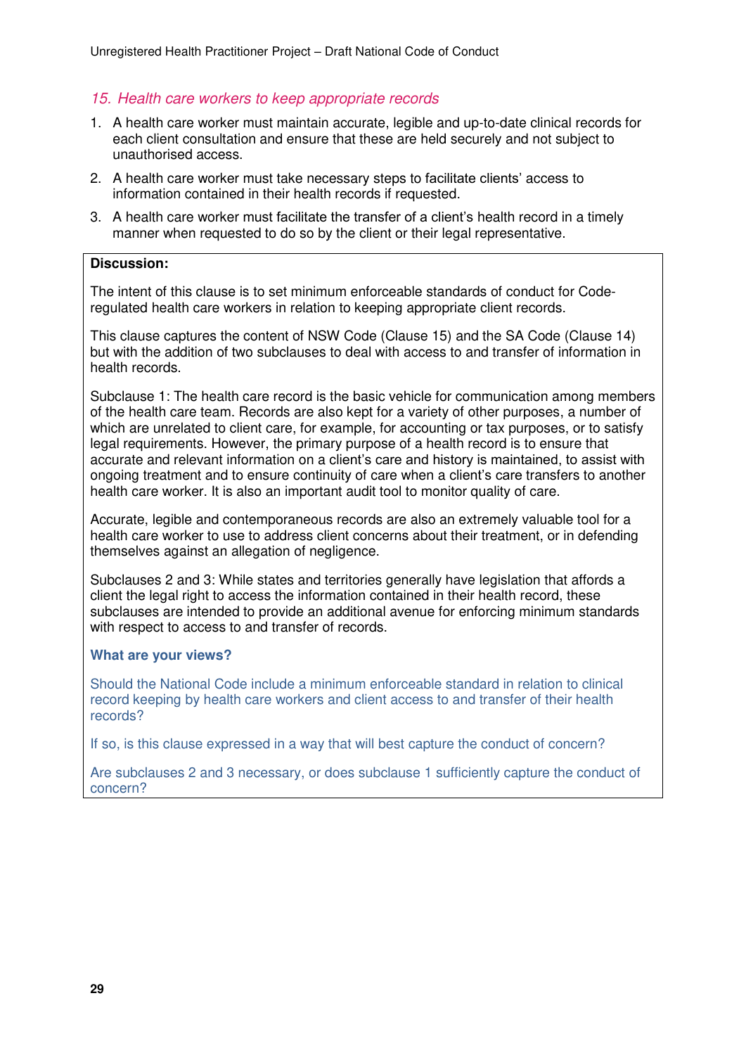## *15. Health care workers to keep appropriate records*

1. A health care worker must maintain accurate, legible and up-to-date clinical records for each client consultation and ensure that these are held securely and not subject to unauthorised access.
2. A health care worker must take necessary steps to facilitate clients' access to information contained in their health records if requested.
3. A health care worker must facilitate the transfer of a client's health record in a timely manner when requested to do so by the client or their legal representative.

**Discussion:**

The intent of this clause is to set minimum enforceable standards of conduct for Code-regulated health care workers in relation to keeping appropriate client records.

This clause captures the content of NSW Code (Clause 15) and the SA Code (Clause 14) but with the addition of two subclauses to deal with access to and transfer of information in health records.

Subclause 1: The health care record is the basic vehicle for communication among members of the health care team. Records are also kept for a variety of other purposes, a number of which are unrelated to client care, for example, for accounting or tax purposes, or to satisfy legal requirements. However, the primary purpose of a health record is to ensure that accurate and relevant information on a client's care and history is maintained, to assist with ongoing treatment and to ensure continuity of care when a client's care transfers to another health care worker. It is also an important audit tool to monitor quality of care.

Accurate, legible and contemporaneous records are also an extremely valuable tool for a health care worker to use to address client concerns about their treatment, or in defending themselves against an allegation of negligence.

Subclauses 2 and 3: While states and territories generally have legislation that affords a client the legal right to access the information contained in their health record, these subclauses are intended to provide an additional avenue for enforcing minimum standards with respect to access to and transfer of records.

**What are your views?**

Should the National Code include a minimum enforceable standard in relation to clinical record keeping by health care workers and client access to and transfer of their health records?

If so, is this clause expressed in a way that will best capture the conduct of concern?

Are subclauses 2 and 3 necessary, or does subclause 1 sufficiently capture the conduct of concern?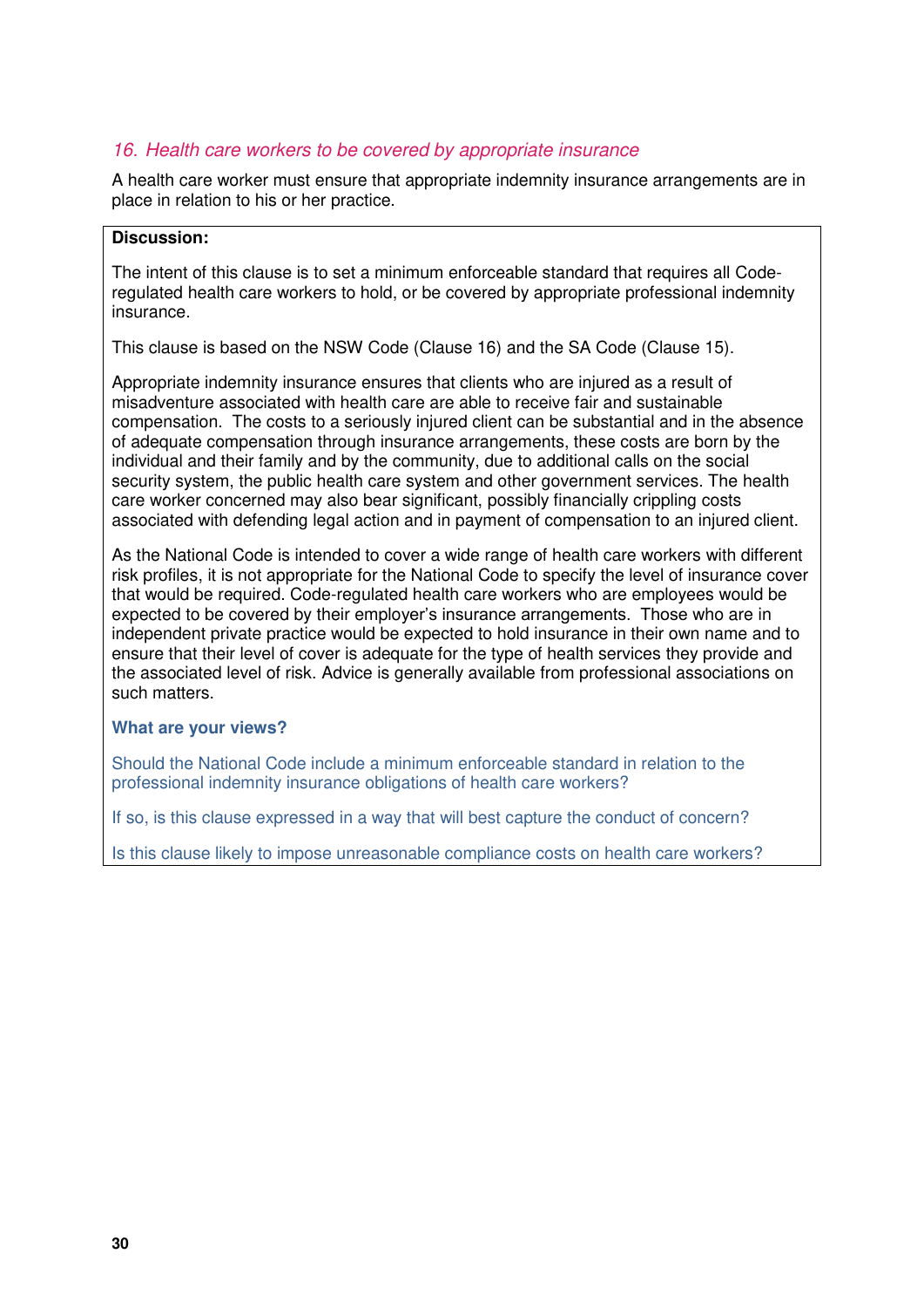### *16. Health care workers to be covered by appropriate insurance*

A health care worker must ensure that appropriate indemnity insurance arrangements are in place in relation to his or her practice.

**Discussion:**

The intent of this clause is to set a minimum enforceable standard that requires all Code-regulated health care workers to hold, or be covered by appropriate professional indemnity insurance.

This clause is based on the NSW Code (Clause 16) and the SA Code (Clause 15).

Appropriate indemnity insurance ensures that clients who are injured as a result of misadventure associated with health care are able to receive fair and sustainable compensation. The costs to a seriously injured client can be substantial and in the absence of adequate compensation through insurance arrangements, these costs are born by the individual and their family and by the community, due to additional calls on the social security system, the public health care system and other government services. The health care worker concerned may also bear significant, possibly financially crippling costs associated with defending legal action and in payment of compensation to an injured client.

As the National Code is intended to cover a wide range of health care workers with different risk profiles, it is not appropriate for the National Code to specify the level of insurance cover that would be required. Code-regulated health care workers who are employees would be expected to be covered by their employer's insurance arrangements. Those who are in independent private practice would be expected to hold insurance in their own name and to ensure that their level of cover is adequate for the type of health services they provide and the associated level of risk. Advice is generally available from professional associations on such matters.

**What are your views?**

Should the National Code include a minimum enforceable standard in relation to the professional indemnity insurance obligations of health care workers?

If so, is this clause expressed in a way that will best capture the conduct of concern?

Is this clause likely to impose unreasonable compliance costs on health care workers?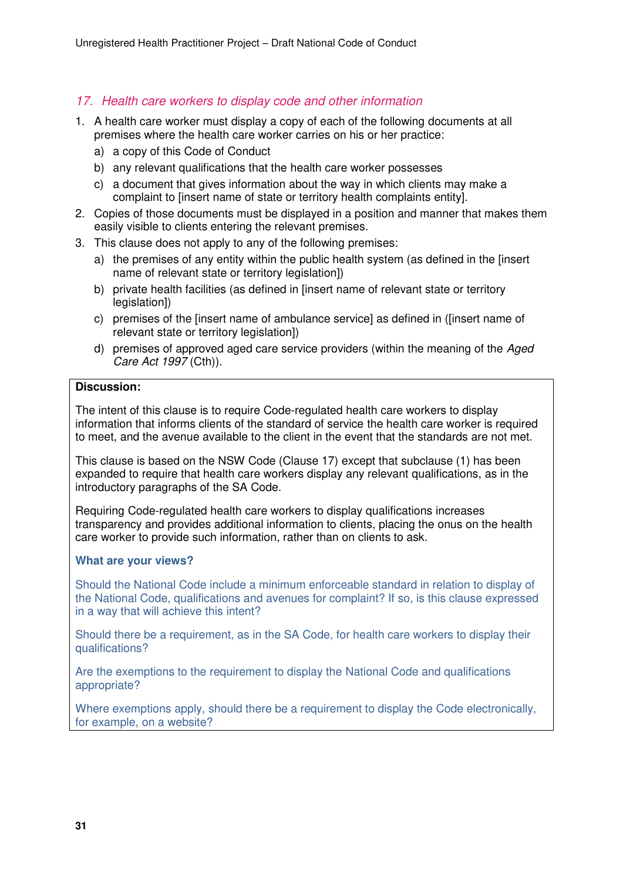## *17. Health care workers to display code and other information*

1. A health care worker must display a copy of each of the following documents at all premises where the health care worker carries on his or her practice:
   a) a copy of this Code of Conduct
   b) any relevant qualifications that the health care worker possesses
   c) a document that gives information about the way in which clients may make a complaint to [insert name of state or territory health complaints entity].
2. Copies of those documents must be displayed in a position and manner that makes them easily visible to clients entering the relevant premises.
3. This clause does not apply to any of the following premises:
   a) the premises of any entity within the public health system (as defined in the [insert name of relevant state or territory legislation])
   b) private health facilities (as defined in [insert name of relevant state or territory legislation])
   c) premises of the [insert name of ambulance service] as defined in ([insert name of relevant state or territory legislation])
   d) premises of approved aged care service providers (within the meaning of the *Aged Care Act 1997* (Cth)).

**Discussion:**

The intent of this clause is to require Code-regulated health care workers to display information that informs clients of the standard of service the health care worker is required to meet, and the avenue available to the client in the event that the standards are not met.

This clause is based on the NSW Code (Clause 17) except that subclause (1) has been expanded to require that health care workers display any relevant qualifications, as in the introductory paragraphs of the SA Code.

Requiring Code-regulated health care workers to display qualifications increases transparency and provides additional information to clients, placing the onus on the health care worker to provide such information, rather than on clients to ask.

**What are your views?**

Should the National Code include a minimum enforceable standard in relation to display of the National Code, qualifications and avenues for complaint? If so, is this clause expressed in a way that will achieve this intent?

Should there be a requirement, as in the SA Code, for health care workers to display their qualifications?

Are the exemptions to the requirement to display the National Code and qualifications appropriate?

Where exemptions apply, should there be a requirement to display the Code electronically, for example, on a website?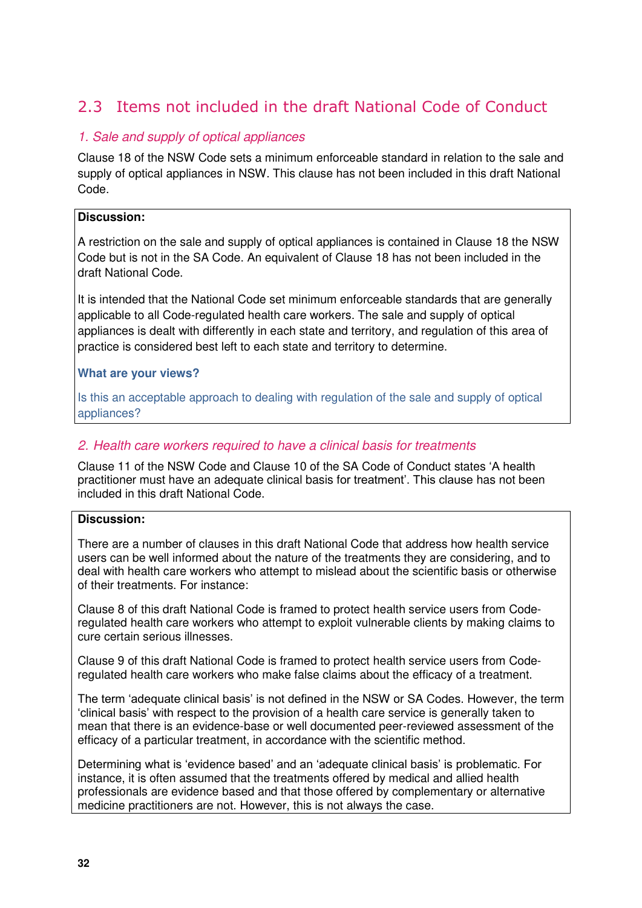## 2.3 Items not included in the draft National Code of Conduct

### *1. Sale and supply of optical appliances*

Clause 18 of the NSW Code sets a minimum enforceable standard in relation to the sale and supply of optical appliances in NSW. This clause has not been included in this draft National Code.

**Discussion:**

A restriction on the sale and supply of optical appliances is contained in Clause 18 the NSW Code but is not in the SA Code. An equivalent of Clause 18 has not been included in the draft National Code.

It is intended that the National Code set minimum enforceable standards that are generally applicable to all Code-regulated health care workers. The sale and supply of optical appliances is dealt with differently in each state and territory, and regulation of this area of practice is considered best left to each state and territory to determine.

**What are your views?**

Is this an acceptable approach to dealing with regulation of the sale and supply of optical appliances?

### *2. Health care workers required to have a clinical basis for treatments*

Clause 11 of the NSW Code and Clause 10 of the SA Code of Conduct states 'A health practitioner must have an adequate clinical basis for treatment'. This clause has not been included in this draft National Code.

**Discussion:**

There are a number of clauses in this draft National Code that address how health service users can be well informed about the nature of the treatments they are considering, and to deal with health care workers who attempt to mislead about the scientific basis or otherwise of their treatments. For instance:

Clause 8 of this draft National Code is framed to protect health service users from Code-regulated health care workers who attempt to exploit vulnerable clients by making claims to cure certain serious illnesses.

Clause 9 of this draft National Code is framed to protect health service users from Code-regulated health care workers who make false claims about the efficacy of a treatment.

The term 'adequate clinical basis' is not defined in the NSW or SA Codes. However, the term 'clinical basis' with respect to the provision of a health care service is generally taken to mean that there is an evidence-base or well documented peer-reviewed assessment of the efficacy of a particular treatment, in accordance with the scientific method.

Determining what is 'evidence based' and an 'adequate clinical basis' is problematic. For instance, it is often assumed that the treatments offered by medical and allied health professionals are evidence based and that those offered by complementary or alternative medicine practitioners are not. However, this is not always the case.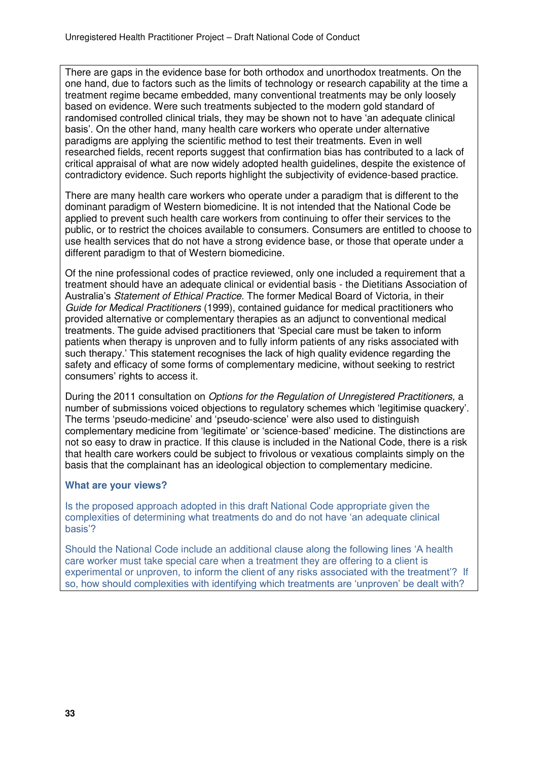There are gaps in the evidence base for both orthodox and unorthodox treatments. On the one hand, due to factors such as the limits of technology or research capability at the time a treatment regime became embedded, many conventional treatments may be only loosely based on evidence. Were such treatments subjected to the modern gold standard of randomised controlled clinical trials, they may be shown not to have 'an adequate clinical basis'. On the other hand, many health care workers who operate under alternative paradigms are applying the scientific method to test their treatments. Even in well researched fields, recent reports suggest that confirmation bias has contributed to a lack of critical appraisal of what are now widely adopted health guidelines, despite the existence of contradictory evidence. Such reports highlight the subjectivity of evidence-based practice.

There are many health care workers who operate under a paradigm that is different to the dominant paradigm of Western biomedicine. It is not intended that the National Code be applied to prevent such health care workers from continuing to offer their services to the public, or to restrict the choices available to consumers. Consumers are entitled to choose to use health services that do not have a strong evidence base, or those that operate under a different paradigm to that of Western biomedicine.

Of the nine professional codes of practice reviewed, only one included a requirement that a treatment should have an adequate clinical or evidential basis - the Dietitians Association of Australia's *Statement of Ethical Practice*. The former Medical Board of Victoria, in their *Guide for Medical Practitioners* (1999), contained guidance for medical practitioners who provided alternative or complementary therapies as an adjunct to conventional medical treatments. The guide advised practitioners that 'Special care must be taken to inform patients when therapy is unproven and to fully inform patients of any risks associated with such therapy.' This statement recognises the lack of high quality evidence regarding the safety and efficacy of some forms of complementary medicine, without seeking to restrict consumers' rights to access it.

During the 2011 consultation on *Options for the Regulation of Unregistered Practitioners,* a number of submissions voiced objections to regulatory schemes which 'legitimise quackery'. The terms 'pseudo-medicine' and 'pseudo-science' were also used to distinguish complementary medicine from 'legitimate' or 'science-based' medicine. The distinctions are not so easy to draw in practice. If this clause is included in the National Code, there is a risk that health care workers could be subject to frivolous or vexatious complaints simply on the basis that the complainant has an ideological objection to complementary medicine.

**What are your views?**

Is the proposed approach adopted in this draft National Code appropriate given the complexities of determining what treatments do and do not have 'an adequate clinical basis'?

Should the National Code include an additional clause along the following lines 'A health care worker must take special care when a treatment they are offering to a client is experimental or unproven, to inform the client of any risks associated with the treatment'? If so, how should complexities with identifying which treatments are 'unproven' be dealt with?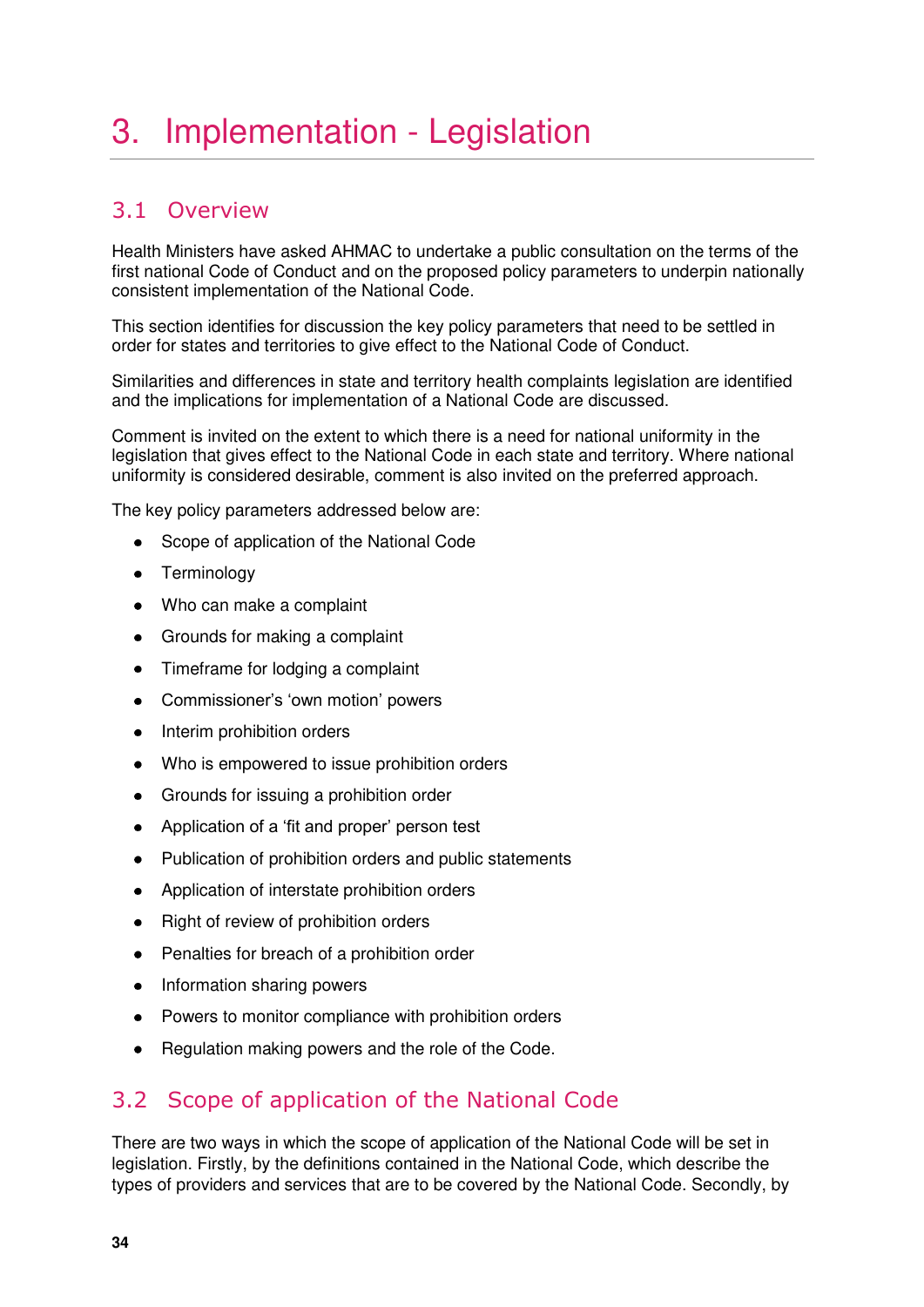# 3. Implementation - Legislation

## 3.1 Overview

Health Ministers have asked AHMAC to undertake a public consultation on the terms of the first national Code of Conduct and on the proposed policy parameters to underpin nationally consistent implementation of the National Code.

This section identifies for discussion the key policy parameters that need to be settled in order for states and territories to give effect to the National Code of Conduct.

Similarities and differences in state and territory health complaints legislation are identified and the implications for implementation of a National Code are discussed.

Comment is invited on the extent to which there is a need for national uniformity in the legislation that gives effect to the National Code in each state and territory. Where national uniformity is considered desirable, comment is also invited on the preferred approach.

The key policy parameters addressed below are:

- Scope of application of the National Code
- Terminology
- Who can make a complaint
- Grounds for making a complaint
- Timeframe for lodging a complaint
- Commissioner's 'own motion' powers
- Interim prohibition orders
- Who is empowered to issue prohibition orders
- Grounds for issuing a prohibition order
- Application of a 'fit and proper' person test
- Publication of prohibition orders and public statements
- Application of interstate prohibition orders
- Right of review of prohibition orders
- Penalties for breach of a prohibition order
- Information sharing powers
- Powers to monitor compliance with prohibition orders
- Regulation making powers and the role of the Code.

## 3.2 Scope of application of the National Code

There are two ways in which the scope of application of the National Code will be set in legislation. Firstly, by the definitions contained in the National Code, which describe the types of providers and services that are to be covered by the National Code. Secondly, by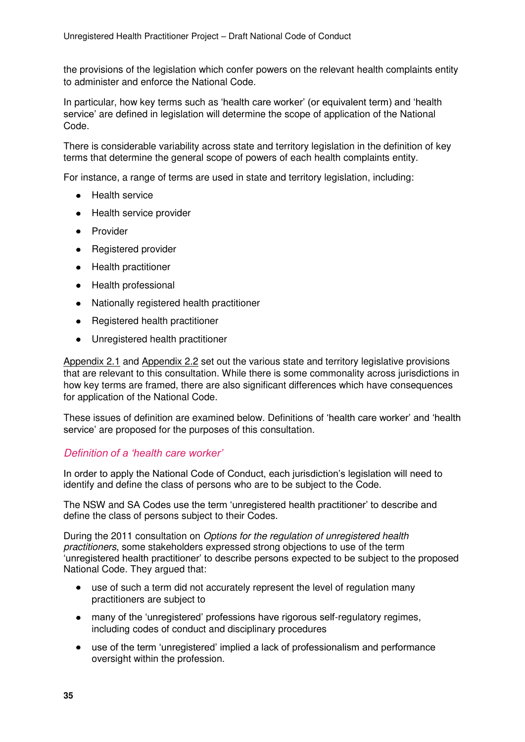the provisions of the legislation which confer powers on the relevant health complaints entity to administer and enforce the National Code.

In particular, how key terms such as 'health care worker' (or equivalent term) and 'health service' are defined in legislation will determine the scope of application of the National Code.

There is considerable variability across state and territory legislation in the definition of key terms that determine the general scope of powers of each health complaints entity.

For instance, a range of terms are used in state and territory legislation, including:

- Health service
- Health service provider
- Provider
- Registered provider
- Health practitioner
- Health professional
- Nationally registered health practitioner
- Registered health practitioner
- Unregistered health practitioner

Appendix 2.1 and Appendix 2.2 set out the various state and territory legislative provisions that are relevant to this consultation. While there is some commonality across jurisdictions in how key terms are framed, there are also significant differences which have consequences for application of the National Code.

These issues of definition are examined below. Definitions of 'health care worker' and 'health service' are proposed for the purposes of this consultation.

### *Definition of a 'health care worker'*

In order to apply the National Code of Conduct, each jurisdiction's legislation will need to identify and define the class of persons who are to be subject to the Code.

The NSW and SA Codes use the term 'unregistered health practitioner' to describe and define the class of persons subject to their Codes.

During the 2011 consultation on *Options for the regulation of unregistered health practitioners*, some stakeholders expressed strong objections to use of the term 'unregistered health practitioner' to describe persons expected to be subject to the proposed National Code. They argued that:

- use of such a term did not accurately represent the level of regulation many practitioners are subject to
- many of the 'unregistered' professions have rigorous self-regulatory regimes, including codes of conduct and disciplinary procedures
- use of the term 'unregistered' implied a lack of professionalism and performance oversight within the profession.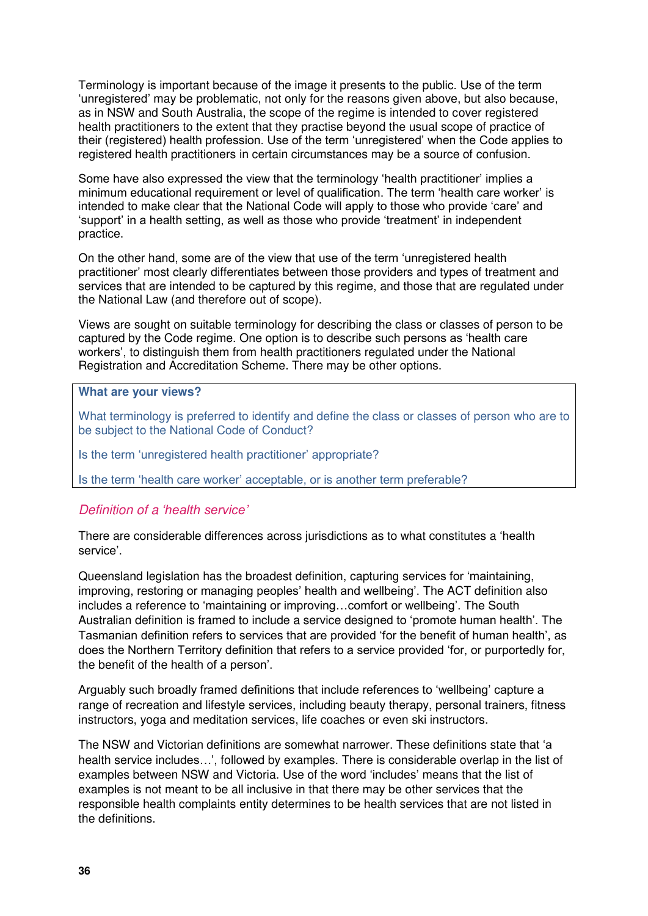Terminology is important because of the image it presents to the public. Use of the term 'unregistered' may be problematic, not only for the reasons given above, but also because, as in NSW and South Australia, the scope of the regime is intended to cover registered health practitioners to the extent that they practise beyond the usual scope of practice of their (registered) health profession. Use of the term 'unregistered' when the Code applies to registered health practitioners in certain circumstances may be a source of confusion.

Some have also expressed the view that the terminology 'health practitioner' implies a minimum educational requirement or level of qualification. The term 'health care worker' is intended to make clear that the National Code will apply to those who provide 'care' and 'support' in a health setting, as well as those who provide 'treatment' in independent practice.

On the other hand, some are of the view that use of the term 'unregistered health practitioner' most clearly differentiates between those providers and types of treatment and services that are intended to be captured by this regime, and those that are regulated under the National Law (and therefore out of scope).

Views are sought on suitable terminology for describing the class or classes of person to be captured by the Code regime. One option is to describe such persons as 'health care workers', to distinguish them from health practitioners regulated under the National Registration and Accreditation Scheme. There may be other options.

**What are your views?**

What terminology is preferred to identify and define the class or classes of person who are to be subject to the National Code of Conduct?

Is the term 'unregistered health practitioner' appropriate?

Is the term 'health care worker' acceptable, or is another term preferable?

### *Definition of a 'health service'*

There are considerable differences across jurisdictions as to what constitutes a 'health service'.

Queensland legislation has the broadest definition, capturing services for 'maintaining, improving, restoring or managing peoples' health and wellbeing'. The ACT definition also includes a reference to 'maintaining or improving…comfort or wellbeing'. The South Australian definition is framed to include a service designed to 'promote human health'. The Tasmanian definition refers to services that are provided 'for the benefit of human health', as does the Northern Territory definition that refers to a service provided 'for, or purportedly for, the benefit of the health of a person'.

Arguably such broadly framed definitions that include references to 'wellbeing' capture a range of recreation and lifestyle services, including beauty therapy, personal trainers, fitness instructors, yoga and meditation services, life coaches or even ski instructors.

The NSW and Victorian definitions are somewhat narrower. These definitions state that 'a health service includes…', followed by examples. There is considerable overlap in the list of examples between NSW and Victoria. Use of the word 'includes' means that the list of examples is not meant to be all inclusive in that there may be other services that the responsible health complaints entity determines to be health services that are not listed in the definitions.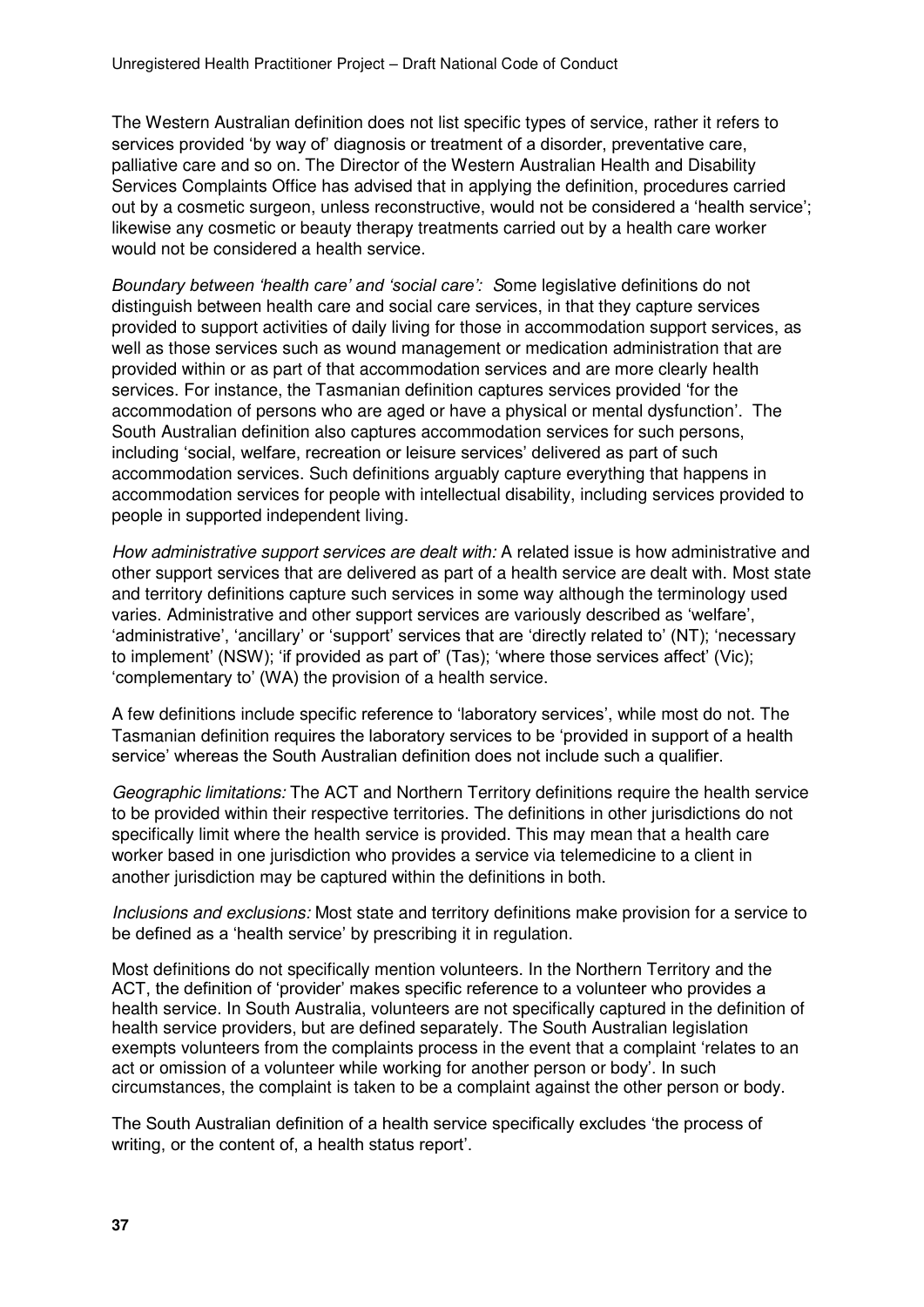The Western Australian definition does not list specific types of service, rather it refers to services provided 'by way of' diagnosis or treatment of a disorder, preventative care, palliative care and so on. The Director of the Western Australian Health and Disability Services Complaints Office has advised that in applying the definition, procedures carried out by a cosmetic surgeon, unless reconstructive, would not be considered a 'health service'; likewise any cosmetic or beauty therapy treatments carried out by a health care worker would not be considered a health service.

*Boundary between 'health care' and 'social care':* Some legislative definitions do not distinguish between health care and social care services, in that they capture services provided to support activities of daily living for those in accommodation support services, as well as those services such as wound management or medication administration that are provided within or as part of that accommodation services and are more clearly health services. For instance, the Tasmanian definition captures services provided 'for the accommodation of persons who are aged or have a physical or mental dysfunction'. The South Australian definition also captures accommodation services for such persons, including 'social, welfare, recreation or leisure services' delivered as part of such accommodation services. Such definitions arguably capture everything that happens in accommodation services for people with intellectual disability, including services provided to people in supported independent living.

*How administrative support services are dealt with:* A related issue is how administrative and other support services that are delivered as part of a health service are dealt with. Most state and territory definitions capture such services in some way although the terminology used varies. Administrative and other support services are variously described as 'welfare', 'administrative', 'ancillary' or 'support' services that are 'directly related to' (NT); 'necessary to implement' (NSW); 'if provided as part of' (Tas); 'where those services affect' (Vic); 'complementary to' (WA) the provision of a health service.

A few definitions include specific reference to 'laboratory services', while most do not. The Tasmanian definition requires the laboratory services to be 'provided in support of a health service' whereas the South Australian definition does not include such a qualifier.

*Geographic limitations:* The ACT and Northern Territory definitions require the health service to be provided within their respective territories. The definitions in other jurisdictions do not specifically limit where the health service is provided. This may mean that a health care worker based in one jurisdiction who provides a service via telemedicine to a client in another jurisdiction may be captured within the definitions in both.

*Inclusions and exclusions:* Most state and territory definitions make provision for a service to be defined as a 'health service' by prescribing it in regulation.

Most definitions do not specifically mention volunteers. In the Northern Territory and the ACT, the definition of 'provider' makes specific reference to a volunteer who provides a health service. In South Australia, volunteers are not specifically captured in the definition of health service providers, but are defined separately. The South Australian legislation exempts volunteers from the complaints process in the event that a complaint 'relates to an act or omission of a volunteer while working for another person or body'. In such circumstances, the complaint is taken to be a complaint against the other person or body.

The South Australian definition of a health service specifically excludes 'the process of writing, or the content of, a health status report'.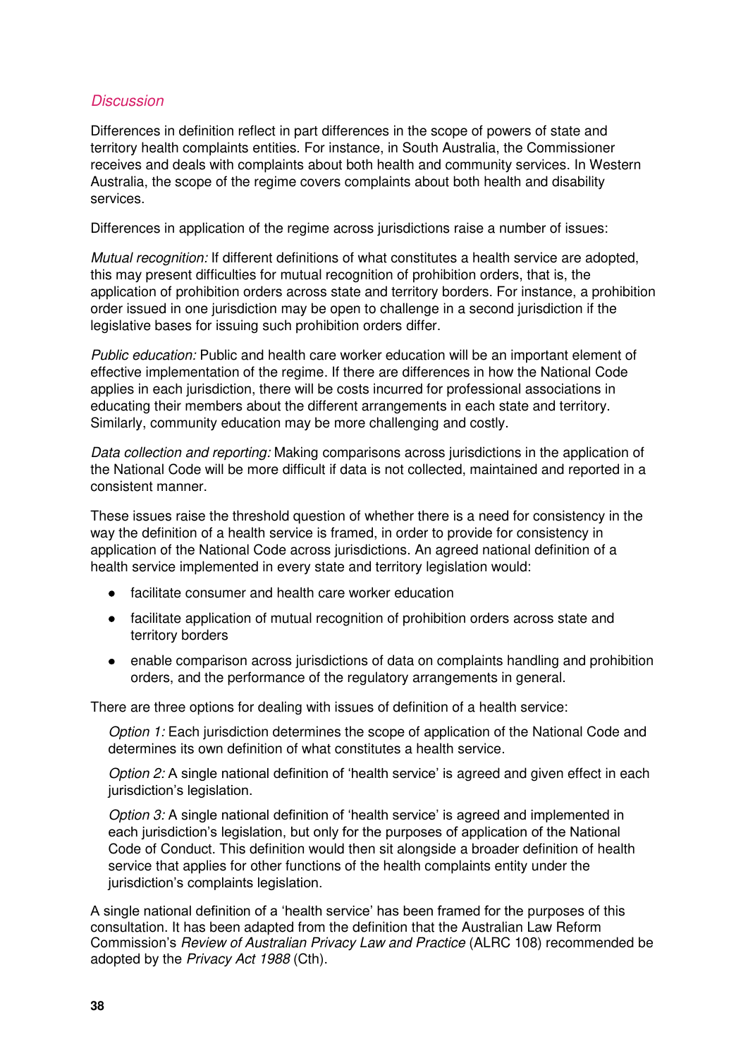### *Discussion*

Differences in definition reflect in part differences in the scope of powers of state and territory health complaints entities. For instance, in South Australia, the Commissioner receives and deals with complaints about both health and community services. In Western Australia, the scope of the regime covers complaints about both health and disability services.

Differences in application of the regime across jurisdictions raise a number of issues:

*Mutual recognition:* If different definitions of what constitutes a health service are adopted, this may present difficulties for mutual recognition of prohibition orders, that is, the application of prohibition orders across state and territory borders. For instance, a prohibition order issued in one jurisdiction may be open to challenge in a second jurisdiction if the legislative bases for issuing such prohibition orders differ.

*Public education:* Public and health care worker education will be an important element of effective implementation of the regime. If there are differences in how the National Code applies in each jurisdiction, there will be costs incurred for professional associations in educating their members about the different arrangements in each state and territory. Similarly, community education may be more challenging and costly.

*Data collection and reporting:* Making comparisons across jurisdictions in the application of the National Code will be more difficult if data is not collected, maintained and reported in a consistent manner.

These issues raise the threshold question of whether there is a need for consistency in the way the definition of a health service is framed, in order to provide for consistency in application of the National Code across jurisdictions. An agreed national definition of a health service implemented in every state and territory legislation would:

- facilitate consumer and health care worker education
- facilitate application of mutual recognition of prohibition orders across state and territory borders
- enable comparison across jurisdictions of data on complaints handling and prohibition orders, and the performance of the regulatory arrangements in general.

There are three options for dealing with issues of definition of a health service:

> *Option 1:* Each jurisdiction determines the scope of application of the National Code and determines its own definition of what constitutes a health service.
>
> *Option 2:* A single national definition of 'health service' is agreed and given effect in each jurisdiction's legislation.
>
> *Option 3:* A single national definition of 'health service' is agreed and implemented in each jurisdiction's legislation, but only for the purposes of application of the National Code of Conduct. This definition would then sit alongside a broader definition of health service that applies for other functions of the health complaints entity under the jurisdiction's complaints legislation.

A single national definition of a 'health service' has been framed for the purposes of this consultation. It has been adapted from the definition that the Australian Law Reform Commission's *Review of Australian Privacy Law and Practice* (ALRC 108) recommended be adopted by the *Privacy Act 1988* (Cth).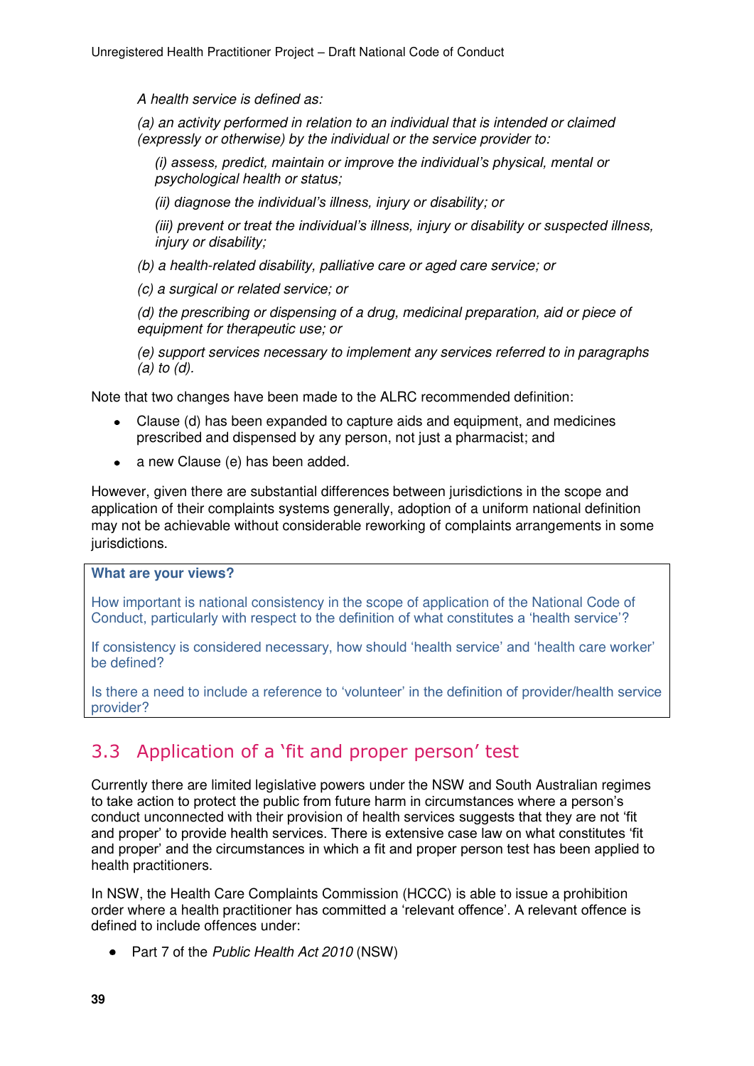*A health service is defined as:*

*(a) an activity performed in relation to an individual that is intended or claimed (expressly or otherwise) by the individual or the service provider to:*

> *(i) assess, predict, maintain or improve the individual's physical, mental or psychological health or status;*
>
> *(ii) diagnose the individual's illness, injury or disability; or*
>
> *(iii) prevent or treat the individual's illness, injury or disability or suspected illness, injury or disability;*

*(b) a health-related disability, palliative care or aged care service; or*

*(c) a surgical or related service; or*

*(d) the prescribing or dispensing of a drug, medicinal preparation, aid or piece of equipment for therapeutic use; or*

*(e) support services necessary to implement any services referred to in paragraphs (a) to (d).*

Note that two changes have been made to the ALRC recommended definition:

- Clause (d) has been expanded to capture aids and equipment, and medicines prescribed and dispensed by any person, not just a pharmacist; and
- a new Clause (e) has been added.

However, given there are substantial differences between jurisdictions in the scope and application of their complaints systems generally, adoption of a uniform national definition may not be achievable without considerable reworking of complaints arrangements in some jurisdictions.

**What are your views?**

How important is national consistency in the scope of application of the National Code of Conduct, particularly with respect to the definition of what constitutes a 'health service'?

If consistency is considered necessary, how should 'health service' and 'health care worker' be defined?

Is there a need to include a reference to 'volunteer' in the definition of provider/health service provider?

## 3.3 Application of a 'fit and proper person' test

Currently there are limited legislative powers under the NSW and South Australian regimes to take action to protect the public from future harm in circumstances where a person's conduct unconnected with their provision of health services suggests that they are not 'fit and proper' to provide health services. There is extensive case law on what constitutes 'fit and proper' and the circumstances in which a fit and proper person test has been applied to health practitioners.

In NSW, the Health Care Complaints Commission (HCCC) is able to issue a prohibition order where a health practitioner has committed a 'relevant offence'. A relevant offence is defined to include offences under:

- Part 7 of the *Public Health Act 2010* (NSW)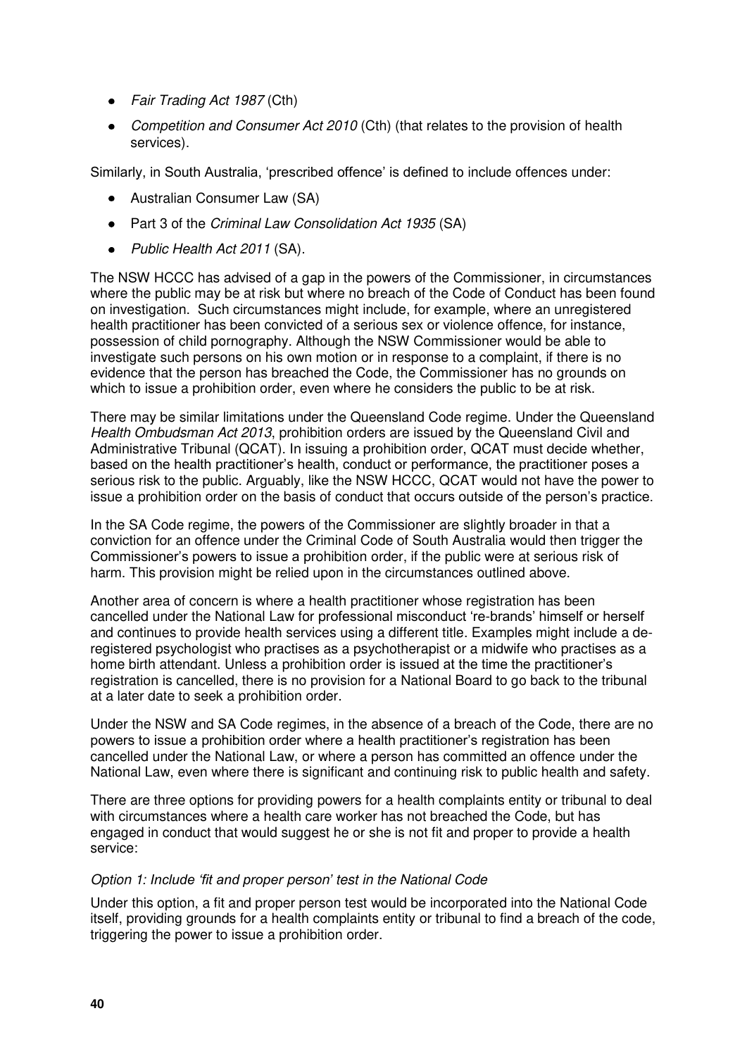- *Fair Trading Act 1987* (Cth)
- *Competition and Consumer Act 2010* (Cth) (that relates to the provision of health services).

Similarly, in South Australia, 'prescribed offence' is defined to include offences under:

- Australian Consumer Law (SA)
- Part 3 of the *Criminal Law Consolidation Act 1935* (SA)
- *Public Health Act 2011* (SA).

The NSW HCCC has advised of a gap in the powers of the Commissioner, in circumstances where the public may be at risk but where no breach of the Code of Conduct has been found on investigation. Such circumstances might include, for example, where an unregistered health practitioner has been convicted of a serious sex or violence offence, for instance, possession of child pornography. Although the NSW Commissioner would be able to investigate such persons on his own motion or in response to a complaint, if there is no evidence that the person has breached the Code, the Commissioner has no grounds on which to issue a prohibition order, even where he considers the public to be at risk.

There may be similar limitations under the Queensland Code regime. Under the Queensland *Health Ombudsman Act 2013*, prohibition orders are issued by the Queensland Civil and Administrative Tribunal (QCAT). In issuing a prohibition order, QCAT must decide whether, based on the health practitioner's health, conduct or performance, the practitioner poses a serious risk to the public. Arguably, like the NSW HCCC, QCAT would not have the power to issue a prohibition order on the basis of conduct that occurs outside of the person's practice.

In the SA Code regime, the powers of the Commissioner are slightly broader in that a conviction for an offence under the Criminal Code of South Australia would then trigger the Commissioner's powers to issue a prohibition order, if the public were at serious risk of harm. This provision might be relied upon in the circumstances outlined above.

Another area of concern is where a health practitioner whose registration has been cancelled under the National Law for professional misconduct 're-brands' himself or herself and continues to provide health services using a different title. Examples might include a de-registered psychologist who practises as a psychotherapist or a midwife who practises as a home birth attendant. Unless a prohibition order is issued at the time the practitioner's registration is cancelled, there is no provision for a National Board to go back to the tribunal at a later date to seek a prohibition order.

Under the NSW and SA Code regimes, in the absence of a breach of the Code, there are no powers to issue a prohibition order where a health practitioner's registration has been cancelled under the National Law, or where a person has committed an offence under the National Law, even where there is significant and continuing risk to public health and safety.

There are three options for providing powers for a health complaints entity or tribunal to deal with circumstances where a health care worker has not breached the Code, but has engaged in conduct that would suggest he or she is not fit and proper to provide a health service:

*Option 1: Include 'fit and proper person' test in the National Code*

Under this option, a fit and proper person test would be incorporated into the National Code itself, providing grounds for a health complaints entity or tribunal to find a breach of the code, triggering the power to issue a prohibition order.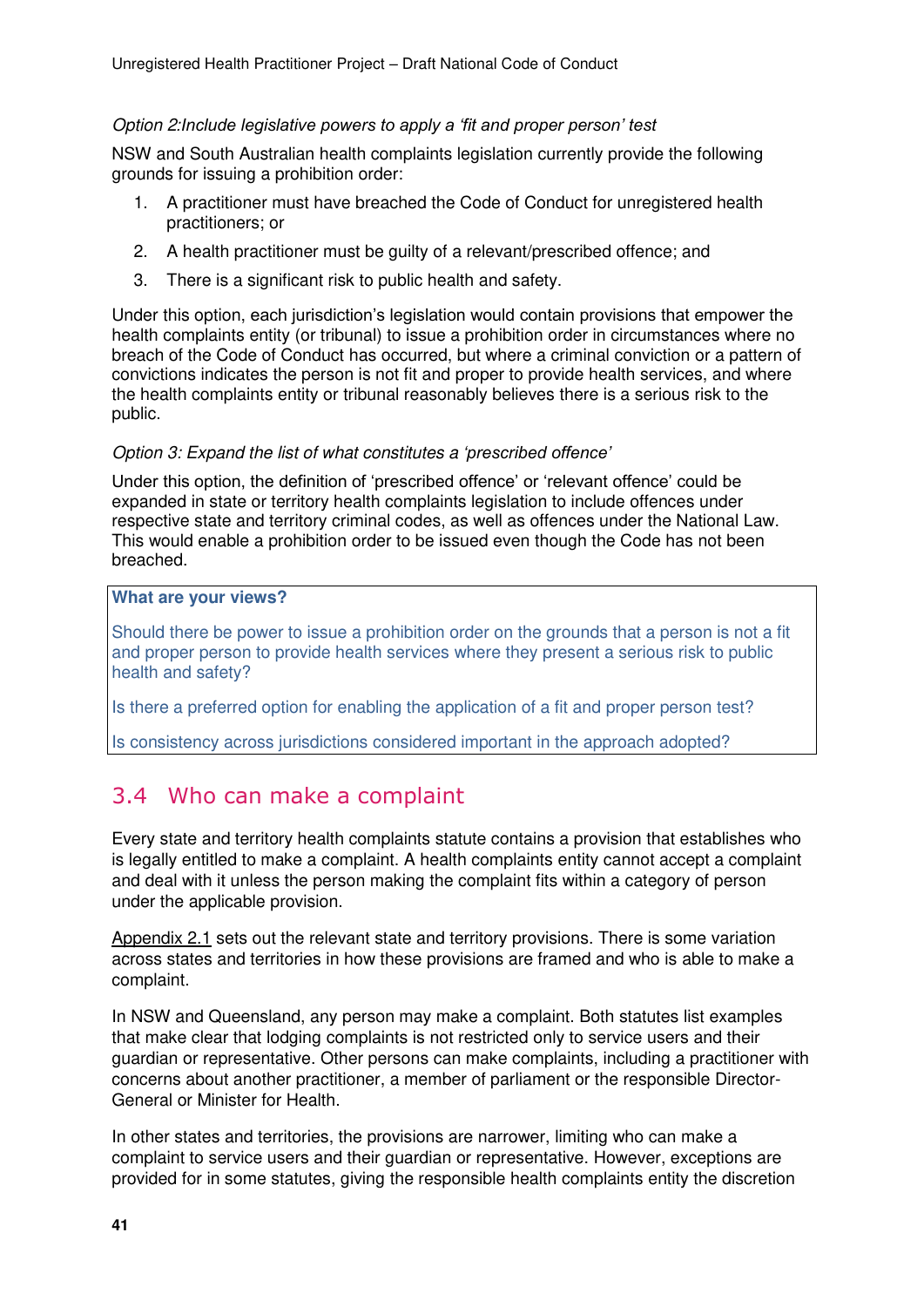*Option 2:Include legislative powers to apply a 'fit and proper person' test*

NSW and South Australian health complaints legislation currently provide the following grounds for issuing a prohibition order:

1. A practitioner must have breached the Code of Conduct for unregistered health practitioners; or
2. A health practitioner must be guilty of a relevant/prescribed offence; and
3. There is a significant risk to public health and safety.

Under this option, each jurisdiction's legislation would contain provisions that empower the health complaints entity (or tribunal) to issue a prohibition order in circumstances where no breach of the Code of Conduct has occurred, but where a criminal conviction or a pattern of convictions indicates the person is not fit and proper to provide health services, and where the health complaints entity or tribunal reasonably believes there is a serious risk to the public.

*Option 3: Expand the list of what constitutes a 'prescribed offence'*

Under this option, the definition of 'prescribed offence' or 'relevant offence' could be expanded in state or territory health complaints legislation to include offences under respective state and territory criminal codes, as well as offences under the National Law. This would enable a prohibition order to be issued even though the Code has not been breached.

**What are your views?**

Should there be power to issue a prohibition order on the grounds that a person is not a fit and proper person to provide health services where they present a serious risk to public health and safety?

Is there a preferred option for enabling the application of a fit and proper person test?

Is consistency across jurisdictions considered important in the approach adopted?

## 3.4 Who can make a complaint

Every state and territory health complaints statute contains a provision that establishes who is legally entitled to make a complaint. A health complaints entity cannot accept a complaint and deal with it unless the person making the complaint fits within a category of person under the applicable provision.

Appendix 2.1 sets out the relevant state and territory provisions. There is some variation across states and territories in how these provisions are framed and who is able to make a complaint.

In NSW and Queensland, any person may make a complaint. Both statutes list examples that make clear that lodging complaints is not restricted only to service users and their guardian or representative. Other persons can make complaints, including a practitioner with concerns about another practitioner, a member of parliament or the responsible Director-General or Minister for Health.

In other states and territories, the provisions are narrower, limiting who can make a complaint to service users and their guardian or representative. However, exceptions are provided for in some statutes, giving the responsible health complaints entity the discretion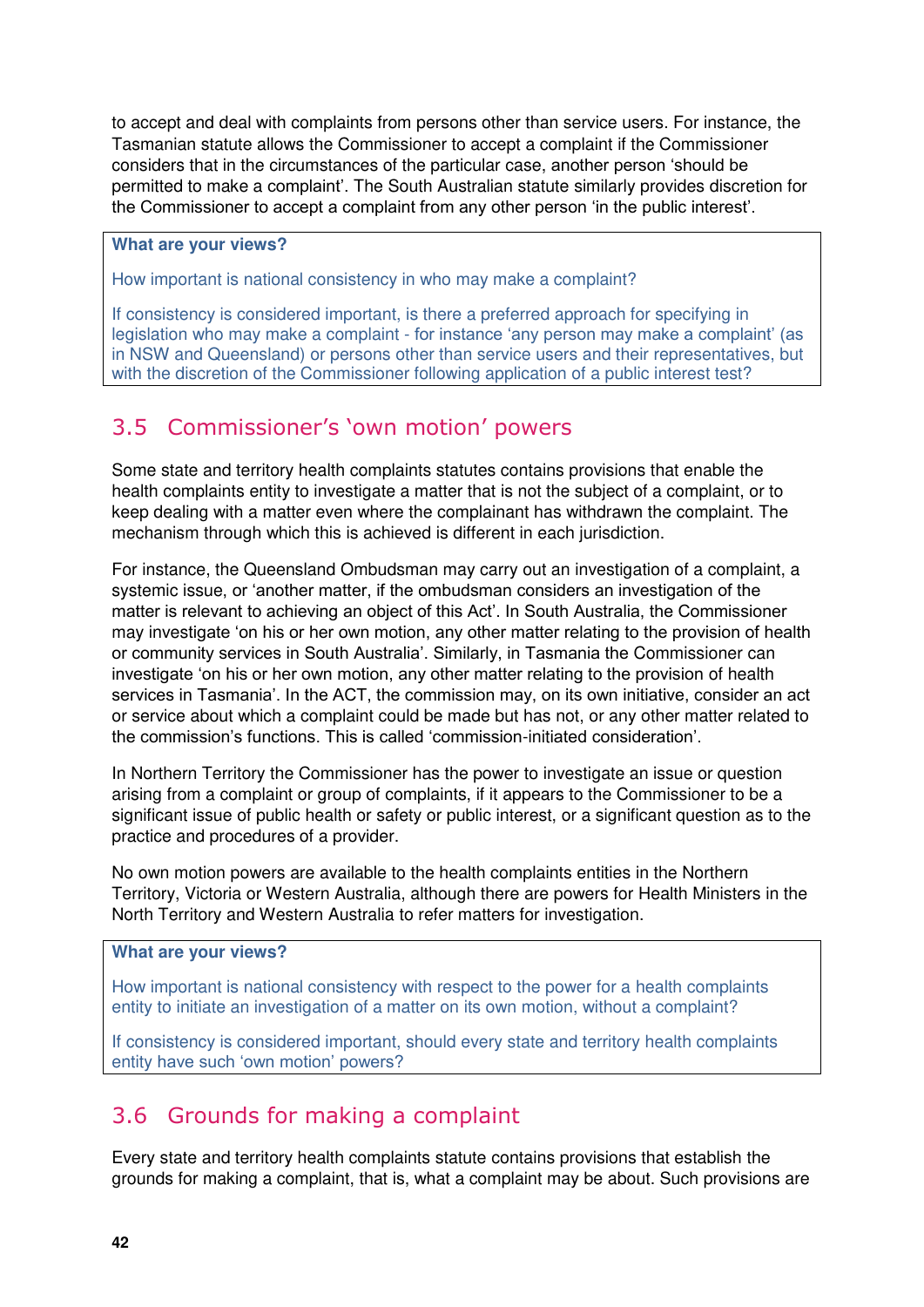to accept and deal with complaints from persons other than service users. For instance, the Tasmanian statute allows the Commissioner to accept a complaint if the Commissioner considers that in the circumstances of the particular case, another person 'should be permitted to make a complaint'. The South Australian statute similarly provides discretion for the Commissioner to accept a complaint from any other person 'in the public interest'.

> **What are your views?**
>
> How important is national consistency in who may make a complaint?
>
> If consistency is considered important, is there a preferred approach for specifying in legislation who may make a complaint - for instance 'any person may make a complaint' (as in NSW and Queensland) or persons other than service users and their representatives, but with the discretion of the Commissioner following application of a public interest test?

## 3.5 Commissioner's 'own motion' powers

Some state and territory health complaints statutes contains provisions that enable the health complaints entity to investigate a matter that is not the subject of a complaint, or to keep dealing with a matter even where the complainant has withdrawn the complaint. The mechanism through which this is achieved is different in each jurisdiction.

For instance, the Queensland Ombudsman may carry out an investigation of a complaint, a systemic issue, or 'another matter, if the ombudsman considers an investigation of the matter is relevant to achieving an object of this Act'. In South Australia, the Commissioner may investigate 'on his or her own motion, any other matter relating to the provision of health or community services in South Australia'. Similarly, in Tasmania the Commissioner can investigate 'on his or her own motion, any other matter relating to the provision of health services in Tasmania'. In the ACT, the commission may, on its own initiative, consider an act or service about which a complaint could be made but has not, or any other matter related to the commission's functions. This is called 'commission-initiated consideration'.

In Northern Territory the Commissioner has the power to investigate an issue or question arising from a complaint or group of complaints, if it appears to the Commissioner to be a significant issue of public health or safety or public interest, or a significant question as to the practice and procedures of a provider.

No own motion powers are available to the health complaints entities in the Northern Territory, Victoria or Western Australia, although there are powers for Health Ministers in the North Territory and Western Australia to refer matters for investigation.

> **What are your views?**
>
> How important is national consistency with respect to the power for a health complaints entity to initiate an investigation of a matter on its own motion, without a complaint?
>
> If consistency is considered important, should every state and territory health complaints entity have such 'own motion' powers?

## 3.6 Grounds for making a complaint

Every state and territory health complaints statute contains provisions that establish the grounds for making a complaint, that is, what a complaint may be about. Such provisions are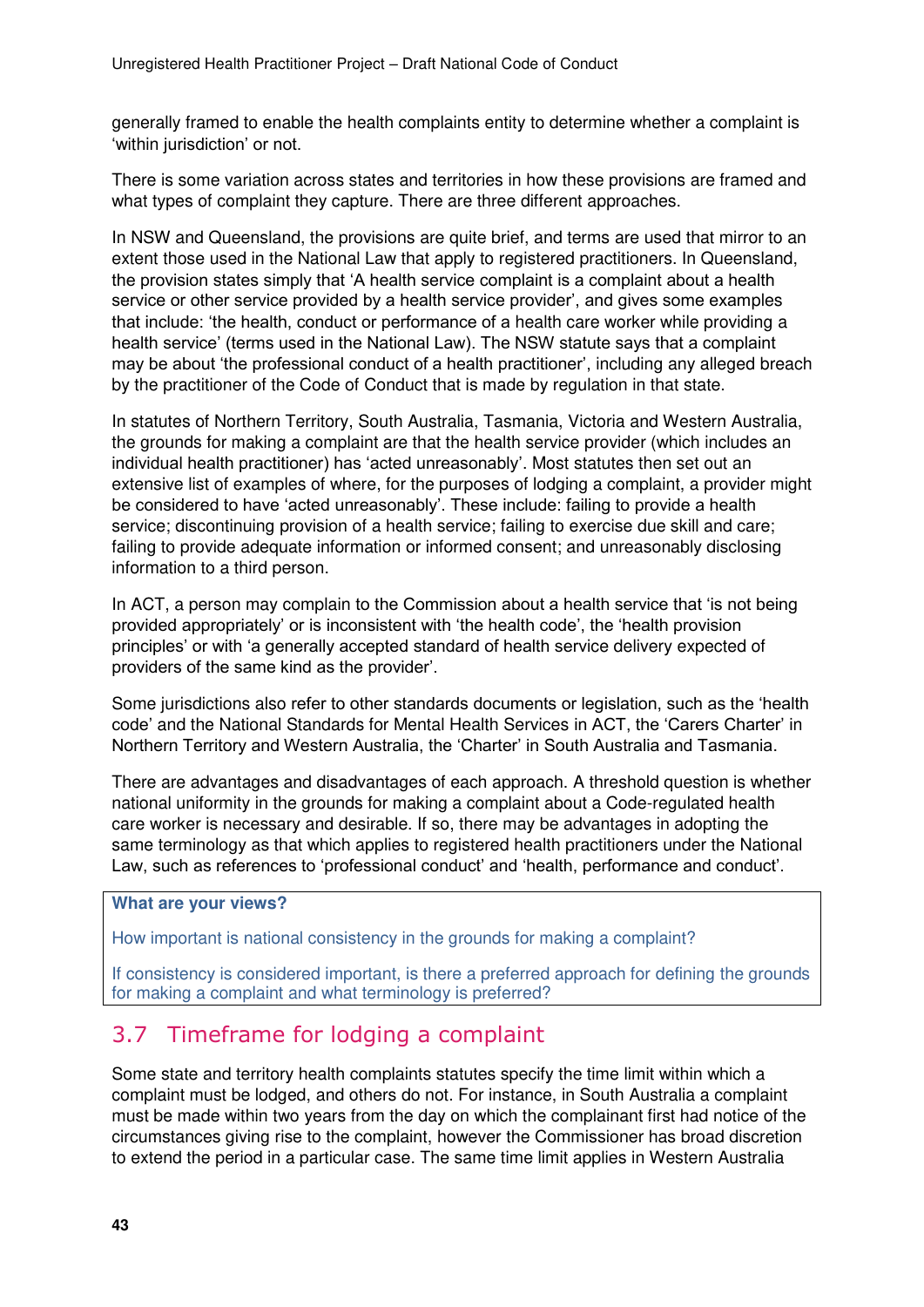generally framed to enable the health complaints entity to determine whether a complaint is 'within jurisdiction' or not.

There is some variation across states and territories in how these provisions are framed and what types of complaint they capture. There are three different approaches.

In NSW and Queensland, the provisions are quite brief, and terms are used that mirror to an extent those used in the National Law that apply to registered practitioners. In Queensland, the provision states simply that 'A health service complaint is a complaint about a health service or other service provided by a health service provider', and gives some examples that include: 'the health, conduct or performance of a health care worker while providing a health service' (terms used in the National Law). The NSW statute says that a complaint may be about 'the professional conduct of a health practitioner', including any alleged breach by the practitioner of the Code of Conduct that is made by regulation in that state.

In statutes of Northern Territory, South Australia, Tasmania, Victoria and Western Australia, the grounds for making a complaint are that the health service provider (which includes an individual health practitioner) has 'acted unreasonably'. Most statutes then set out an extensive list of examples of where, for the purposes of lodging a complaint, a provider might be considered to have 'acted unreasonably'. These include: failing to provide a health service; discontinuing provision of a health service; failing to exercise due skill and care; failing to provide adequate information or informed consent; and unreasonably disclosing information to a third person.

In ACT, a person may complain to the Commission about a health service that 'is not being provided appropriately' or is inconsistent with 'the health code', the 'health provision principles' or with 'a generally accepted standard of health service delivery expected of providers of the same kind as the provider'.

Some jurisdictions also refer to other standards documents or legislation, such as the 'health code' and the National Standards for Mental Health Services in ACT, the 'Carers Charter' in Northern Territory and Western Australia, the 'Charter' in South Australia and Tasmania.

There are advantages and disadvantages of each approach. A threshold question is whether national uniformity in the grounds for making a complaint about a Code-regulated health care worker is necessary and desirable. If so, there may be advantages in adopting the same terminology as that which applies to registered health practitioners under the National Law, such as references to 'professional conduct' and 'health, performance and conduct'.

**What are your views?**

How important is national consistency in the grounds for making a complaint?

If consistency is considered important, is there a preferred approach for defining the grounds for making a complaint and what terminology is preferred?

## 3.7 Timeframe for lodging a complaint

Some state and territory health complaints statutes specify the time limit within which a complaint must be lodged, and others do not. For instance, in South Australia a complaint must be made within two years from the day on which the complainant first had notice of the circumstances giving rise to the complaint, however the Commissioner has broad discretion to extend the period in a particular case. The same time limit applies in Western Australia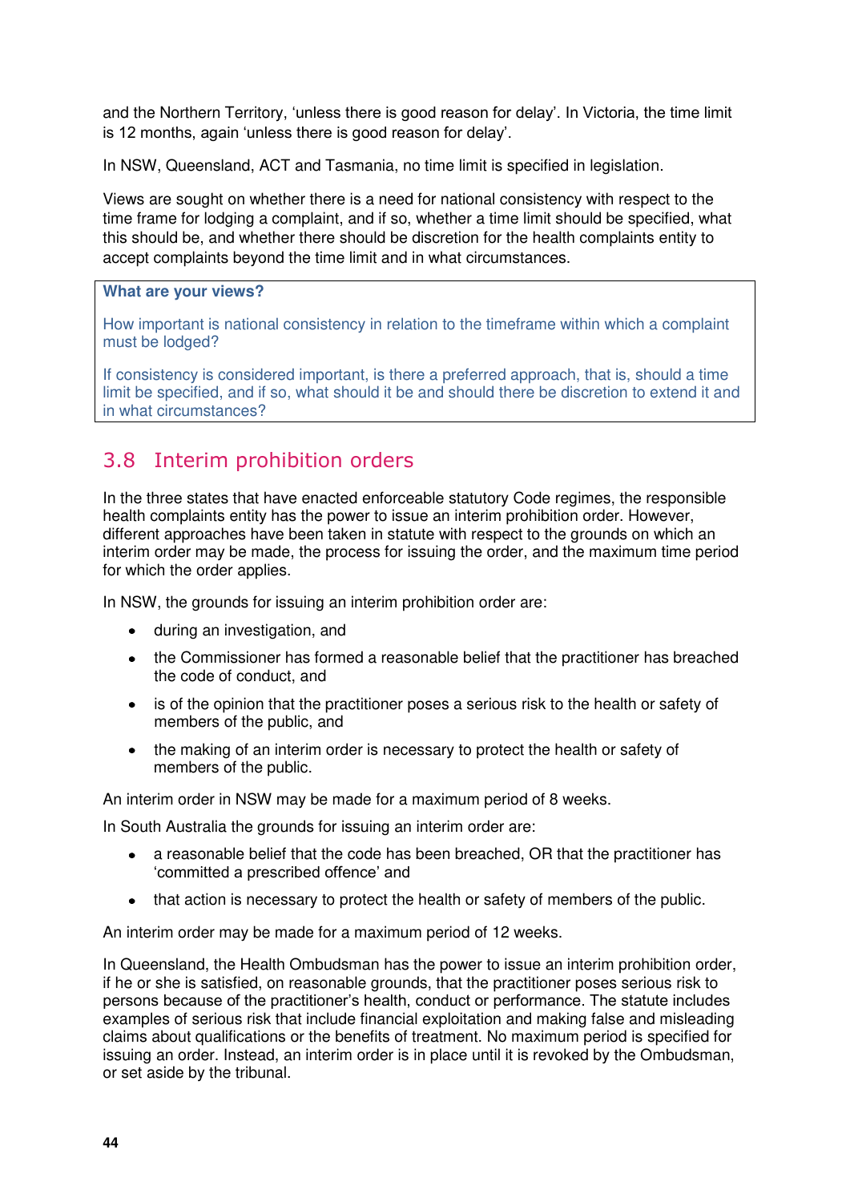and the Northern Territory, 'unless there is good reason for delay'. In Victoria, the time limit is 12 months, again 'unless there is good reason for delay'.

In NSW, Queensland, ACT and Tasmania, no time limit is specified in legislation.

Views are sought on whether there is a need for national consistency with respect to the time frame for lodging a complaint, and if so, whether a time limit should be specified, what this should be, and whether there should be discretion for the health complaints entity to accept complaints beyond the time limit and in what circumstances.

> **What are your views?**
>
> How important is national consistency in relation to the timeframe within which a complaint must be lodged?
>
> If consistency is considered important, is there a preferred approach, that is, should a time limit be specified, and if so, what should it be and should there be discretion to extend it and in what circumstances?

## 3.8 Interim prohibition orders

In the three states that have enacted enforceable statutory Code regimes, the responsible health complaints entity has the power to issue an interim prohibition order. However, different approaches have been taken in statute with respect to the grounds on which an interim order may be made, the process for issuing the order, and the maximum time period for which the order applies.

In NSW, the grounds for issuing an interim prohibition order are:

- during an investigation, and
- the Commissioner has formed a reasonable belief that the practitioner has breached the code of conduct, and
- is of the opinion that the practitioner poses a serious risk to the health or safety of members of the public, and
- the making of an interim order is necessary to protect the health or safety of members of the public.

An interim order in NSW may be made for a maximum period of 8 weeks.

In South Australia the grounds for issuing an interim order are:

- a reasonable belief that the code has been breached, OR that the practitioner has 'committed a prescribed offence' and
- that action is necessary to protect the health or safety of members of the public.

An interim order may be made for a maximum period of 12 weeks.

In Queensland, the Health Ombudsman has the power to issue an interim prohibition order, if he or she is satisfied, on reasonable grounds, that the practitioner poses serious risk to persons because of the practitioner's health, conduct or performance. The statute includes examples of serious risk that include financial exploitation and making false and misleading claims about qualifications or the benefits of treatment. No maximum period is specified for issuing an order. Instead, an interim order is in place until it is revoked by the Ombudsman, or set aside by the tribunal.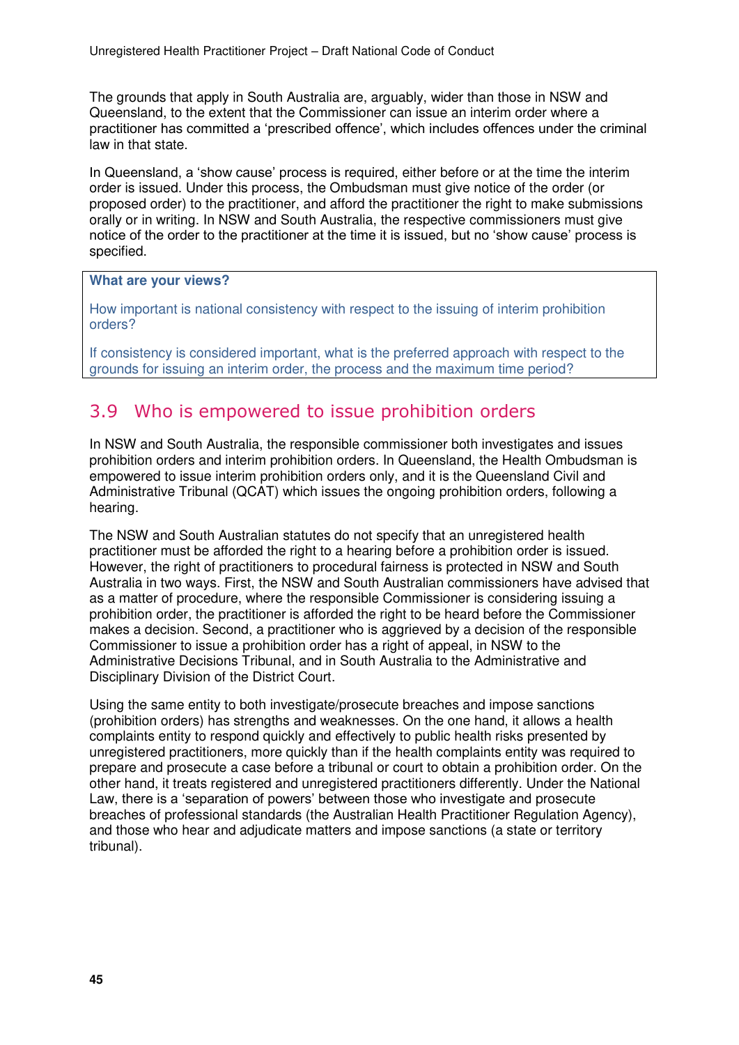The grounds that apply in South Australia are, arguably, wider than those in NSW and Queensland, to the extent that the Commissioner can issue an interim order where a practitioner has committed a 'prescribed offence', which includes offences under the criminal law in that state.

In Queensland, a 'show cause' process is required, either before or at the time the interim order is issued. Under this process, the Ombudsman must give notice of the order (or proposed order) to the practitioner, and afford the practitioner the right to make submissions orally or in writing. In NSW and South Australia, the respective commissioners must give notice of the order to the practitioner at the time it is issued, but no 'show cause' process is specified.

> **What are your views?**
>
> How important is national consistency with respect to the issuing of interim prohibition orders?
>
> If consistency is considered important, what is the preferred approach with respect to the grounds for issuing an interim order, the process and the maximum time period?

## 3.9 Who is empowered to issue prohibition orders

In NSW and South Australia, the responsible commissioner both investigates and issues prohibition orders and interim prohibition orders. In Queensland, the Health Ombudsman is empowered to issue interim prohibition orders only, and it is the Queensland Civil and Administrative Tribunal (QCAT) which issues the ongoing prohibition orders, following a hearing.

The NSW and South Australian statutes do not specify that an unregistered health practitioner must be afforded the right to a hearing before a prohibition order is issued. However, the right of practitioners to procedural fairness is protected in NSW and South Australia in two ways. First, the NSW and South Australian commissioners have advised that as a matter of procedure, where the responsible Commissioner is considering issuing a prohibition order, the practitioner is afforded the right to be heard before the Commissioner makes a decision. Second, a practitioner who is aggrieved by a decision of the responsible Commissioner to issue a prohibition order has a right of appeal, in NSW to the Administrative Decisions Tribunal, and in South Australia to the Administrative and Disciplinary Division of the District Court.

Using the same entity to both investigate/prosecute breaches and impose sanctions (prohibition orders) has strengths and weaknesses. On the one hand, it allows a health complaints entity to respond quickly and effectively to public health risks presented by unregistered practitioners, more quickly than if the health complaints entity was required to prepare and prosecute a case before a tribunal or court to obtain a prohibition order. On the other hand, it treats registered and unregistered practitioners differently. Under the National Law, there is a 'separation of powers' between those who investigate and prosecute breaches of professional standards (the Australian Health Practitioner Regulation Agency), and those who hear and adjudicate matters and impose sanctions (a state or territory tribunal).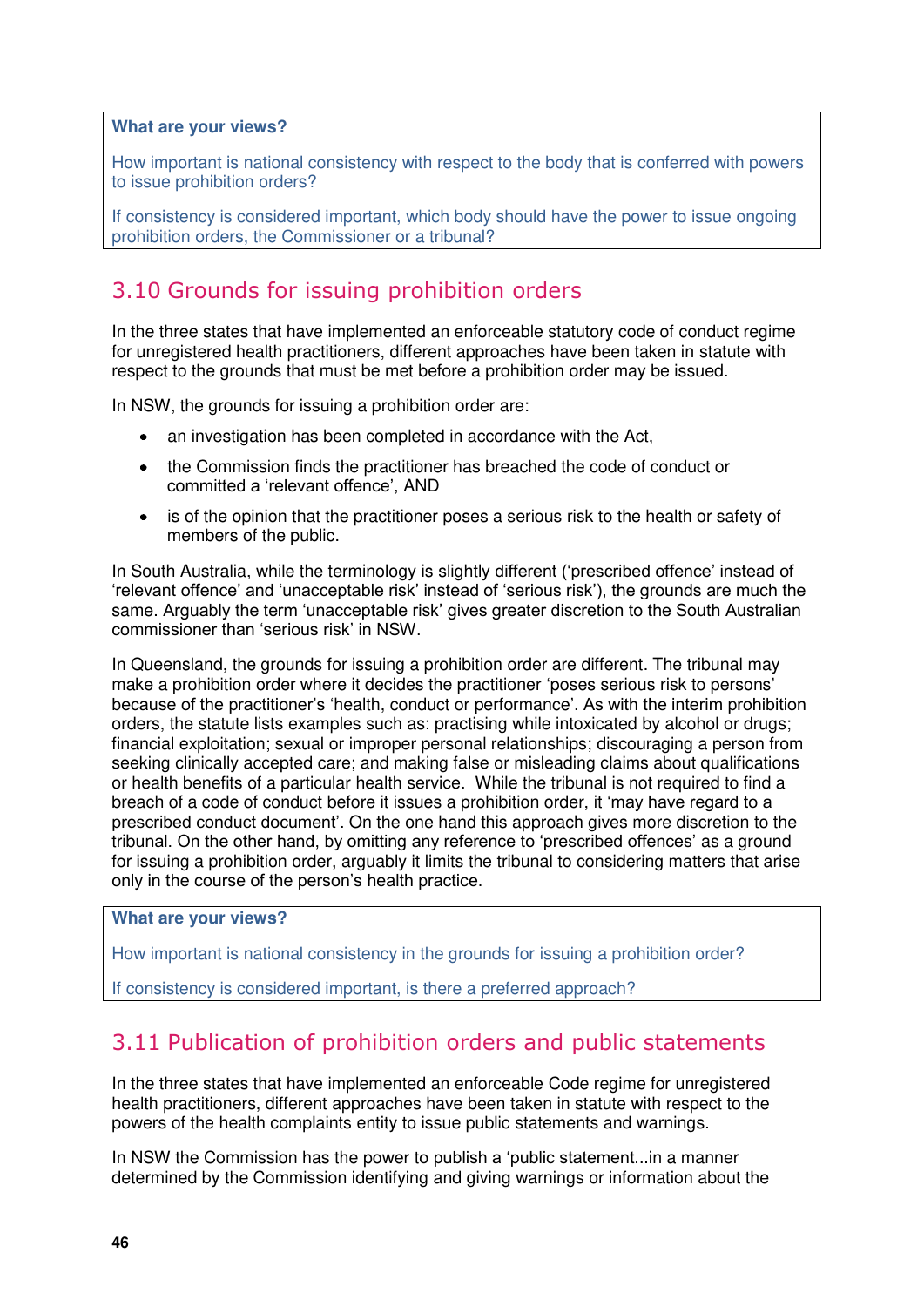**What are your views?**

How important is national consistency with respect to the body that is conferred with powers to issue prohibition orders?

If consistency is considered important, which body should have the power to issue ongoing prohibition orders, the Commissioner or a tribunal?

## 3.10 Grounds for issuing prohibition orders

In the three states that have implemented an enforceable statutory code of conduct regime for unregistered health practitioners, different approaches have been taken in statute with respect to the grounds that must be met before a prohibition order may be issued.

In NSW, the grounds for issuing a prohibition order are:

- an investigation has been completed in accordance with the Act,
- the Commission finds the practitioner has breached the code of conduct or committed a 'relevant offence', AND
- is of the opinion that the practitioner poses a serious risk to the health or safety of members of the public.

In South Australia, while the terminology is slightly different ('prescribed offence' instead of 'relevant offence' and 'unacceptable risk' instead of 'serious risk'), the grounds are much the same. Arguably the term 'unacceptable risk' gives greater discretion to the South Australian commissioner than 'serious risk' in NSW.

In Queensland, the grounds for issuing a prohibition order are different. The tribunal may make a prohibition order where it decides the practitioner 'poses serious risk to persons' because of the practitioner's 'health, conduct or performance'. As with the interim prohibition orders, the statute lists examples such as: practising while intoxicated by alcohol or drugs; financial exploitation; sexual or improper personal relationships; discouraging a person from seeking clinically accepted care; and making false or misleading claims about qualifications or health benefits of a particular health service. While the tribunal is not required to find a breach of a code of conduct before it issues a prohibition order, it 'may have regard to a prescribed conduct document'. On the one hand this approach gives more discretion to the tribunal. On the other hand, by omitting any reference to 'prescribed offences' as a ground for issuing a prohibition order, arguably it limits the tribunal to considering matters that arise only in the course of the person's health practice.

**What are your views?**

How important is national consistency in the grounds for issuing a prohibition order?

If consistency is considered important, is there a preferred approach?

## 3.11 Publication of prohibition orders and public statements

In the three states that have implemented an enforceable Code regime for unregistered health practitioners, different approaches have been taken in statute with respect to the powers of the health complaints entity to issue public statements and warnings.

In NSW the Commission has the power to publish a 'public statement...in a manner determined by the Commission identifying and giving warnings or information about the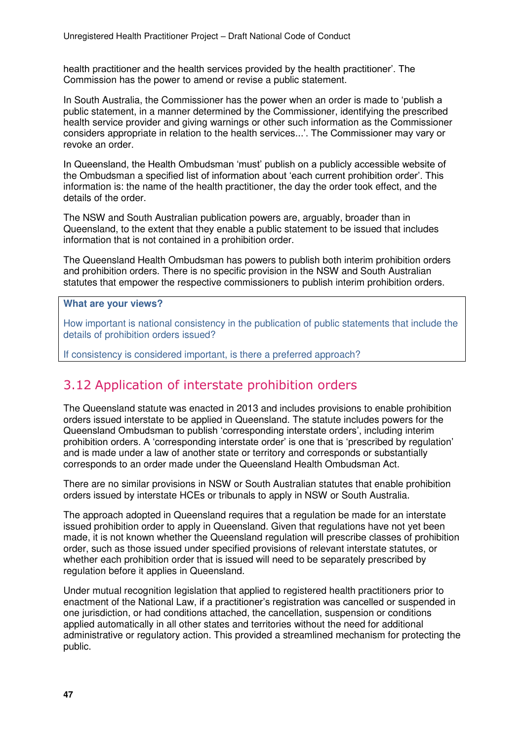health practitioner and the health services provided by the health practitioner'. The Commission has the power to amend or revise a public statement.

In South Australia, the Commissioner has the power when an order is made to 'publish a public statement, in a manner determined by the Commissioner, identifying the prescribed health service provider and giving warnings or other such information as the Commissioner considers appropriate in relation to the health services...'. The Commissioner may vary or revoke an order.

In Queensland, the Health Ombudsman 'must' publish on a publicly accessible website of the Ombudsman a specified list of information about 'each current prohibition order'. This information is: the name of the health practitioner, the day the order took effect, and the details of the order.

The NSW and South Australian publication powers are, arguably, broader than in Queensland, to the extent that they enable a public statement to be issued that includes information that is not contained in a prohibition order.

The Queensland Health Ombudsman has powers to publish both interim prohibition orders and prohibition orders. There is no specific provision in the NSW and South Australian statutes that empower the respective commissioners to publish interim prohibition orders.

> **What are your views?**
>
> How important is national consistency in the publication of public statements that include the details of prohibition orders issued?
>
> If consistency is considered important, is there a preferred approach?

## 3.12 Application of interstate prohibition orders

The Queensland statute was enacted in 2013 and includes provisions to enable prohibition orders issued interstate to be applied in Queensland. The statute includes powers for the Queensland Ombudsman to publish 'corresponding interstate orders', including interim prohibition orders. A 'corresponding interstate order' is one that is 'prescribed by regulation' and is made under a law of another state or territory and corresponds or substantially corresponds to an order made under the Queensland Health Ombudsman Act.

There are no similar provisions in NSW or South Australian statutes that enable prohibition orders issued by interstate HCEs or tribunals to apply in NSW or South Australia.

The approach adopted in Queensland requires that a regulation be made for an interstate issued prohibition order to apply in Queensland. Given that regulations have not yet been made, it is not known whether the Queensland regulation will prescribe classes of prohibition order, such as those issued under specified provisions of relevant interstate statutes, or whether each prohibition order that is issued will need to be separately prescribed by regulation before it applies in Queensland.

Under mutual recognition legislation that applied to registered health practitioners prior to enactment of the National Law, if a practitioner's registration was cancelled or suspended in one jurisdiction, or had conditions attached, the cancellation, suspension or conditions applied automatically in all other states and territories without the need for additional administrative or regulatory action. This provided a streamlined mechanism for protecting the public.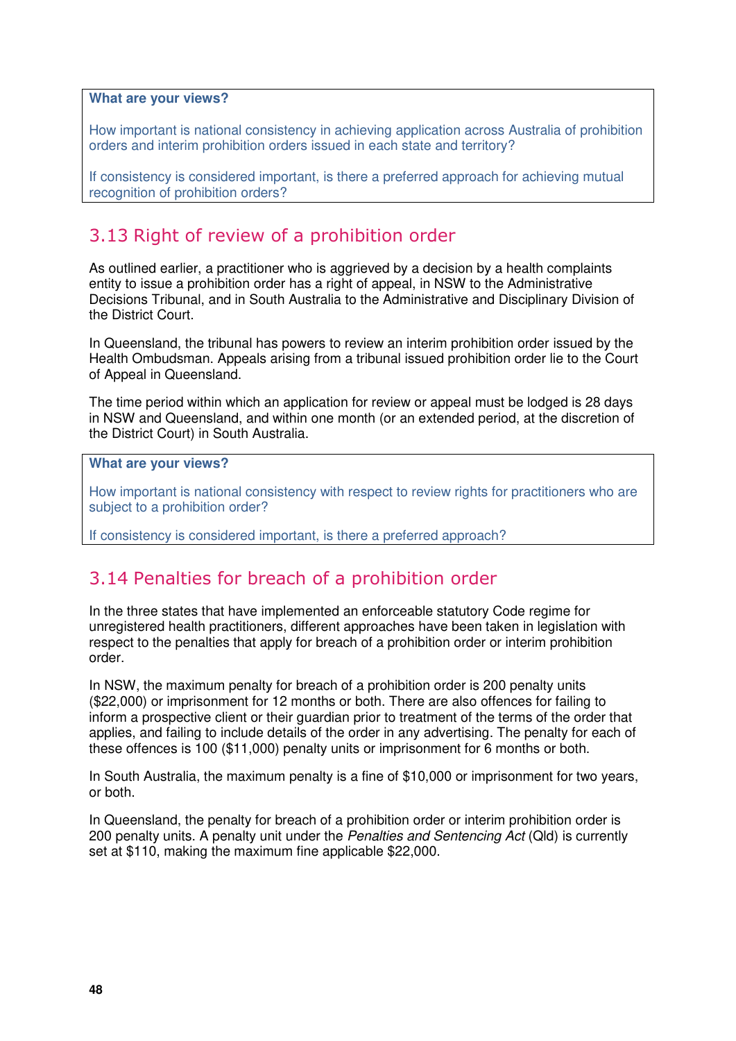**What are your views?**

How important is national consistency in achieving application across Australia of prohibition orders and interim prohibition orders issued in each state and territory?

If consistency is considered important, is there a preferred approach for achieving mutual recognition of prohibition orders?

## 3.13 Right of review of a prohibition order

As outlined earlier, a practitioner who is aggrieved by a decision by a health complaints entity to issue a prohibition order has a right of appeal, in NSW to the Administrative Decisions Tribunal, and in South Australia to the Administrative and Disciplinary Division of the District Court.

In Queensland, the tribunal has powers to review an interim prohibition order issued by the Health Ombudsman. Appeals arising from a tribunal issued prohibition order lie to the Court of Appeal in Queensland.

The time period within which an application for review or appeal must be lodged is 28 days in NSW and Queensland, and within one month (or an extended period, at the discretion of the District Court) in South Australia.

**What are your views?**

How important is national consistency with respect to review rights for practitioners who are subject to a prohibition order?

If consistency is considered important, is there a preferred approach?

## 3.14 Penalties for breach of a prohibition order

In the three states that have implemented an enforceable statutory Code regime for unregistered health practitioners, different approaches have been taken in legislation with respect to the penalties that apply for breach of a prohibition order or interim prohibition order.

In NSW, the maximum penalty for breach of a prohibition order is 200 penalty units ($22,000) or imprisonment for 12 months or both. There are also offences for failing to inform a prospective client or their guardian prior to treatment of the terms of the order that applies, and failing to include details of the order in any advertising. The penalty for each of these offences is 100 ($11,000) penalty units or imprisonment for 6 months or both.

In South Australia, the maximum penalty is a fine of $10,000 or imprisonment for two years, or both.

In Queensland, the penalty for breach of a prohibition order or interim prohibition order is 200 penalty units. A penalty unit under the *Penalties and Sentencing Act* (Qld) is currently set at $110, making the maximum fine applicable $22,000.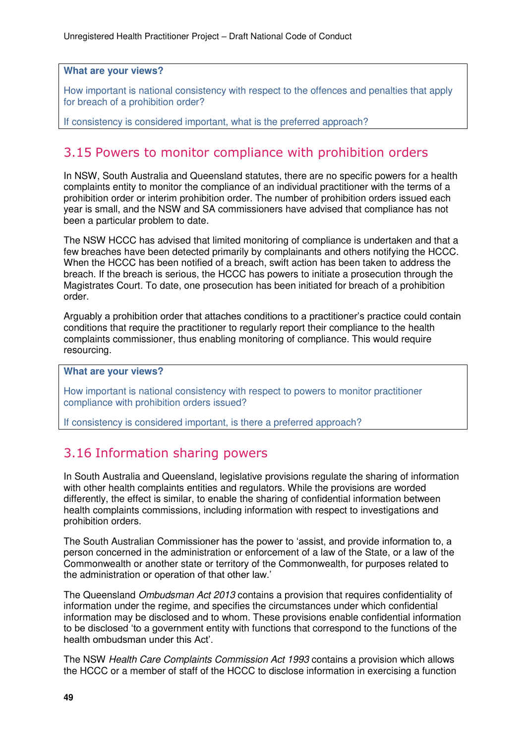**What are your views?**

How important is national consistency with respect to the offences and penalties that apply for breach of a prohibition order?

If consistency is considered important, what is the preferred approach?

## 3.15 Powers to monitor compliance with prohibition orders

In NSW, South Australia and Queensland statutes, there are no specific powers for a health complaints entity to monitor the compliance of an individual practitioner with the terms of a prohibition order or interim prohibition order. The number of prohibition orders issued each year is small, and the NSW and SA commissioners have advised that compliance has not been a particular problem to date.

The NSW HCCC has advised that limited monitoring of compliance is undertaken and that a few breaches have been detected primarily by complainants and others notifying the HCCC. When the HCCC has been notified of a breach, swift action has been taken to address the breach. If the breach is serious, the HCCC has powers to initiate a prosecution through the Magistrates Court. To date, one prosecution has been initiated for breach of a prohibition order.

Arguably a prohibition order that attaches conditions to a practitioner's practice could contain conditions that require the practitioner to regularly report their compliance to the health complaints commissioner, thus enabling monitoring of compliance. This would require resourcing.

**What are your views?**

How important is national consistency with respect to powers to monitor practitioner compliance with prohibition orders issued?

If consistency is considered important, is there a preferred approach?

## 3.16 Information sharing powers

In South Australia and Queensland, legislative provisions regulate the sharing of information with other health complaints entities and regulators. While the provisions are worded differently, the effect is similar, to enable the sharing of confidential information between health complaints commissions, including information with respect to investigations and prohibition orders.

The South Australian Commissioner has the power to 'assist, and provide information to, a person concerned in the administration or enforcement of a law of the State, or a law of the Commonwealth or another state or territory of the Commonwealth, for purposes related to the administration or operation of that other law.'

The Queensland *Ombudsman Act 2013* contains a provision that requires confidentiality of information under the regime, and specifies the circumstances under which confidential information may be disclosed and to whom. These provisions enable confidential information to be disclosed 'to a government entity with functions that correspond to the functions of the health ombudsman under this Act'.

The NSW *Health Care Complaints Commission Act 1993* contains a provision which allows the HCCC or a member of staff of the HCCC to disclose information in exercising a function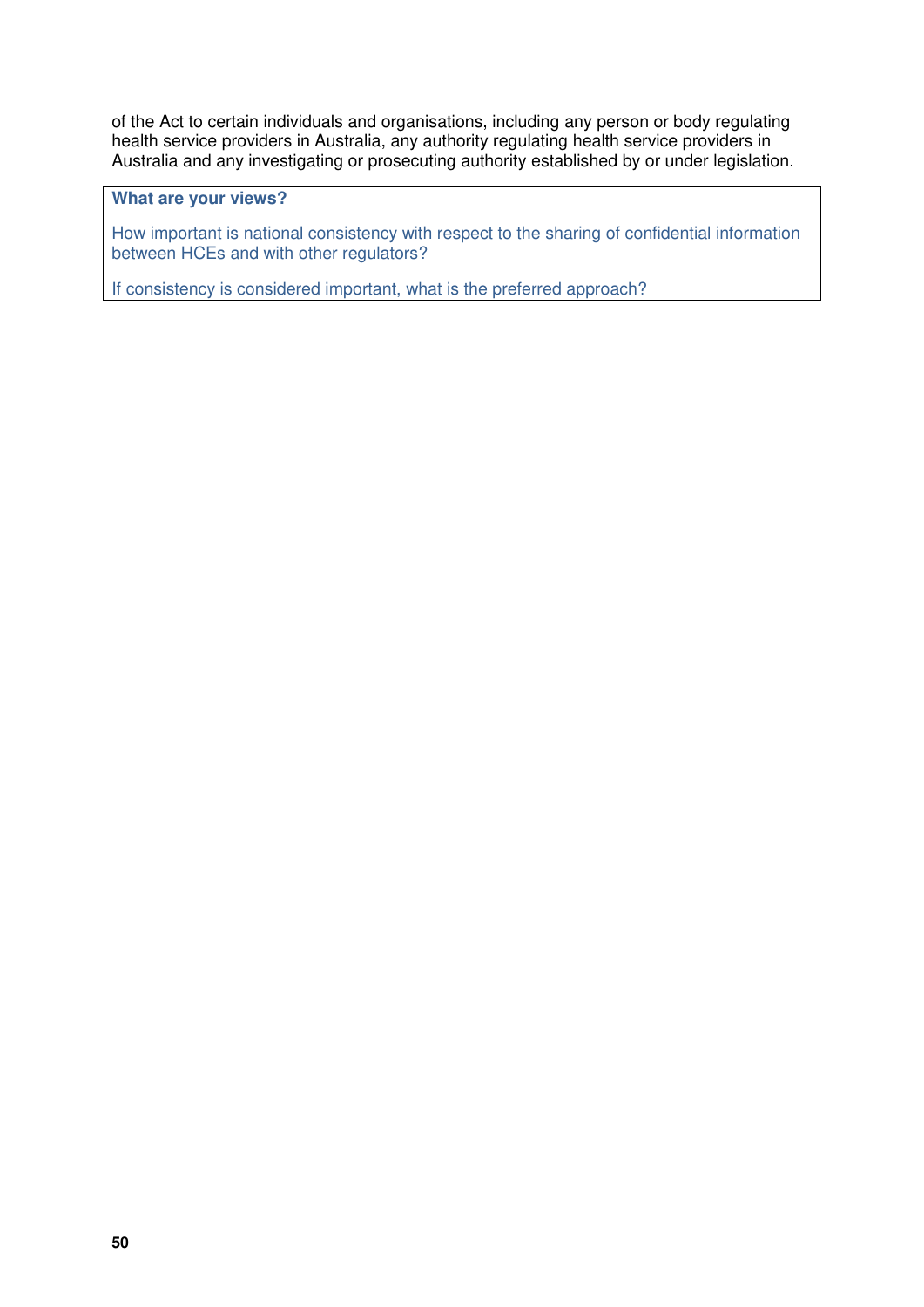of the Act to certain individuals and organisations, including any person or body regulating health service providers in Australia, any authority regulating health service providers in Australia and any investigating or prosecuting authority established by or under legislation.

> **What are your views?**
>
> How important is national consistency with respect to the sharing of confidential information between HCEs and with other regulators?
>
> If consistency is considered important, what is the preferred approach?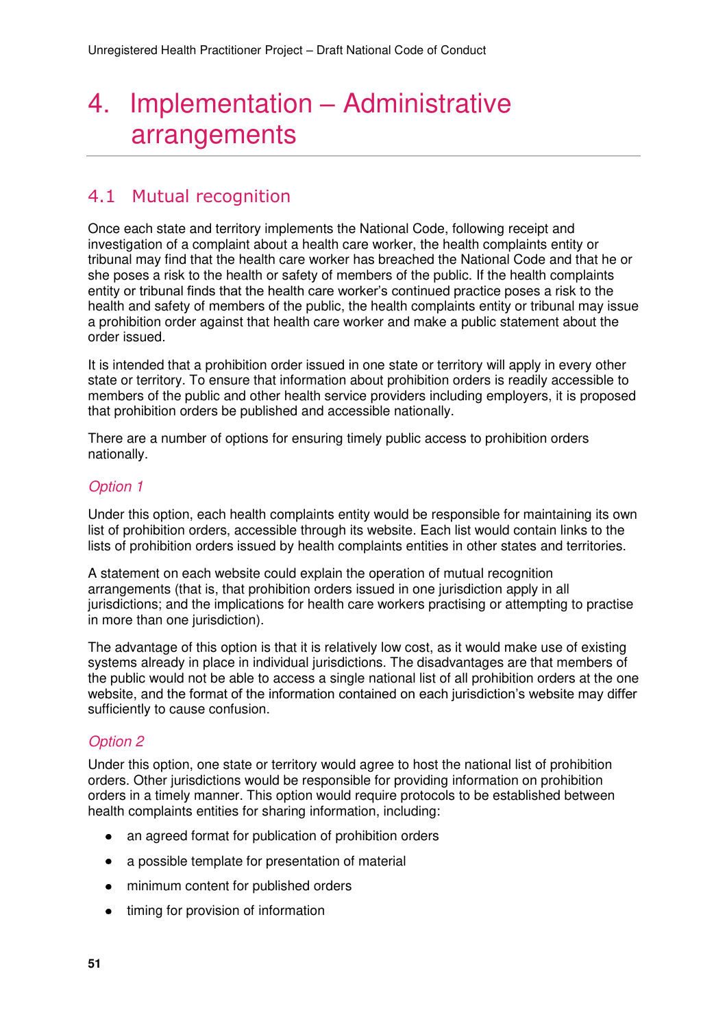# 4. Implementation – Administrative arrangements

## 4.1 Mutual recognition

Once each state and territory implements the National Code, following receipt and investigation of a complaint about a health care worker, the health complaints entity or tribunal may find that the health care worker has breached the National Code and that he or she poses a risk to the health or safety of members of the public. If the health complaints entity or tribunal finds that the health care worker's continued practice poses a risk to the health and safety of members of the public, the health complaints entity or tribunal may issue a prohibition order against that health care worker and make a public statement about the order issued.

It is intended that a prohibition order issued in one state or territory will apply in every other state or territory. To ensure that information about prohibition orders is readily accessible to members of the public and other health service providers including employers, it is proposed that prohibition orders be published and accessible nationally.

There are a number of options for ensuring timely public access to prohibition orders nationally.

### *Option 1*

Under this option, each health complaints entity would be responsible for maintaining its own list of prohibition orders, accessible through its website. Each list would contain links to the lists of prohibition orders issued by health complaints entities in other states and territories.

A statement on each website could explain the operation of mutual recognition arrangements (that is, that prohibition orders issued in one jurisdiction apply in all jurisdictions; and the implications for health care workers practising or attempting to practise in more than one jurisdiction).

The advantage of this option is that it is relatively low cost, as it would make use of existing systems already in place in individual jurisdictions. The disadvantages are that members of the public would not be able to access a single national list of all prohibition orders at the one website, and the format of the information contained on each jurisdiction's website may differ sufficiently to cause confusion.

### *Option 2*

Under this option, one state or territory would agree to host the national list of prohibition orders. Other jurisdictions would be responsible for providing information on prohibition orders in a timely manner. This option would require protocols to be established between health complaints entities for sharing information, including:

- an agreed format for publication of prohibition orders
- a possible template for presentation of material
- minimum content for published orders
- timing for provision of information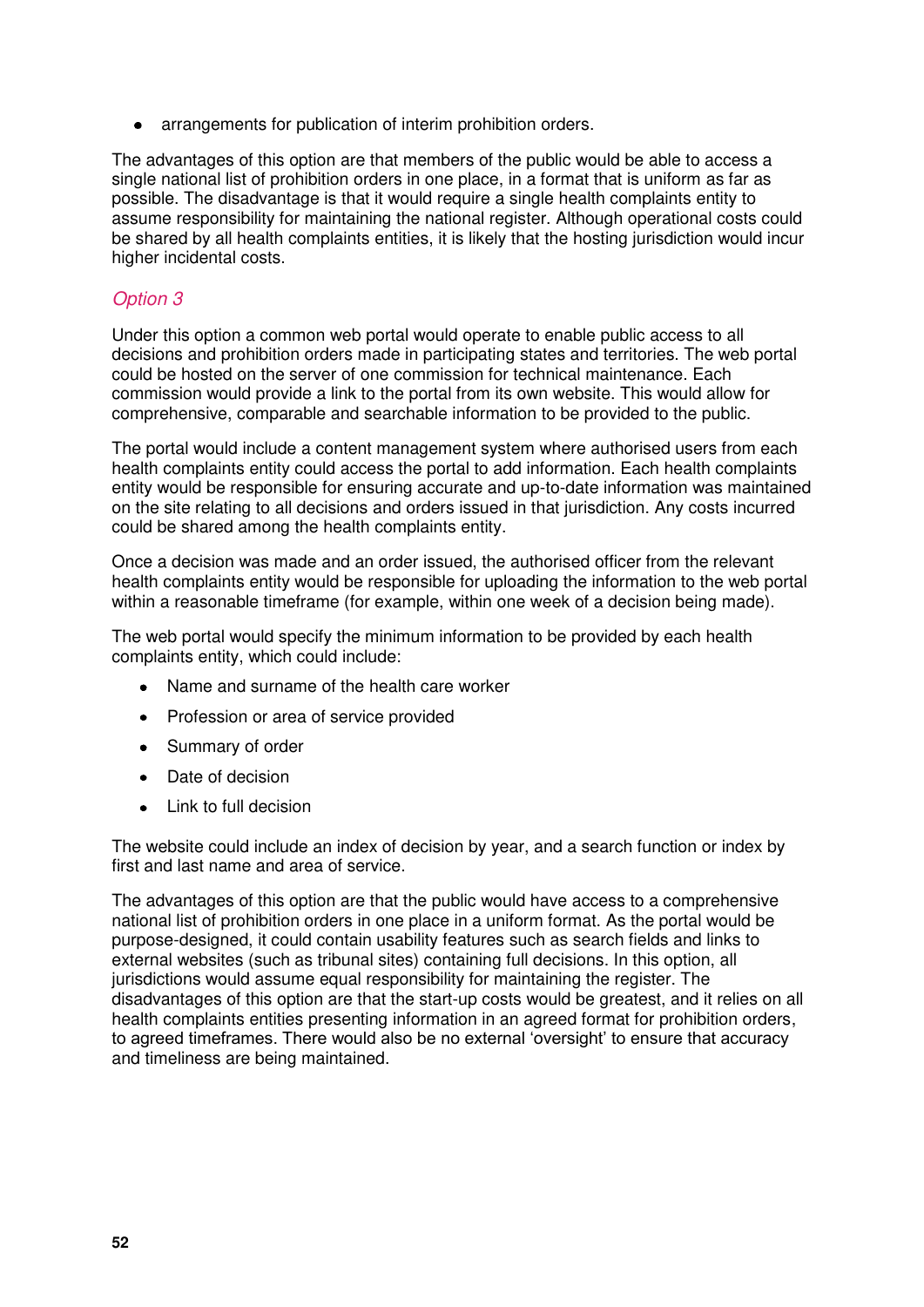- arrangements for publication of interim prohibition orders.

The advantages of this option are that members of the public would be able to access a single national list of prohibition orders in one place, in a format that is uniform as far as possible. The disadvantage is that it would require a single health complaints entity to assume responsibility for maintaining the national register. Although operational costs could be shared by all health complaints entities, it is likely that the hosting jurisdiction would incur higher incidental costs.

### *Option 3*

Under this option a common web portal would operate to enable public access to all decisions and prohibition orders made in participating states and territories. The web portal could be hosted on the server of one commission for technical maintenance. Each commission would provide a link to the portal from its own website. This would allow for comprehensive, comparable and searchable information to be provided to the public.

The portal would include a content management system where authorised users from each health complaints entity could access the portal to add information. Each health complaints entity would be responsible for ensuring accurate and up-to-date information was maintained on the site relating to all decisions and orders issued in that jurisdiction. Any costs incurred could be shared among the health complaints entity.

Once a decision was made and an order issued, the authorised officer from the relevant health complaints entity would be responsible for uploading the information to the web portal within a reasonable timeframe (for example, within one week of a decision being made).

The web portal would specify the minimum information to be provided by each health complaints entity, which could include:

- Name and surname of the health care worker
- Profession or area of service provided
- Summary of order
- Date of decision
- Link to full decision

The website could include an index of decision by year, and a search function or index by first and last name and area of service.

The advantages of this option are that the public would have access to a comprehensive national list of prohibition orders in one place in a uniform format. As the portal would be purpose-designed, it could contain usability features such as search fields and links to external websites (such as tribunal sites) containing full decisions. In this option, all jurisdictions would assume equal responsibility for maintaining the register. The disadvantages of this option are that the start-up costs would be greatest, and it relies on all health complaints entities presenting information in an agreed format for prohibition orders, to agreed timeframes. There would also be no external 'oversight' to ensure that accuracy and timeliness are being maintained.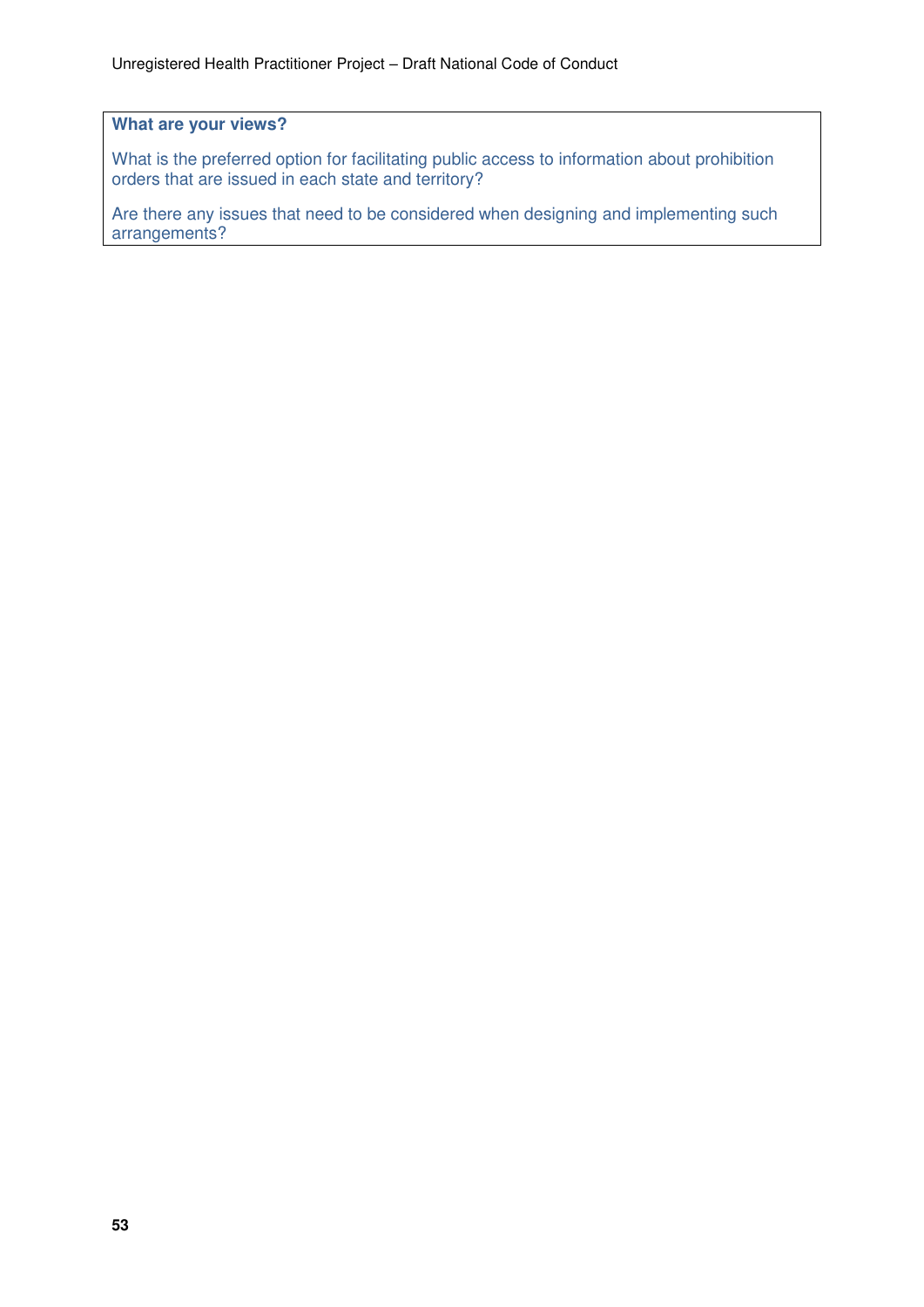**What are your views?**

What is the preferred option for facilitating public access to information about prohibition orders that are issued in each state and territory?

Are there any issues that need to be considered when designing and implementing such arrangements?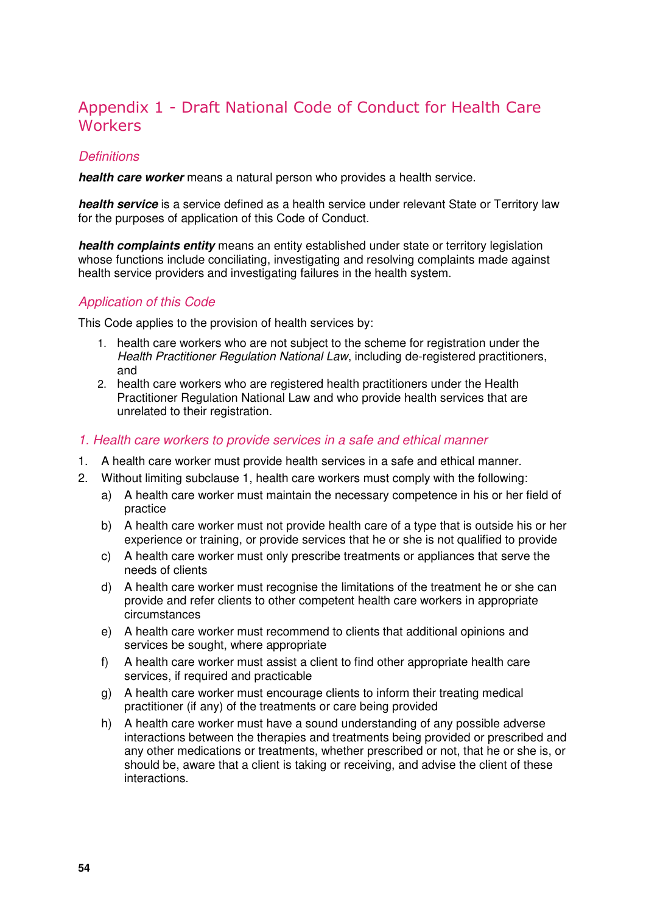# Appendix 1 - Draft National Code of Conduct for Health Care Workers

## *Definitions*

***health care worker*** means a natural person who provides a health service.

***health service*** is a service defined as a health service under relevant State or Territory law for the purposes of application of this Code of Conduct.

***health complaints entity*** means an entity established under state or territory legislation whose functions include conciliating, investigating and resolving complaints made against health service providers and investigating failures in the health system.

## *Application of this Code*

This Code applies to the provision of health services by:

1. health care workers who are not subject to the scheme for registration under the *Health Practitioner Regulation National Law*, including de-registered practitioners, and
2. health care workers who are registered health practitioners under the Health Practitioner Regulation National Law and who provide health services that are unrelated to their registration.

## *1. Health care workers to provide services in a safe and ethical manner*

1. A health care worker must provide health services in a safe and ethical manner.
2. Without limiting subclause 1, health care workers must comply with the following:
   a) A health care worker must maintain the necessary competence in his or her field of practice
   b) A health care worker must not provide health care of a type that is outside his or her experience or training, or provide services that he or she is not qualified to provide
   c) A health care worker must only prescribe treatments or appliances that serve the needs of clients
   d) A health care worker must recognise the limitations of the treatment he or she can provide and refer clients to other competent health care workers in appropriate circumstances
   e) A health care worker must recommend to clients that additional opinions and services be sought, where appropriate
   f) A health care worker must assist a client to find other appropriate health care services, if required and practicable
   g) A health care worker must encourage clients to inform their treating medical practitioner (if any) of the treatments or care being provided
   h) A health care worker must have a sound understanding of any possible adverse interactions between the therapies and treatments being provided or prescribed and any other medications or treatments, whether prescribed or not, that he or she is, or should be, aware that a client is taking or receiving, and advise the client of these interactions.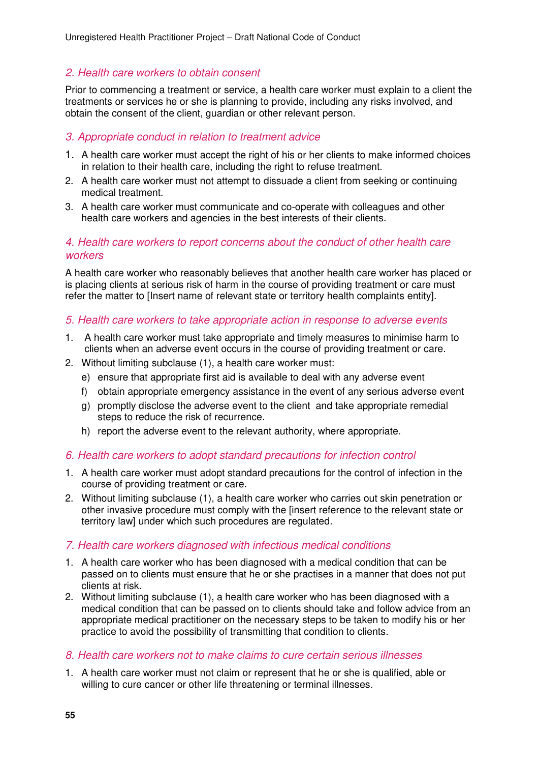### *2. Health care workers to obtain consent*

Prior to commencing a treatment or service, a health care worker must explain to a client the treatments or services he or she is planning to provide, including any risks involved, and obtain the consent of the client, guardian or other relevant person.

### *3. Appropriate conduct in relation to treatment advice*

1. A health care worker must accept the right of his or her clients to make informed choices in relation to their health care, including the right to refuse treatment.
2. A health care worker must not attempt to dissuade a client from seeking or continuing medical treatment.
3. A health care worker must communicate and co-operate with colleagues and other health care workers and agencies in the best interests of their clients.

### *4. Health care workers to report concerns about the conduct of other health care workers*

A health care worker who reasonably believes that another health care worker has placed or is placing clients at serious risk of harm in the course of providing treatment or care must refer the matter to [Insert name of relevant state or territory health complaints entity].

### *5. Health care workers to take appropriate action in response to adverse events*

1. A health care worker must take appropriate and timely measures to minimise harm to clients when an adverse event occurs in the course of providing treatment or care.
2. Without limiting subclause (1), a health care worker must:
   - e) ensure that appropriate first aid is available to deal with any adverse event
   - f) obtain appropriate emergency assistance in the event of any serious adverse event
   - g) promptly disclose the adverse event to the client and take appropriate remedial steps to reduce the risk of recurrence.
   - h) report the adverse event to the relevant authority, where appropriate.

### *6. Health care workers to adopt standard precautions for infection control*

1. A health care worker must adopt standard precautions for the control of infection in the course of providing treatment or care.
2. Without limiting subclause (1), a health care worker who carries out skin penetration or other invasive procedure must comply with the [insert reference to the relevant state or territory law] under which such procedures are regulated.

### *7. Health care workers diagnosed with infectious medical conditions*

1. A health care worker who has been diagnosed with a medical condition that can be passed on to clients must ensure that he or she practises in a manner that does not put clients at risk.
2. Without limiting subclause (1), a health care worker who has been diagnosed with a medical condition that can be passed on to clients should take and follow advice from an appropriate medical practitioner on the necessary steps to be taken to modify his or her practice to avoid the possibility of transmitting that condition to clients.

### *8. Health care workers not to make claims to cure certain serious illnesses*

1. A health care worker must not claim or represent that he or she is qualified, able or willing to cure cancer or other life threatening or terminal illnesses.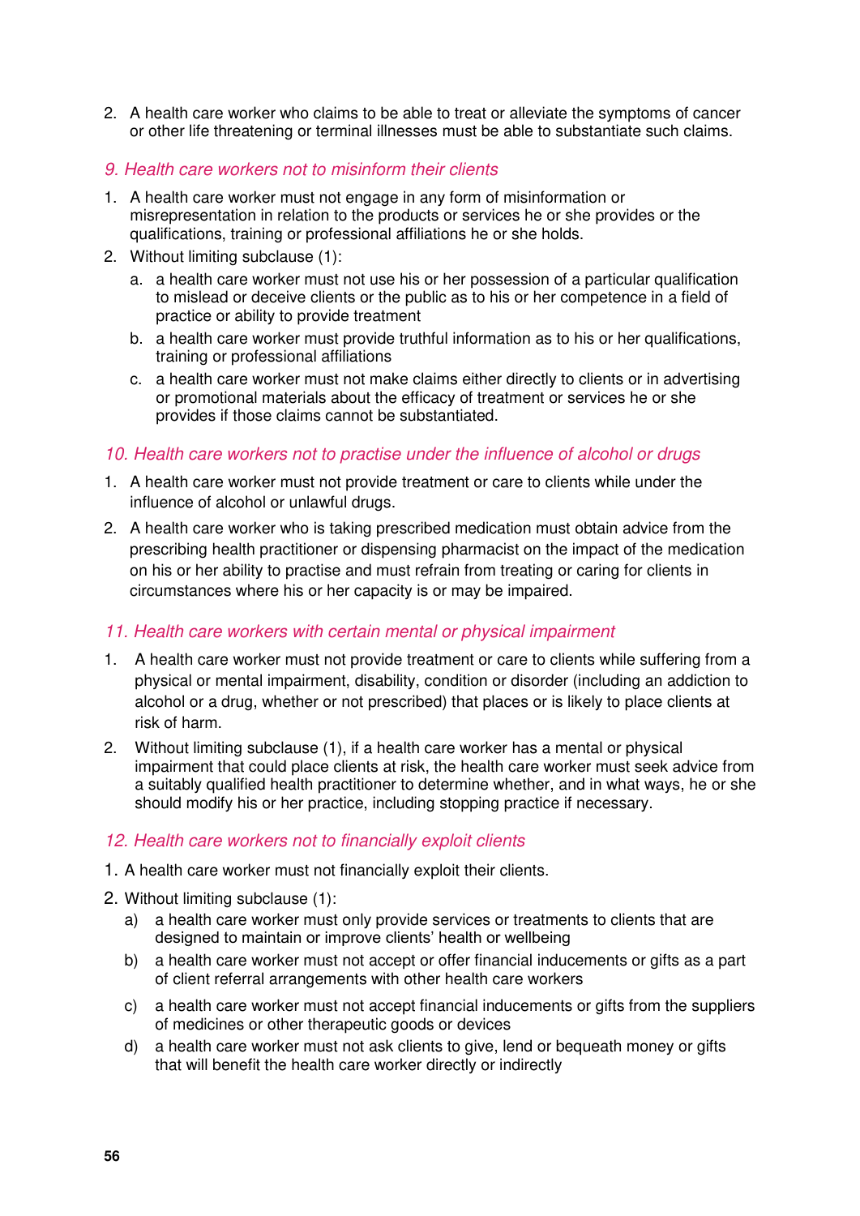2. A health care worker who claims to be able to treat or alleviate the symptoms of cancer or other life threatening or terminal illnesses must be able to substantiate such claims.

### *9. Health care workers not to misinform their clients*

1. A health care worker must not engage in any form of misinformation or misrepresentation in relation to the products or services he or she provides or the qualifications, training or professional affiliations he or she holds.
2. Without limiting subclause (1):
   a. a health care worker must not use his or her possession of a particular qualification to mislead or deceive clients or the public as to his or her competence in a field of practice or ability to provide treatment
   b. a health care worker must provide truthful information as to his or her qualifications, training or professional affiliations
   c. a health care worker must not make claims either directly to clients or in advertising or promotional materials about the efficacy of treatment or services he or she provides if those claims cannot be substantiated.

### *10. Health care workers not to practise under the influence of alcohol or drugs*

1. A health care worker must not provide treatment or care to clients while under the influence of alcohol or unlawful drugs.
2. A health care worker who is taking prescribed medication must obtain advice from the prescribing health practitioner or dispensing pharmacist on the impact of the medication on his or her ability to practise and must refrain from treating or caring for clients in circumstances where his or her capacity is or may be impaired.

### *11. Health care workers with certain mental or physical impairment*

1. A health care worker must not provide treatment or care to clients while suffering from a physical or mental impairment, disability, condition or disorder (including an addiction to alcohol or a drug, whether or not prescribed) that places or is likely to place clients at risk of harm.
2. Without limiting subclause (1), if a health care worker has a mental or physical impairment that could place clients at risk, the health care worker must seek advice from a suitably qualified health practitioner to determine whether, and in what ways, he or she should modify his or her practice, including stopping practice if necessary.

### *12. Health care workers not to financially exploit clients*

1. A health care worker must not financially exploit their clients.
2. Without limiting subclause (1):
   a) a health care worker must only provide services or treatments to clients that are designed to maintain or improve clients' health or wellbeing
   b) a health care worker must not accept or offer financial inducements or gifts as a part of client referral arrangements with other health care workers
   c) a health care worker must not accept financial inducements or gifts from the suppliers of medicines or other therapeutic goods or devices
   d) a health care worker must not ask clients to give, lend or bequeath money or gifts that will benefit the health care worker directly or indirectly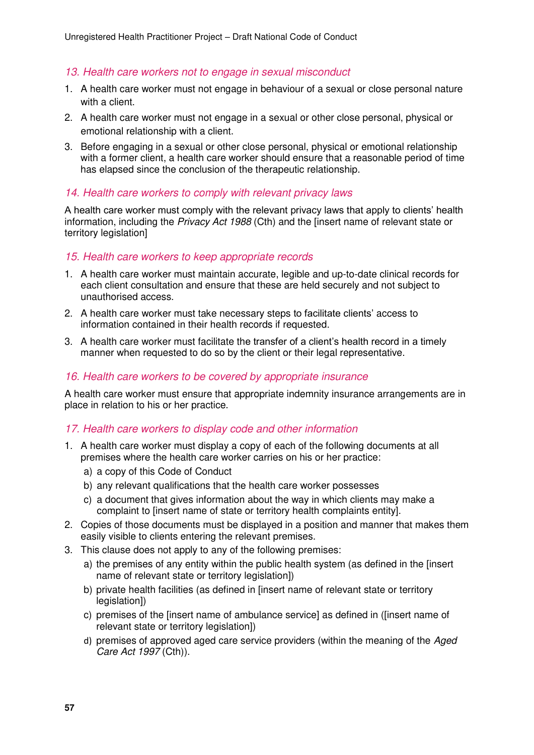### *13. Health care workers not to engage in sexual misconduct*

1. A health care worker must not engage in behaviour of a sexual or close personal nature with a client.
2. A health care worker must not engage in a sexual or other close personal, physical or emotional relationship with a client.
3. Before engaging in a sexual or other close personal, physical or emotional relationship with a former client, a health care worker should ensure that a reasonable period of time has elapsed since the conclusion of the therapeutic relationship.

### *14. Health care workers to comply with relevant privacy laws*

A health care worker must comply with the relevant privacy laws that apply to clients' health information, including the *Privacy Act 1988* (Cth) and the [insert name of relevant state or territory legislation]

### *15. Health care workers to keep appropriate records*

1. A health care worker must maintain accurate, legible and up-to-date clinical records for each client consultation and ensure that these are held securely and not subject to unauthorised access.
2. A health care worker must take necessary steps to facilitate clients' access to information contained in their health records if requested.
3. A health care worker must facilitate the transfer of a client's health record in a timely manner when requested to do so by the client or their legal representative.

### *16. Health care workers to be covered by appropriate insurance*

A health care worker must ensure that appropriate indemnity insurance arrangements are in place in relation to his or her practice.

### *17. Health care workers to display code and other information*

1. A health care worker must display a copy of each of the following documents at all premises where the health care worker carries on his or her practice:
   a) a copy of this Code of Conduct
   b) any relevant qualifications that the health care worker possesses
   c) a document that gives information about the way in which clients may make a complaint to [insert name of state or territory health complaints entity].
2. Copies of those documents must be displayed in a position and manner that makes them easily visible to clients entering the relevant premises.
3. This clause does not apply to any of the following premises:
   a) the premises of any entity within the public health system (as defined in the [insert name of relevant state or territory legislation])
   b) private health facilities (as defined in [insert name of relevant state or territory legislation])
   c) premises of the [insert name of ambulance service] as defined in ([insert name of relevant state or territory legislation])
   d) premises of approved aged care service providers (within the meaning of the *Aged Care Act 1997* (Cth)).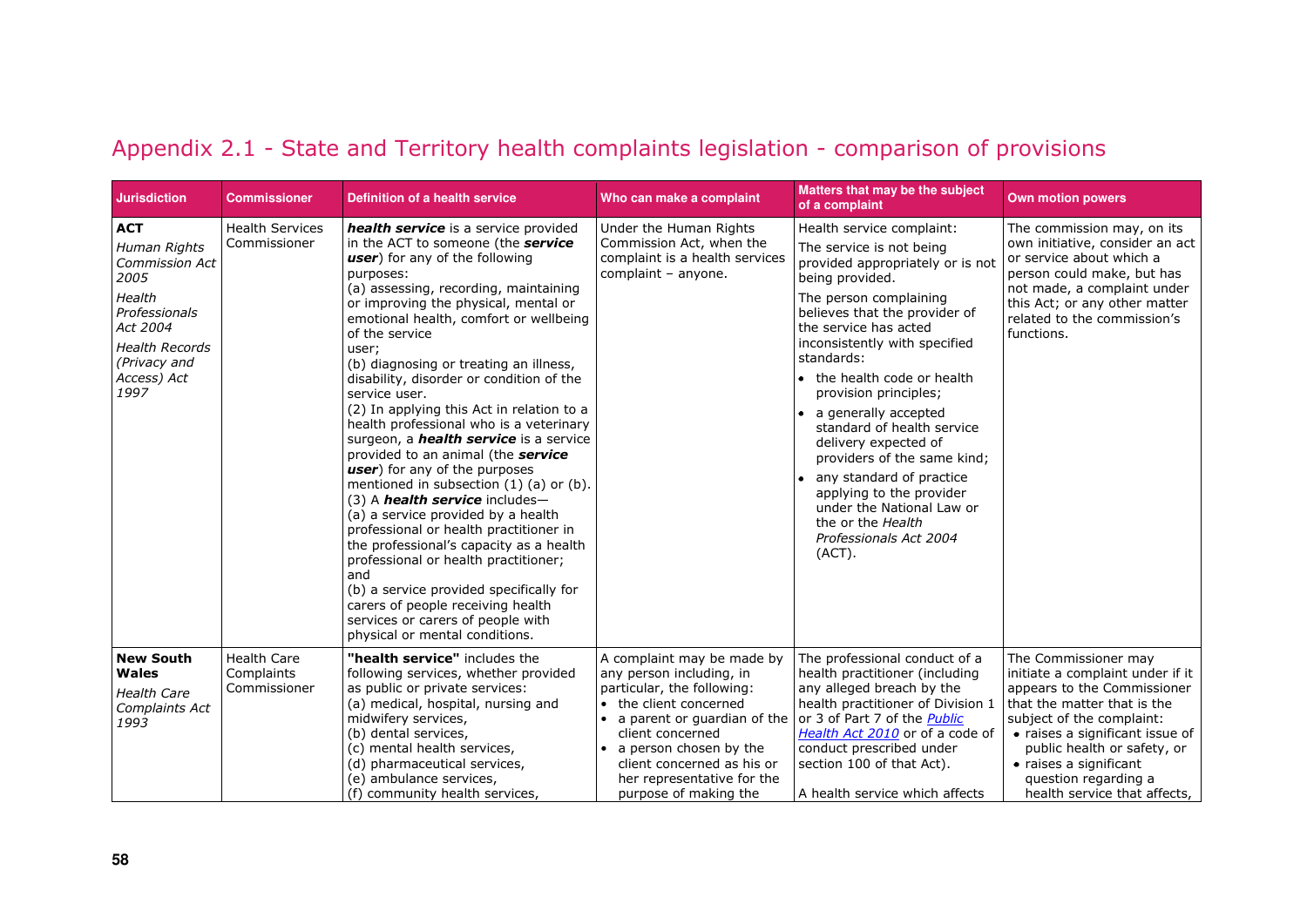# Appendix 2.1 - State and Territory health complaints legislation - comparison of provisions

| Jurisdiction | Commissioner | Definition of a health service | Who can make a complaint | Matters that may be the subject of a complaint | Own motion powers |
|---|---|---|---|---|---|
| **ACT**<br>*Human Rights Commission Act 2005*<br>*Health Professionals Act 2004*<br>*Health Records (Privacy and Access) Act 1997* | Health Services Commissioner | ***health service*** is a service provided in the ACT to someone (the ***service user***) for any of the following purposes:<br>(a) assessing, recording, maintaining or improving the physical, mental or emotional health, comfort or wellbeing of the service user;<br>(b) diagnosing or treating an illness, disability, disorder or condition of the service user.<br>(2) In applying this Act in relation to a health professional who is a veterinary surgeon, a ***health service*** is a service provided to an animal (the ***service user***) for any of the purposes mentioned in subsection (1) (a) or (b).<br>(3) A ***health service*** includes—<br>(a) a service provided by a health professional or health practitioner in the professional's capacity as a health professional or health practitioner; and<br>(b) a service provided specifically for carers of people receiving health services or carers of people with physical or mental conditions. | Under the Human Rights Commission Act, when the complaint is a health services complaint – anyone. | Health service complaint:<br>The service is not being provided appropriately or is not being provided.<br>The person complaining believes that the provider of the service has acted inconsistently with specified standards:<br>• the health code or health provision principles;<br>• a generally accepted standard of health service delivery expected of providers of the same kind;<br>• any standard of practice applying to the provider under the National Law or the or the *Health Professionals Act 2004* (ACT). | The commission may, on its own initiative, consider an act or service about which a person could make, but has not made, a complaint under this Act; or any other matter related to the commission's functions. |
| **New South Wales**<br>*Health Care Complaints Act 1993* | Health Care Complaints Commissioner | **"health service"** includes the following services, whether provided as public or private services:<br>(a) medical, hospital, nursing and midwifery services,<br>(b) dental services,<br>(c) mental health services,<br>(d) pharmaceutical services,<br>(e) ambulance services,<br>(f) community health services, | A complaint may be made by any person including, in particular, the following:<br>• the client concerned<br>• a parent or guardian of the client concerned<br>• a person chosen by the client concerned as his or her representative for the purpose of making the | The professional conduct of a health practitioner (including any alleged breach by the health practitioner of Division 1 or 3 of Part 7 of the *Public Health Act 2010* or of a code of conduct prescribed under section 100 of that Act).<br>A health service which affects | The Commissioner may initiate a complaint under if it appears to the Commissioner that the matter that is the subject of the complaint:<br>• raises a significant issue of public health or safety, or<br>• raises a significant question regarding a health service that affects, |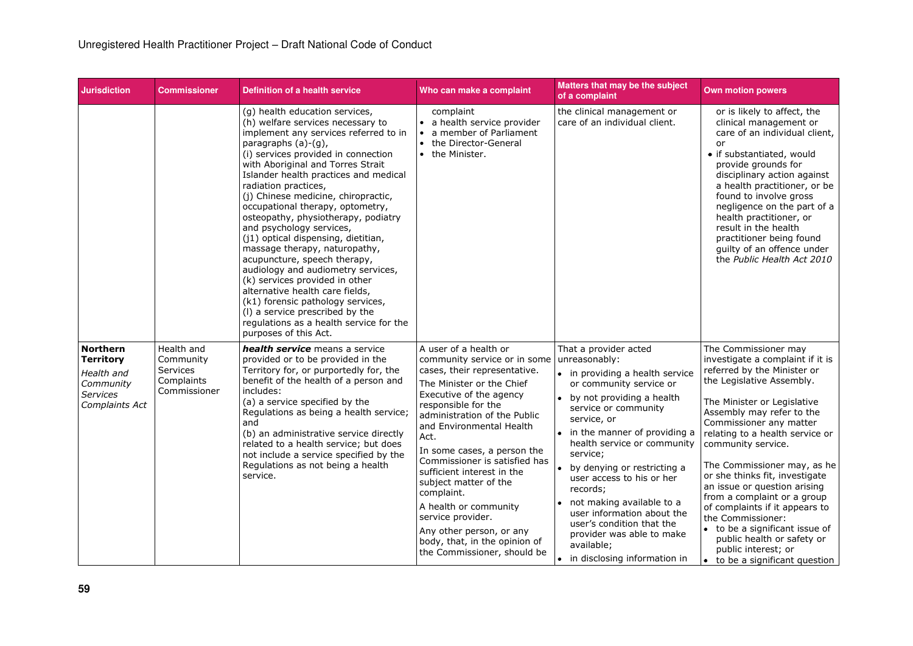| Jurisdiction | Commissioner | Definition of a health service | Who can make a complaint | Matters that may be the subject of a complaint | Own motion powers |
|---|---|---|---|---|---|
| | | (g) health education services,<br>(h) welfare services necessary to implement any services referred to in paragraphs (a)-(g),<br>(i) services provided in connection with Aboriginal and Torres Strait Islander health practices and medical radiation practices,<br>(j) Chinese medicine, chiropractic, occupational therapy, optometry, osteopathy, physiotherapy, podiatry and psychology services,<br>(j1) optical dispensing, dietitian, massage therapy, naturopathy, acupuncture, speech therapy, audiology and audiometry services,<br>(k) services provided in other alternative health care fields,<br>(k1) forensic pathology services,<br>(l) a service prescribed by the regulations as a health service for the purposes of this Act. | complaint<br>• a health service provider<br>• a member of Parliament<br>• the Director-General<br>• the Minister. | the clinical management or care of an individual client. | or is likely to affect, the clinical management or care of an individual client, or<br>• if substantiated, would provide grounds for disciplinary action against a health practitioner, or be found to involve gross negligence on the part of a health practitioner, or result in the health practitioner being found guilty of an offence under the *Public Health Act 2010* |
| **Northern Territory**<br>*Health and Community Services Complaints Act* | Health and Community Services Complaints Commissioner | ***health service*** means a service provided or to be provided in the Territory for, or purportedly for, the benefit of the health of a person and includes:<br>(a) a service specified by the Regulations as being a health service; and<br>(b) an administrative service directly related to a health service; but does not include a service specified by the Regulations as not being a health service. | A user of a health or community service or in some cases, their representative.<br>The Minister or the Chief Executive of the agency responsible for the administration of the Public and Environmental Health Act.<br>In some cases, a person the Commissioner is satisfied has sufficient interest in the subject matter of the complaint.<br>A health or community service provider.<br>Any other person, or any body, that, in the opinion of the Commissioner, should be | That a provider acted unreasonably:<br>• in providing a health service or community service or<br>• by not providing a health service or community service, or<br>• in the manner of providing a health service or community service;<br>• by denying or restricting a user access to his or her records;<br>• not making available to a user information about the user's condition that the provider was able to make available;<br>• in disclosing information in | The Commissioner may investigate a complaint if it is referred by the Minister or the Legislative Assembly.<br>The Minister or Legislative Assembly may refer to the Commissioner any matter relating to a health service or community service.<br>The Commissioner may, as he or she thinks fit, investigate an issue or question arising from a complaint or a group of complaints if it appears to the Commissioner:<br>• to be a significant issue of public health or safety or public interest; or<br>• to be a significant question |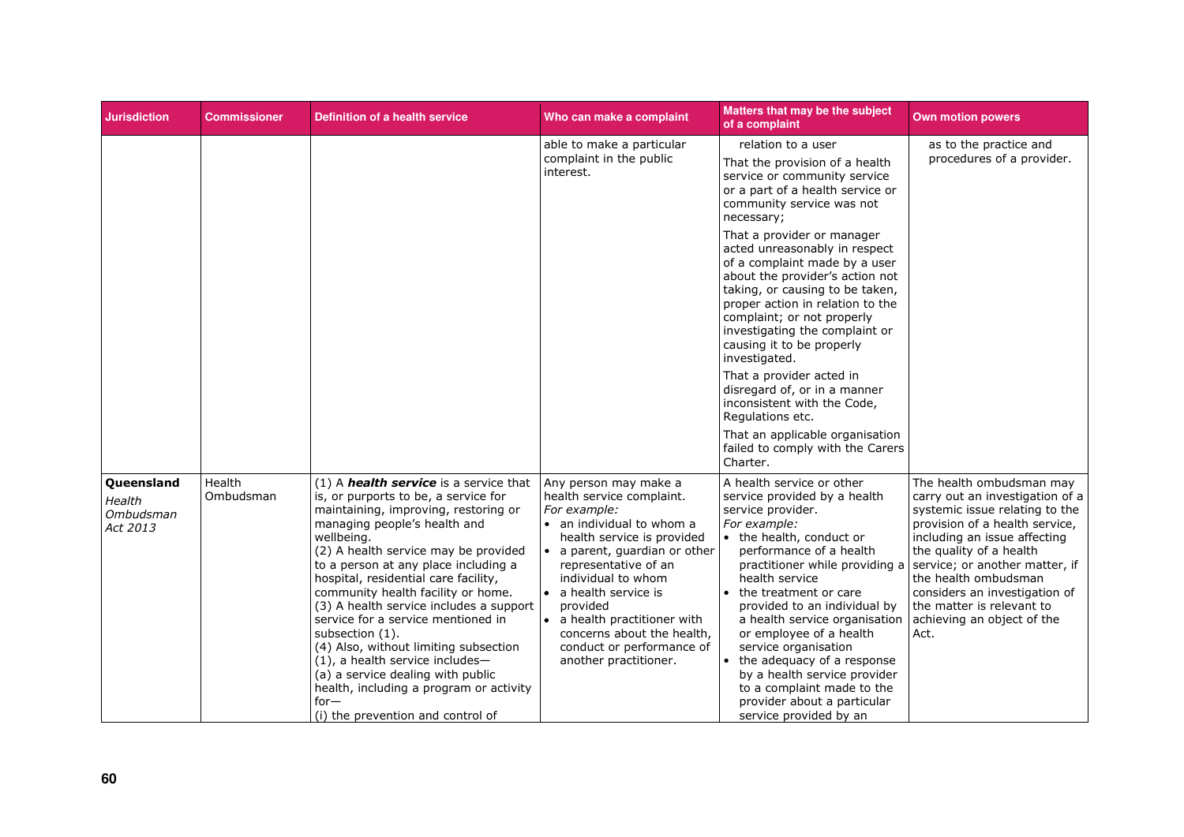| Jurisdiction | Commissioner | Definition of a health service | Who can make a complaint | Matters that may be the subject of a complaint | Own motion powers |
|---|---|---|---|---|---|
| | | | able to make a particular complaint in the public interest. | relation to a user<br>That the provision of a health service or community service or a part of a health service or community service was not necessary;<br>That a provider or manager acted unreasonably in respect of a complaint made by a user about the provider's action not taking, or causing to be taken, proper action in relation to the complaint; or not properly investigating the complaint or causing it to be properly investigated.<br>That a provider acted in disregard of, or in a manner inconsistent with the Code, Regulations etc.<br>That an applicable organisation failed to comply with the Carers Charter. | as to the practice and procedures of a provider. |
| **Queensland**<br>*Health Ombudsman Act 2013* | Health Ombudsman | (1) A ***health service*** is a service that is, or purports to be, a service for maintaining, improving, restoring or managing people's health and wellbeing.<br>(2) A health service may be provided to a person at any place including a hospital, residential care facility, community health facility or home.<br>(3) A health service includes a support service for a service mentioned in subsection (1).<br>(4) Also, without limiting subsection (1), a health service includes—<br>(a) a service dealing with public health, including a program or activity for—<br>(i) the prevention and control of | Any person may make a health service complaint.<br>*For example:*<br>• an individual to whom a health service is provided<br>• a parent, guardian or other representative of an individual to whom a health service is provided<br>• a health practitioner with concerns about the health, conduct or performance of another practitioner. | A health service or other service provided by a health service provider.<br>*For example:*<br>• the health, conduct or performance of a health practitioner while providing a health service<br>• the treatment or care provided to an individual by a health service organisation or employee of a health service organisation<br>• the adequacy of a response by a health service provider to a complaint made to the provider about a particular service provided by an | The health ombudsman may carry out an investigation of a systemic issue relating to the provision of a health service, including an issue affecting the quality of a health service; or another matter, if the health ombudsman considers an investigation of the matter is relevant to achieving an object of the Act. |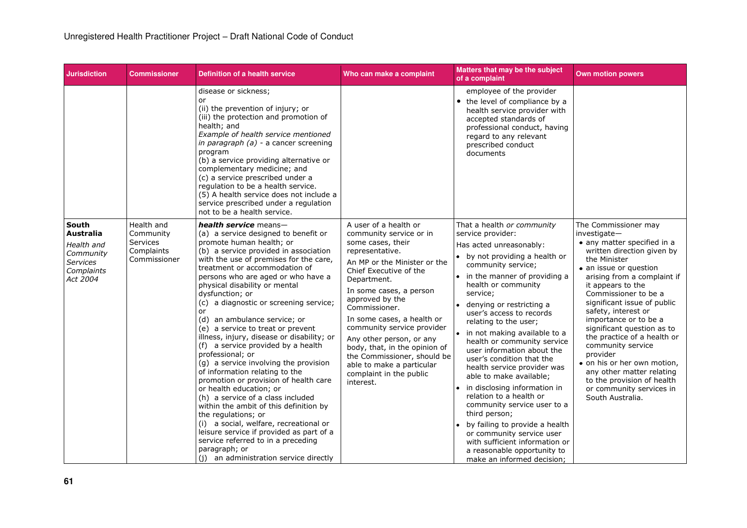| Jurisdiction | Commissioner | Definition of a health service | Who can make a complaint | Matters that may be the subject of a complaint | Own motion powers |
|---|---|---|---|---|---|
| | | disease or sickness;<br>or<br>(ii) the prevention of injury; or<br>(iii) the protection and promotion of health; and<br>*Example of health service mentioned in paragraph (a)* - a cancer screening program<br>(b) a service providing alternative or complementary medicine; and<br>(c) a service prescribed under a regulation to be a health service.<br>(5) A health service does not include a service prescribed under a regulation not to be a health service. | | employee of the provider<br>• the level of compliance by a health service provider with accepted standards of professional conduct, having regard to any relevant prescribed conduct documents | |
| **South Australia**<br>*Health and Community Services Complaints Act 2004* | Health and Community Services Complaints Commissioner | ***health service*** means—<br>(a) a service designed to benefit or promote human health; or<br>(b) a service provided in association with the use of premises for the care, treatment or accommodation of persons who are aged or who have a physical disability or mental dysfunction; or<br>(c) a diagnostic or screening service; or<br>(d) an ambulance service; or<br>(e) a service to treat or prevent illness, injury, disease or disability; or<br>(f) a service provided by a health professional; or<br>(g) a service involving the provision of information relating to the promotion or provision of health care or health education; or<br>(h) a service of a class included within the ambit of this definition by the regulations; or<br>(i) a social, welfare, recreational or leisure service if provided as part of a service referred to in a preceding paragraph; or<br>(j) an administration service directly | A user of a health or community service or in some cases, their representative.<br>An MP or the Minister or the Chief Executive of the Department.<br>In some cases, a person approved by the Commissioner.<br>In some cases, a health or community service provider<br>Any other person, or any body, that, in the opinion of the Commissioner, should be able to make a particular complaint in the public interest. | That a health *or community* service provider:<br>Has acted unreasonably:<br>• by not providing a health or community service;<br>• in the manner of providing a health or community service;<br>• denying or restricting a user's access to records relating to the user;<br>• in not making available to a health or community service user information about the user's condition that the health service provider was able to make available;<br>• in disclosing information in relation to a health or community service user to a third person;<br>• by failing to provide a health or community service user with sufficient information or a reasonable opportunity to make an informed decision; | The Commissioner may investigate—<br>• any matter specified in a written direction given by the Minister<br>• an issue or question arising from a complaint if it appears to the Commissioner to be a significant issue of public safety, interest or importance or to be a significant question as to the practice of a health or community service provider<br>• on his or her own motion, any other matter relating to the provision of health or community services in South Australia. |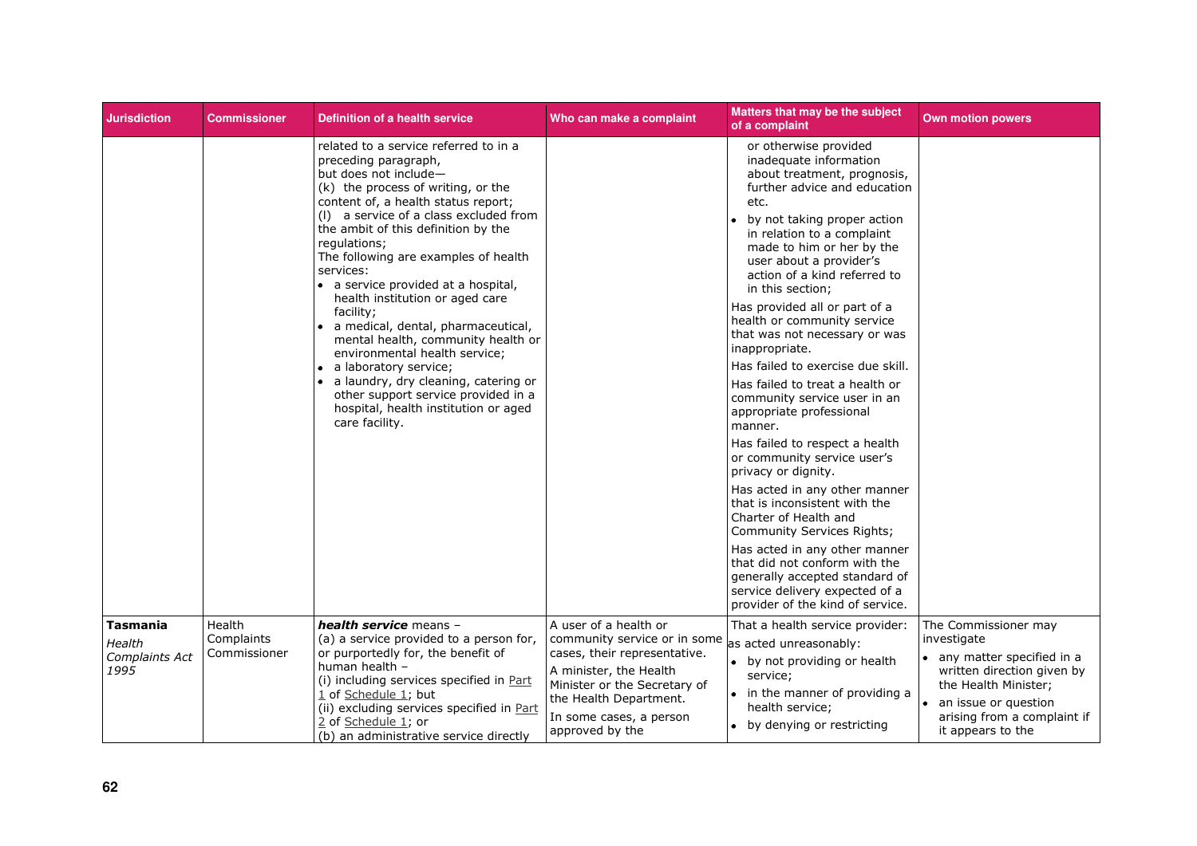| Jurisdiction | Commissioner | Definition of a health service | Who can make a complaint | Matters that may be the subject of a complaint | Own motion powers |
|---|---|---|---|---|---|
| | | related to a service referred to in a preceding paragraph,<br>but does not include—<br>(k) the process of writing, or the content of, a health status report;<br>(l) a service of a class excluded from the ambit of this definition by the regulations;<br>The following are examples of health services:<br>• a service provided at a hospital, health institution or aged care facility;<br>• a medical, dental, pharmaceutical, mental health, community health or environmental health service;<br>• a laboratory service;<br>• a laundry, dry cleaning, catering or other support service provided in a hospital, health institution or aged care facility. | | or otherwise provided inadequate information about treatment, prognosis, further advice and education etc.<br>• by not taking proper action in relation to a complaint made to him or her by the user about a provider's action of a kind referred to in this section;<br>Has provided all or part of a health or community service that was not necessary or was inappropriate.<br>Has failed to exercise due skill.<br>Has failed to treat a health or community service user in an appropriate professional manner.<br>Has failed to respect a health or community service user's privacy or dignity.<br>Has acted in any other manner that is inconsistent with the Charter of Health and Community Services Rights;<br>Has acted in any other manner that did not conform with the generally accepted standard of service delivery expected of a provider of the kind of service. | |
| **Tasmania**<br>*Health Complaints Act 1995* | Health Complaints Commissioner | ***health service*** means –<br>(a) a service provided to a person for, or purportedly for, the benefit of human health –<br>(i) including services specified in Part 1 of Schedule 1; but<br>(ii) excluding services specified in Part 2 of Schedule 1; or<br>(b) an administrative service directly | A user of a health or community service or in some cases, their representative.<br>A minister, the Health Minister or the Secretary of the Health Department.<br>In some cases, a person approved by the | That a health service provider: as acted unreasonably:<br>• by not providing or health service;<br>• in the manner of providing a health service;<br>• by denying or restricting | The Commissioner may investigate<br>• any matter specified in a written direction given by the Health Minister;<br>• an issue or question arising from a complaint if it appears to the |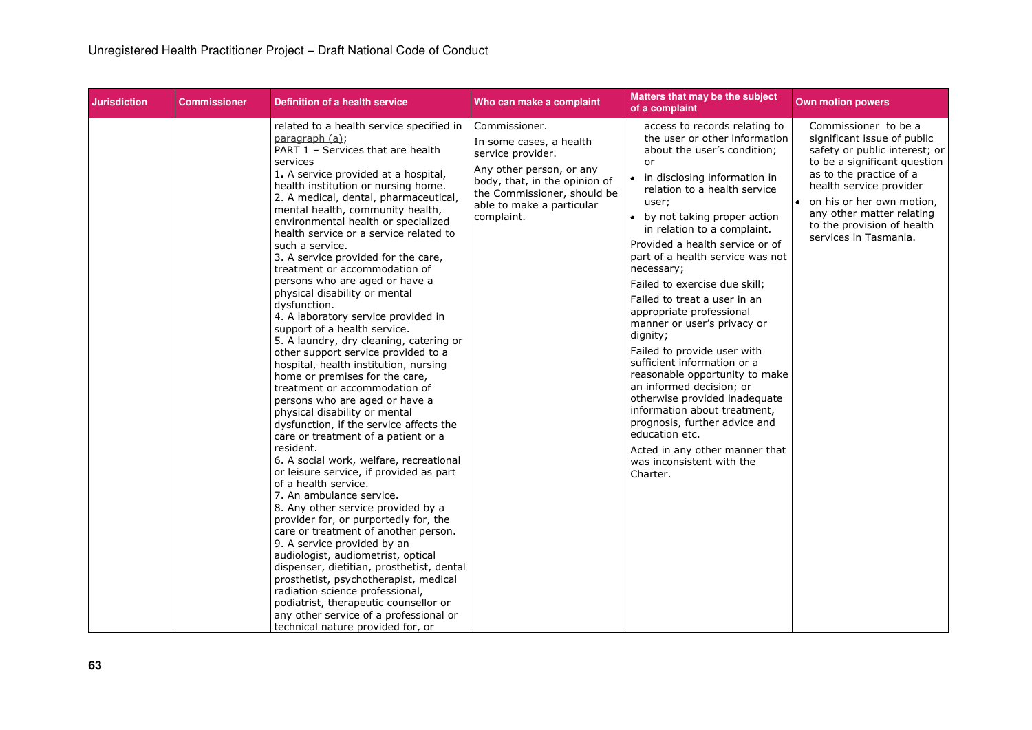| Jurisdiction | Commissioner | Definition of a health service | Who can make a complaint | Matters that may be the subject of a complaint | Own motion powers |
|---|---|---|---|---|---|
| | | related to a health service specified in paragraph (a);<br>PART 1 – Services that are health services<br>1. A service provided at a hospital, health institution or nursing home.<br>2. A medical, dental, pharmaceutical, mental health, community health, environmental health or specialized health service or a service related to such a service.<br>3. A service provided for the care, treatment or accommodation of persons who are aged or have a physical disability or mental dysfunction.<br>4. A laboratory service provided in support of a health service.<br>5. A laundry, dry cleaning, catering or other support service provided to a hospital, health institution, nursing home or premises for the care, treatment or accommodation of persons who are aged or have a physical disability or mental dysfunction, if the service affects the care or treatment of a patient or a resident.<br>6. A social work, welfare, recreational or leisure service, if provided as part of a health service.<br>7. An ambulance service.<br>8. Any other service provided by a provider for, or purportedly for, the care or treatment of another person.<br>9. A service provided by an audiologist, audiometrist, optical dispenser, dietitian, prosthetist, dental prosthetist, psychotherapist, medical radiation science professional, podiatrist, therapeutic counsellor or any other service of a professional or technical nature provided for, or | Commissioner.<br>In some cases, a health service provider.<br>Any other person, or any body, that, in the opinion of the Commissioner, should be able to make a particular complaint. | access to records relating to the user or other information about the user's condition; or<br>• in disclosing information in relation to a health service user;<br>• by not taking proper action in relation to a complaint.<br>Provided a health service or of part of a health service was not necessary;<br>Failed to exercise due skill;<br>Failed to treat a user in an appropriate professional manner or user's privacy or dignity;<br>Failed to provide user with sufficient information or a reasonable opportunity to make an informed decision; or otherwise provided inadequate information about treatment, prognosis, further advice and education etc.<br>Acted in any other manner that was inconsistent with the Charter. | Commissioner to be a significant issue of public safety or public interest; or to be a significant question as to the practice of a health service provider<br>• on his or her own motion, any other matter relating to the provision of health services in Tasmania. |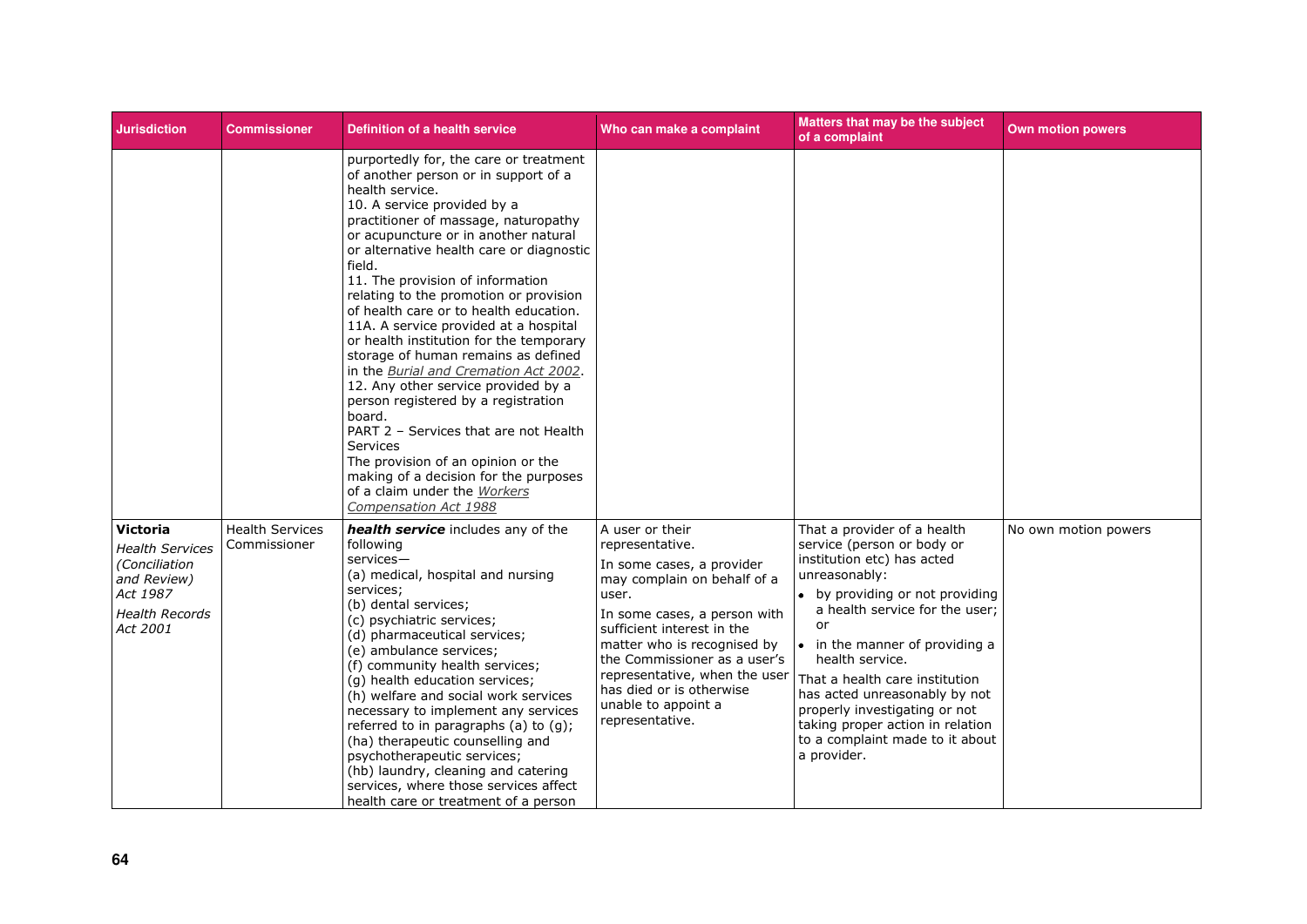| Jurisdiction | Commissioner | Definition of a health service | Who can make a complaint | Matters that may be the subject of a complaint | Own motion powers |
|---|---|---|---|---|---|
| | | purportedly for, the care or treatment of another person or in support of a health service.<br>10. A service provided by a practitioner of massage, naturopathy or acupuncture or in another natural or alternative health care or diagnostic field.<br>11. The provision of information relating to the promotion or provision of health care or to health education.<br>11A. A service provided at a hospital or health institution for the temporary storage of human remains as defined in the *Burial and Cremation Act 2002*.<br>12. Any other service provided by a person registered by a registration board.<br>PART 2 – Services that are not Health Services<br>The provision of an opinion or the making of a decision for the purposes of a claim under the *Workers Compensation Act 1988* | | | |
| **Victoria**<br>*Health Services (Conciliation and Review) Act 1987*<br>*Health Records Act 2001* | Health Services Commissioner | ***health service*** includes any of the following services—<br>(a) medical, hospital and nursing services;<br>(b) dental services;<br>(c) psychiatric services;<br>(d) pharmaceutical services;<br>(e) ambulance services;<br>(f) community health services;<br>(g) health education services;<br>(h) welfare and social work services necessary to implement any services referred to in paragraphs (a) to (g);<br>(ha) therapeutic counselling and psychotherapeutic services;<br>(hb) laundry, cleaning and catering services, where those services affect health care or treatment of a person | A user or their representative.<br>In some cases, a provider may complain on behalf of a user.<br>In some cases, a person with sufficient interest in the matter who is recognised by the Commissioner as a user's representative, when the user has died or is otherwise unable to appoint a representative. | That a provider of a health service (person or body or institution etc) has acted unreasonably:<br>• by providing or not providing a health service for the user; or<br>• in the manner of providing a health service.<br>That a health care institution has acted unreasonably by not properly investigating or not taking proper action in relation to a complaint made to it about a provider. | No own motion powers |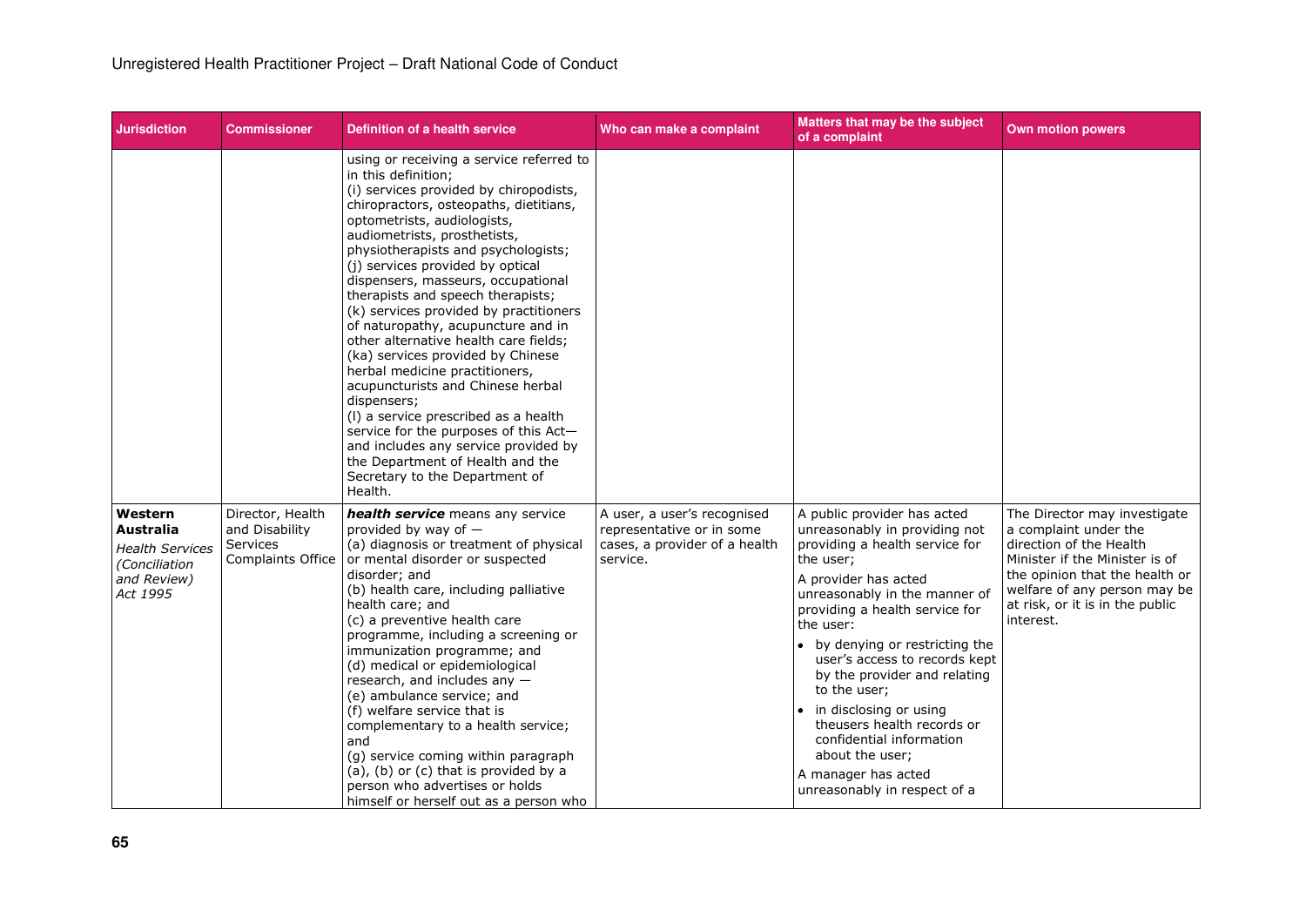| Jurisdiction | Commissioner | Definition of a health service | Who can make a complaint | Matters that may be the subject of a complaint | Own motion powers |
|---|---|---|---|---|---|
| | | using or receiving a service referred to in this definition;<br>(i) services provided by chiropodists, chiropractors, osteopaths, dietitians, optometrists, audiologists, audiometrists, prosthetists, physiotherapists and psychologists;<br>(j) services provided by optical dispensers, masseurs, occupational therapists and speech therapists;<br>(k) services provided by practitioners of naturopathy, acupuncture and in other alternative health care fields;<br>(ka) services provided by Chinese herbal medicine practitioners, acupuncturists and Chinese herbal dispensers;<br>(l) a service prescribed as a health service for the purposes of this Act—<br>and includes any service provided by the Department of Health and the Secretary to the Department of Health. | | | |
| **Western Australia**<br>*Health Services (Conciliation and Review) Act 1995* | Director, Health and Disability Services Complaints Office | ***health service*** means any service provided by way of —<br>(a) diagnosis or treatment of physical or mental disorder or suspected disorder; and<br>(b) health care, including palliative health care; and<br>(c) a preventive health care programme, including a screening or immunization programme; and<br>(d) medical or epidemiological research, and includes any —<br>(e) ambulance service; and<br>(f) welfare service that is complementary to a health service; and<br>(g) service coming within paragraph (a), (b) or (c) that is provided by a person who advertises or holds himself or herself out as a person who | A user, a user's recognised representative or in some cases, a provider of a health service. | A public provider has acted unreasonably in providing not providing a health service for the user;<br>A provider has acted unreasonably in the manner of providing a health service for the user:<br>• by denying or restricting the user's access to records kept by the provider and relating to the user;<br>• in disclosing or using theusers health records or confidential information about the user;<br>A manager has acted unreasonably in respect of a | The Director may investigate a complaint under the direction of the Health Minister if the Minister is of the opinion that the health or welfare of any person may be at risk, or it is in the public interest. |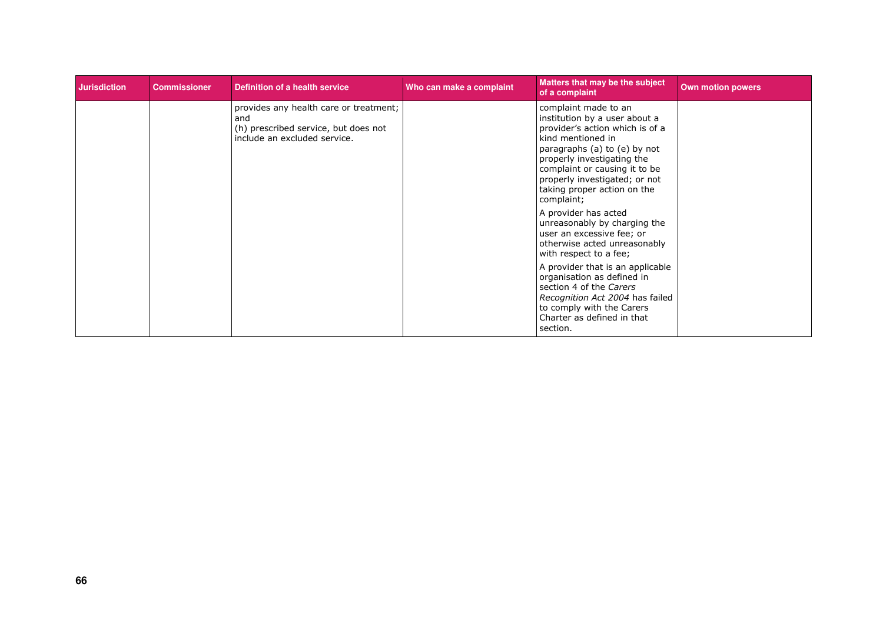| Jurisdiction | Commissioner | Definition of a health service | Who can make a complaint | Matters that may be the subject of a complaint | Own motion powers |
|---|---|---|---|---|---|
| | | provides any health care or treatment; and<br>(h) prescribed service, but does not include an excluded service. | | complaint made to an institution by a user about a provider's action which is of a kind mentioned in paragraphs (a) to (e) by not properly investigating the complaint or causing it to be properly investigated; or not taking proper action on the complaint;<br><br>A provider has acted unreasonably by charging the user an excessive fee; or otherwise acted unreasonably with respect to a fee;<br><br>A provider that is an applicable organisation as defined in section 4 of the *Carers Recognition Act 2004* has failed to comply with the Carers Charter as defined in that section. | |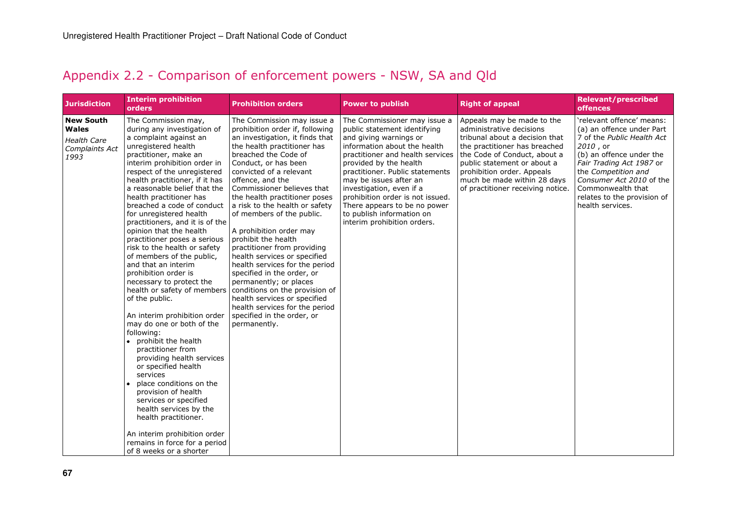## Appendix 2.2 - Comparison of enforcement powers - NSW, SA and Qld

| Jurisdiction | Interim prohibition orders | Prohibition orders | Power to publish | Right of appeal | Relevant/prescribed offences |
|---|---|---|---|---|---|
| **New South Wales** *Health Care Complaints Act 1993* | The Commission may, during any investigation of a complaint against an unregistered health practitioner, make an interim prohibition order in respect of the unregistered health practitioner, if it has a reasonable belief that the health practitioner has breached a code of conduct for unregistered health practitioners, and it is of the opinion that the health practitioner poses a serious risk to the health or safety of members of the public, and that an interim prohibition order is necessary to protect the health or safety of members of the public. <br><br> An interim prohibition order may do one or both of the following: <br>• prohibit the health practitioner from providing health services or specified health services <br>• place conditions on the provision of health services or specified health services by the health practitioner. <br><br> An interim prohibition order remains in force for a period of 8 weeks or a shorter | The Commission may issue a prohibition order if, following an investigation, it finds that the health practitioner has breached the Code of Conduct, or has been convicted of a relevant offence, and the Commissioner believes that the health practitioner poses a risk to the health or safety of members of the public. <br><br> A prohibition order may prohibit the health practitioner from providing health services or specified health services for the period specified in the order, or permanently; or places conditions on the provision of health services or specified health services for the period specified in the order, or permanently. | The Commissioner may issue a public statement identifying and giving warnings or information about the health practitioner and health services provided by the health practitioner. Public statements may be issues after an investigation, even if a prohibition order is not issued. There appears to be no power to publish information on interim prohibition orders. | Appeals may be made to the administrative decisions tribunal about a decision that the practitioner has breached the Code of Conduct, about a public statement or about a prohibition order. Appeals much be made within 28 days of practitioner receiving notice. | 'relevant offence' means: <br>(a) an offence under Part 7 of the *Public Health Act 2010* , or <br>(b) an offence under the *Fair Trading Act 1987* or the *Competition and Consumer Act 2010* of the Commonwealth that relates to the provision of health services. |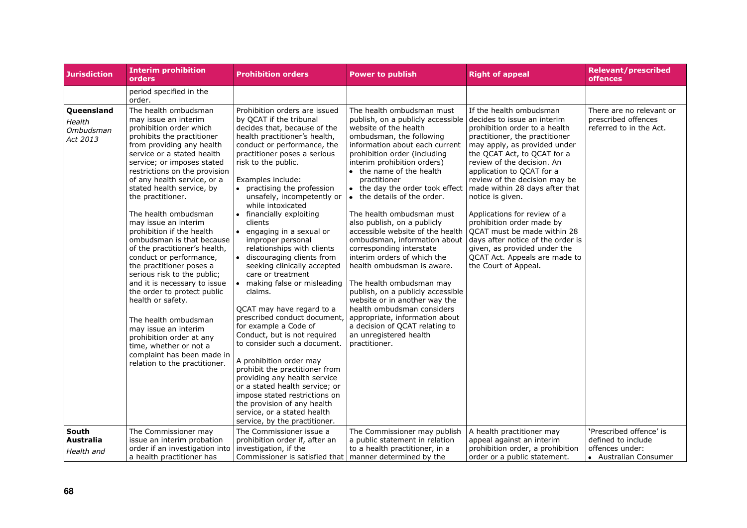| Jurisdiction | Interim prohibition orders | Prohibition orders | Power to publish | Right of appeal | Relevant/prescribed offences |
|---|---|---|---|---|---|
| | period specified in the order. | | | | |
| **Queensland** *Health Ombudsman Act 2013* | The health ombudsman may issue an interim prohibition order which prohibits the practitioner from providing any health service or a stated health service; or imposes stated restrictions on the provision of any health service, or a stated health service, by the practitioner.<br><br>The health ombudsman may issue an interim prohibition if the health ombudsman is that because of the practitioner's health, conduct or performance, the practitioner poses a serious risk to the public; and it is necessary to issue the order to protect public health or safety.<br><br>The health ombudsman may issue an interim prohibition order at any time, whether or not a complaint has been made in relation to the practitioner. | Prohibition orders are issued by QCAT if the tribunal decides that, because of the health practitioner's health, conduct or performance, the practitioner poses a serious risk to the public.<br><br>Examples include:<br>• practising the profession unsafely, incompetently or while intoxicated<br>• financially exploiting clients<br>• engaging in a sexual or improper personal relationships with clients<br>• discouraging clients from seeking clinically accepted care or treatment<br>• making false or misleading claims.<br><br>QCAT may have regard to a prescribed conduct document, for example a Code of Conduct, but is not required to consider such a document.<br><br>A prohibition order may prohibit the practitioner from providing any health service or a stated health service; or impose stated restrictions on the provision of any health service, or a stated health service, by the practitioner. | The health ombudsman must publish, on a publicly accessible website of the health ombudsman, the following information about each current prohibition order (including interim prohibition orders)<br>• the name of the health practitioner<br>• the day the order took effect<br>• the details of the order.<br><br>The health ombudsman must also publish, on a publicly accessible website of the health ombudsman, information about corresponding interstate interim orders of which the health ombudsman is aware.<br><br>The health ombudsman may publish, on a publicly accessible website or in another way the health ombudsman considers appropriate, information about a decision of QCAT relating to an unregistered health practitioner. | If the health ombudsman decides to issue an interim prohibition order to a health practitioner, the practitioner may apply, as provided under the QCAT Act, to QCAT for a review of the decision. An application to QCAT for a review of the decision may be made within 28 days after that notice is given.<br><br>Applications for review of a prohibition order made by QCAT must be made within 28 days after notice of the order is given, as provided under the QCAT Act. Appeals are made to the Court of Appeal. | There are no relevant or prescribed offences referred to in the Act. |
| **South Australia** *Health and* | The Commissioner may issue an interim probation order if an investigation into a health practitioner has | The Commissioner issue a prohibition order if, after an investigation, if the Commissioner is satisfied that | The Commissioner may publish a public statement in relation to a health practitioner, in a manner determined by the | A health practitioner may appeal against an interim prohibition order, a prohibition order or a public statement. | 'Prescribed offence' is defined to include offences under:<br>• Australian Consumer |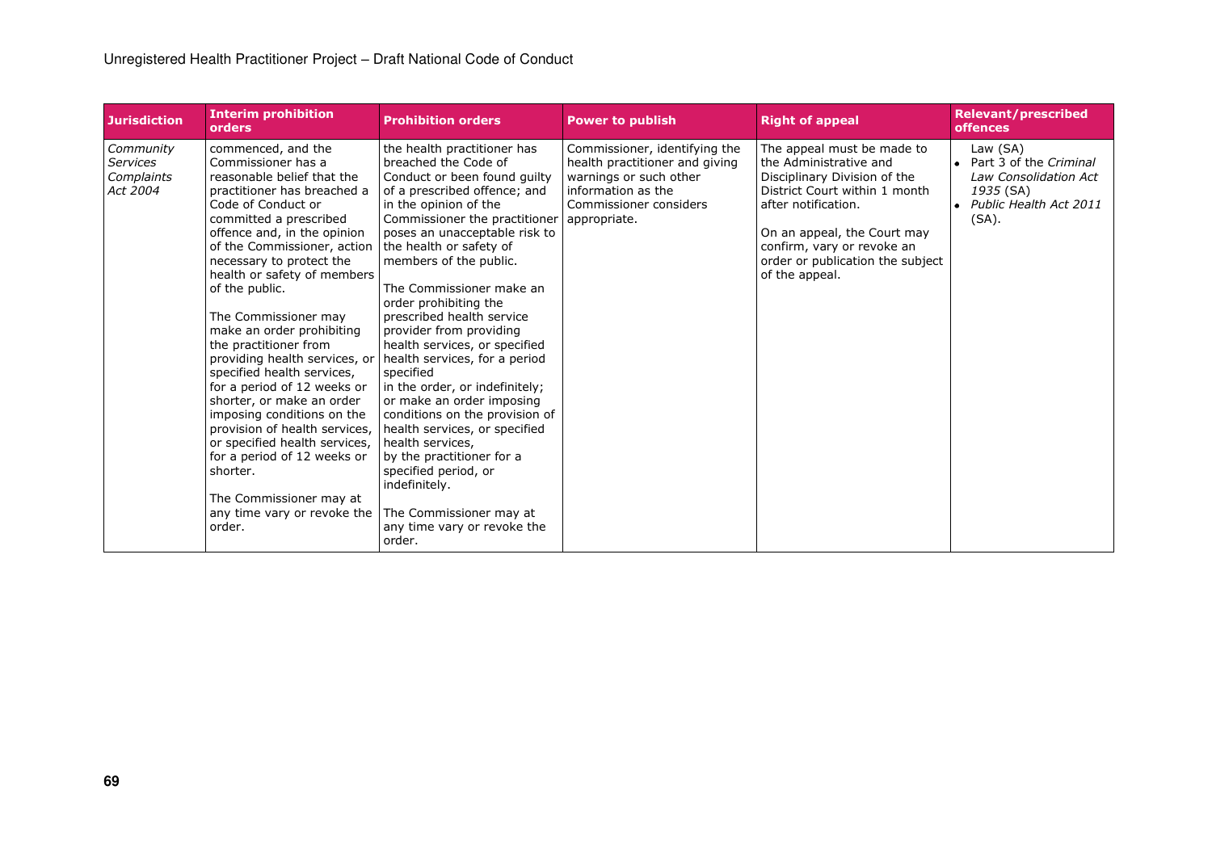| Jurisdiction | Interim prohibition orders | Prohibition orders | Power to publish | Right of appeal | Relevant/prescribed offences |
|---|---|---|---|---|---|
| *Community Services Complaints Act 2004* | commenced, and the Commissioner has a reasonable belief that the practitioner has breached a Code of Conduct or committed a prescribed offence and, in the opinion of the Commissioner, action necessary to protect the health or safety of members of the public.<br><br>The Commissioner may make an order prohibiting the practitioner from providing health services, or specified health services, for a period of 12 weeks or shorter, or make an order imposing conditions on the provision of health services, or specified health services, for a period of 12 weeks or shorter.<br><br>The Commissioner may at any time vary or revoke the order. | the health practitioner has breached the Code of Conduct or been found guilty of a prescribed offence; and in the opinion of the Commissioner the practitioner poses an unacceptable risk to the health or safety of members of the public.<br><br>The Commissioner make an order prohibiting the prescribed health service provider from providing health services, or specified health services, for a period specified in the order, or indefinitely; or make an order imposing conditions on the provision of health services, or specified health services, by the practitioner for a specified period, or indefinitely.<br><br>The Commissioner may at any time vary or revoke the order. | Commissioner, identifying the health practitioner and giving warnings or such other information as the Commissioner considers appropriate. | The appeal must be made to the Administrative and Disciplinary Division of the District Court within 1 month after notification.<br><br>On an appeal, the Court may confirm, vary or revoke an order or publication the subject of the appeal. | Law (SA)<br>• Part 3 of the *Criminal Law Consolidation Act 1935* (SA)<br>• *Public Health Act 2011* (SA). |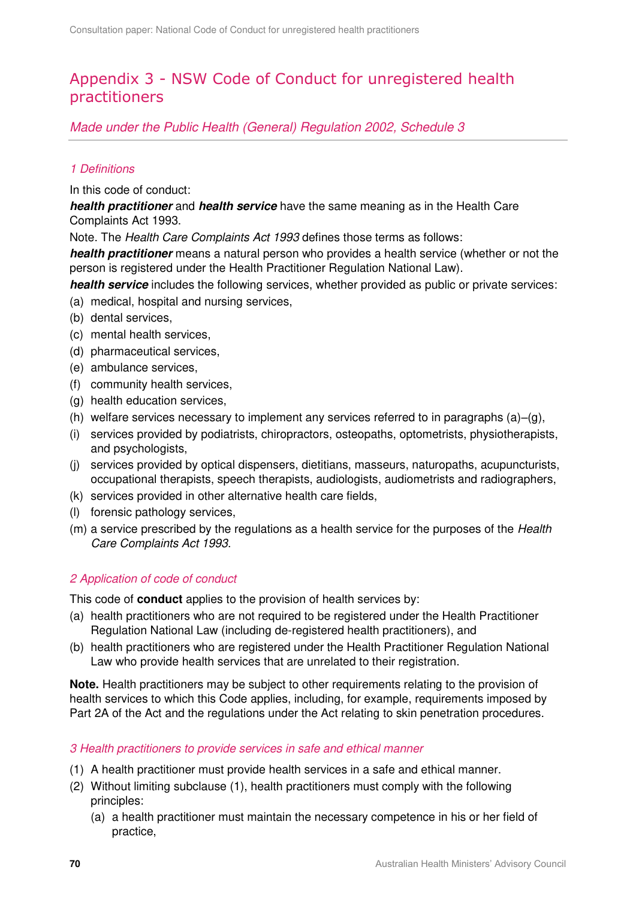## Appendix 3 - NSW Code of Conduct for unregistered health practitioners

*Made under the Public Health (General) Regulation 2002, Schedule 3*

### *1 Definitions*

In this code of conduct:

***health practitioner*** and ***health service*** have the same meaning as in the Health Care Complaints Act 1993.

Note. The *Health Care Complaints Act 1993* defines those terms as follows:

***health practitioner*** means a natural person who provides a health service (whether or not the person is registered under the Health Practitioner Regulation National Law).

***health service*** includes the following services, whether provided as public or private services:

(a) medical, hospital and nursing services,
(b) dental services,
(c) mental health services,
(d) pharmaceutical services,
(e) ambulance services,
(f) community health services,
(g) health education services,
(h) welfare services necessary to implement any services referred to in paragraphs (a)–(g),
(i) services provided by podiatrists, chiropractors, osteopaths, optometrists, physiotherapists, and psychologists,
(j) services provided by optical dispensers, dietitians, masseurs, naturopaths, acupuncturists, occupational therapists, speech therapists, audiologists, audiometrists and radiographers,
(k) services provided in other alternative health care fields,
(l) forensic pathology services,
(m) a service prescribed by the regulations as a health service for the purposes of the *Health Care Complaints Act 1993*.

### *2 Application of code of conduct*

This code of **conduct** applies to the provision of health services by:

(a) health practitioners who are not required to be registered under the Health Practitioner Regulation National Law (including de-registered health practitioners), and
(b) health practitioners who are registered under the Health Practitioner Regulation National Law who provide health services that are unrelated to their registration.

**Note.** Health practitioners may be subject to other requirements relating to the provision of health services to which this Code applies, including, for example, requirements imposed by Part 2A of the Act and the regulations under the Act relating to skin penetration procedures.

### *3 Health practitioners to provide services in safe and ethical manner*

(1) A health practitioner must provide health services in a safe and ethical manner.
(2) Without limiting subclause (1), health practitioners must comply with the following principles:
    (a) a health practitioner must maintain the necessary competence in his or her field of practice,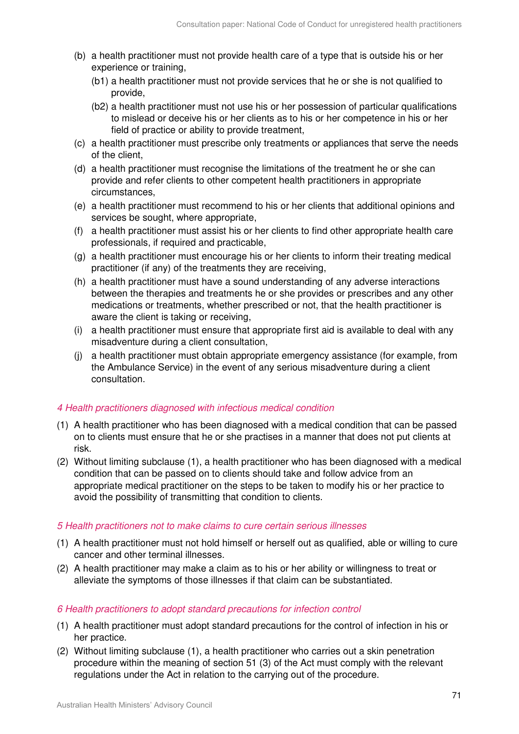(b) a health practitioner must not provide health care of a type that is outside his or her experience or training,

   (b1) a health practitioner must not provide services that he or she is not qualified to provide,

   (b2) a health practitioner must not use his or her possession of particular qualifications to mislead or deceive his or her clients as to his or her competence in his or her field of practice or ability to provide treatment,

(c) a health practitioner must prescribe only treatments or appliances that serve the needs of the client,

(d) a health practitioner must recognise the limitations of the treatment he or she can provide and refer clients to other competent health practitioners in appropriate circumstances,

(e) a health practitioner must recommend to his or her clients that additional opinions and services be sought, where appropriate,

(f) a health practitioner must assist his or her clients to find other appropriate health care professionals, if required and practicable,

(g) a health practitioner must encourage his or her clients to inform their treating medical practitioner (if any) of the treatments they are receiving,

(h) a health practitioner must have a sound understanding of any adverse interactions between the therapies and treatments he or she provides or prescribes and any other medications or treatments, whether prescribed or not, that the health practitioner is aware the client is taking or receiving,

(i) a health practitioner must ensure that appropriate first aid is available to deal with any misadventure during a client consultation,

(j) a health practitioner must obtain appropriate emergency assistance (for example, from the Ambulance Service) in the event of any serious misadventure during a client consultation.

### *4 Health practitioners diagnosed with infectious medical condition*

(1) A health practitioner who has been diagnosed with a medical condition that can be passed on to clients must ensure that he or she practises in a manner that does not put clients at risk.

(2) Without limiting subclause (1), a health practitioner who has been diagnosed with a medical condition that can be passed on to clients should take and follow advice from an appropriate medical practitioner on the steps to be taken to modify his or her practice to avoid the possibility of transmitting that condition to clients.

### *5 Health practitioners not to make claims to cure certain serious illnesses*

(1) A health practitioner must not hold himself or herself out as qualified, able or willing to cure cancer and other terminal illnesses.

(2) A health practitioner may make a claim as to his or her ability or willingness to treat or alleviate the symptoms of those illnesses if that claim can be substantiated.

### *6 Health practitioners to adopt standard precautions for infection control*

(1) A health practitioner must adopt standard precautions for the control of infection in his or her practice.

(2) Without limiting subclause (1), a health practitioner who carries out a skin penetration procedure within the meaning of section 51 (3) of the Act must comply with the relevant regulations under the Act in relation to the carrying out of the procedure.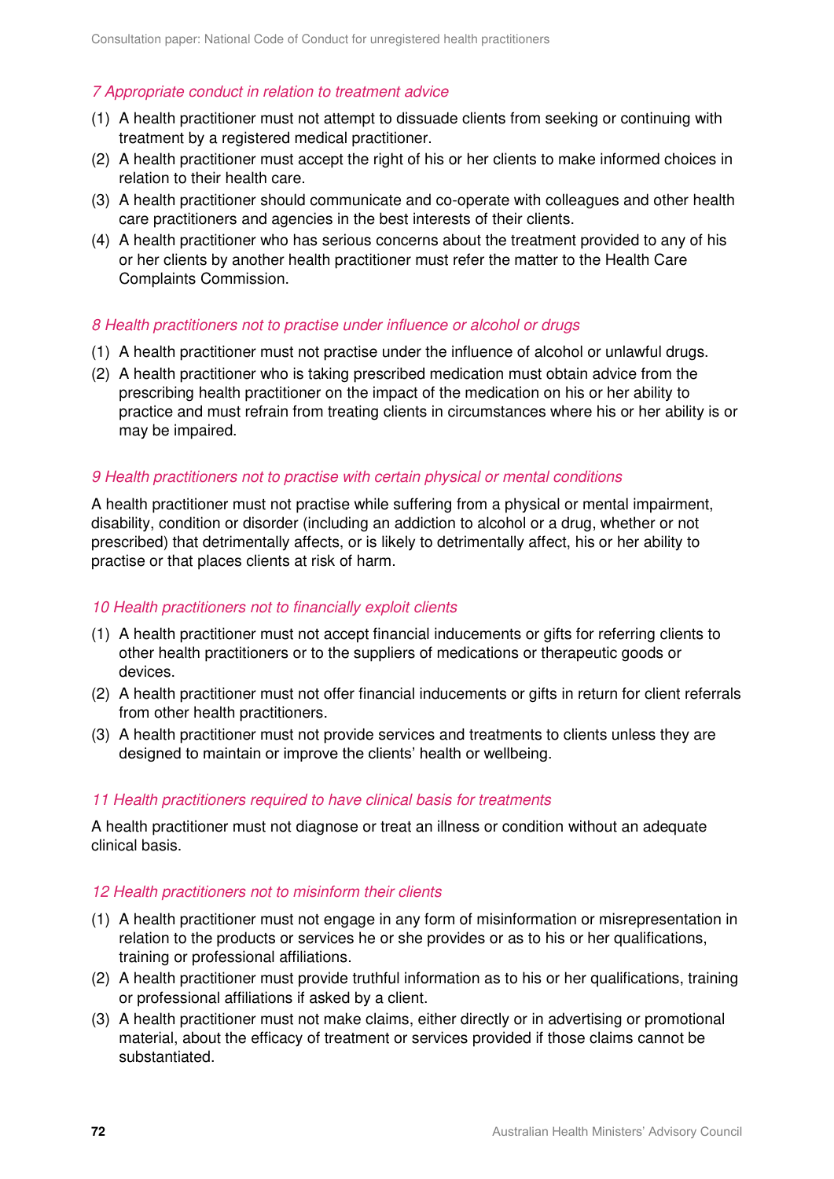*7 Appropriate conduct in relation to treatment advice*

(1) A health practitioner must not attempt to dissuade clients from seeking or continuing with treatment by a registered medical practitioner.
(2) A health practitioner must accept the right of his or her clients to make informed choices in relation to their health care.
(3) A health practitioner should communicate and co-operate with colleagues and other health care practitioners and agencies in the best interests of their clients.
(4) A health practitioner who has serious concerns about the treatment provided to any of his or her clients by another health practitioner must refer the matter to the Health Care Complaints Commission.

*8 Health practitioners not to practise under influence or alcohol or drugs*

(1) A health practitioner must not practise under the influence of alcohol or unlawful drugs.
(2) A health practitioner who is taking prescribed medication must obtain advice from the prescribing health practitioner on the impact of the medication on his or her ability to practice and must refrain from treating clients in circumstances where his or her ability is or may be impaired.

*9 Health practitioners not to practise with certain physical or mental conditions*

A health practitioner must not practise while suffering from a physical or mental impairment, disability, condition or disorder (including an addiction to alcohol or a drug, whether or not prescribed) that detrimentally affects, or is likely to detrimentally affect, his or her ability to practise or that places clients at risk of harm.

*10 Health practitioners not to financially exploit clients*

(1) A health practitioner must not accept financial inducements or gifts for referring clients to other health practitioners or to the suppliers of medications or therapeutic goods or devices.
(2) A health practitioner must not offer financial inducements or gifts in return for client referrals from other health practitioners.
(3) A health practitioner must not provide services and treatments to clients unless they are designed to maintain or improve the clients' health or wellbeing.

*11 Health practitioners required to have clinical basis for treatments*

A health practitioner must not diagnose or treat an illness or condition without an adequate clinical basis.

*12 Health practitioners not to misinform their clients*

(1) A health practitioner must not engage in any form of misinformation or misrepresentation in relation to the products or services he or she provides or as to his or her qualifications, training or professional affiliations.
(2) A health practitioner must provide truthful information as to his or her qualifications, training or professional affiliations if asked by a client.
(3) A health practitioner must not make claims, either directly or in advertising or promotional material, about the efficacy of treatment or services provided if those claims cannot be substantiated.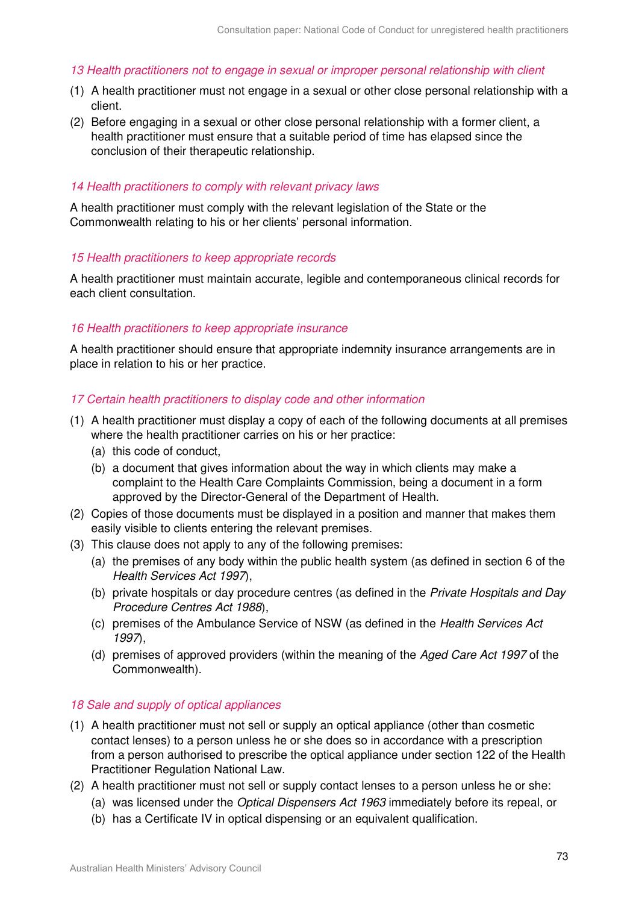*13 Health practitioners not to engage in sexual or improper personal relationship with client*

(1) A health practitioner must not engage in a sexual or other close personal relationship with a client.

(2) Before engaging in a sexual or other close personal relationship with a former client, a health practitioner must ensure that a suitable period of time has elapsed since the conclusion of their therapeutic relationship.

*14 Health practitioners to comply with relevant privacy laws*

A health practitioner must comply with the relevant legislation of the State or the Commonwealth relating to his or her clients' personal information.

*15 Health practitioners to keep appropriate records*

A health practitioner must maintain accurate, legible and contemporaneous clinical records for each client consultation.

*16 Health practitioners to keep appropriate insurance*

A health practitioner should ensure that appropriate indemnity insurance arrangements are in place in relation to his or her practice.

*17 Certain health practitioners to display code and other information*

(1) A health practitioner must display a copy of each of the following documents at all premises where the health practitioner carries on his or her practice:
   - (a) this code of conduct,
   - (b) a document that gives information about the way in which clients may make a complaint to the Health Care Complaints Commission, being a document in a form approved by the Director-General of the Department of Health.

(2) Copies of those documents must be displayed in a position and manner that makes them easily visible to clients entering the relevant premises.

(3) This clause does not apply to any of the following premises:
   - (a) the premises of any body within the public health system (as defined in section 6 of the *Health Services Act 1997*),
   - (b) private hospitals or day procedure centres (as defined in the *Private Hospitals and Day Procedure Centres Act 1988*),
   - (c) premises of the Ambulance Service of NSW (as defined in the *Health Services Act 1997*),
   - (d) premises of approved providers (within the meaning of the *Aged Care Act 1997* of the Commonwealth).

*18 Sale and supply of optical appliances*

(1) A health practitioner must not sell or supply an optical appliance (other than cosmetic contact lenses) to a person unless he or she does so in accordance with a prescription from a person authorised to prescribe the optical appliance under section 122 of the Health Practitioner Regulation National Law.

(2) A health practitioner must not sell or supply contact lenses to a person unless he or she:
   - (a) was licensed under the *Optical Dispensers Act 1963* immediately before its repeal, or
   - (b) has a Certificate IV in optical dispensing or an equivalent qualification.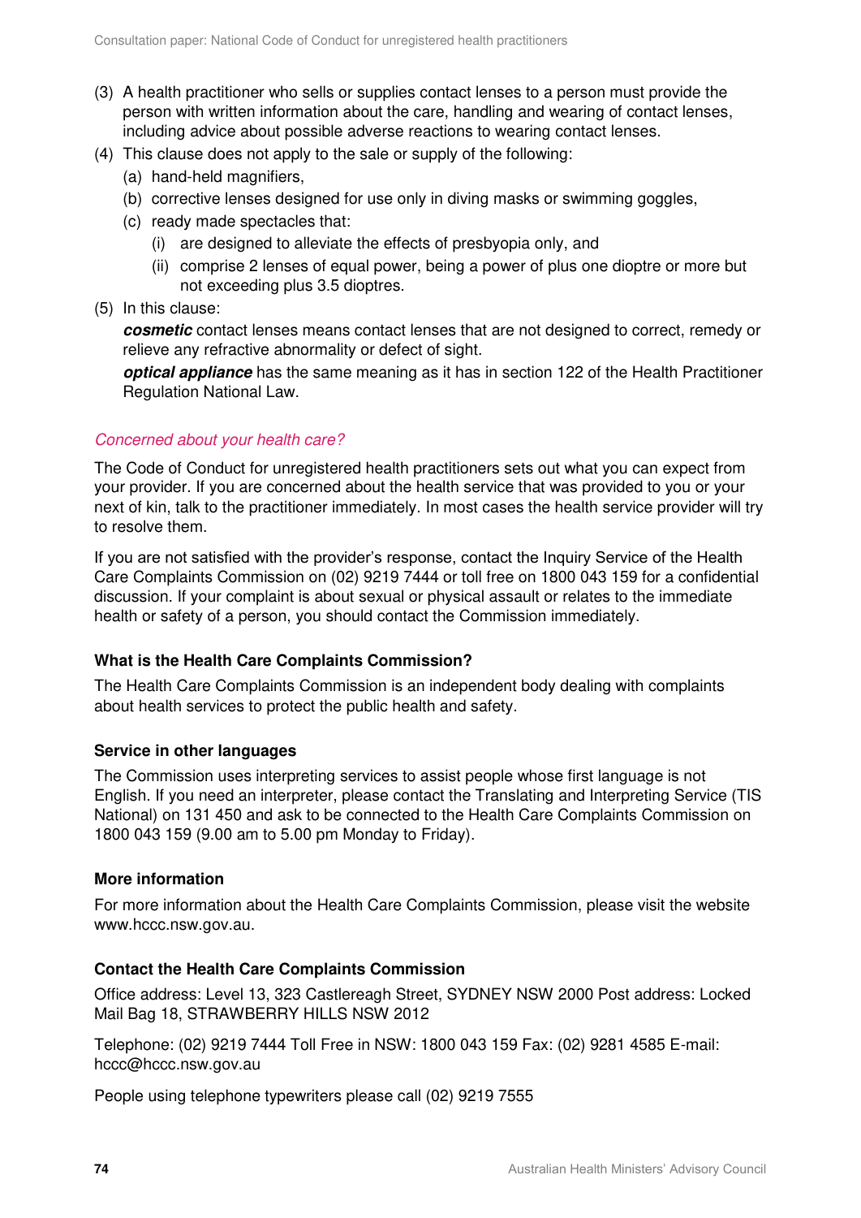(3) A health practitioner who sells or supplies contact lenses to a person must provide the person with written information about the care, handling and wearing of contact lenses, including advice about possible adverse reactions to wearing contact lenses.

(4) This clause does not apply to the sale or supply of the following:

   (a) hand-held magnifiers,

   (b) corrective lenses designed for use only in diving masks or swimming goggles,

   (c) ready made spectacles that:

      (i) are designed to alleviate the effects of presbyopia only, and

      (ii) comprise 2 lenses of equal power, being a power of plus one dioptre or more but not exceeding plus 3.5 dioptres.

(5) In this clause:

   ***cosmetic*** contact lenses means contact lenses that are not designed to correct, remedy or relieve any refractive abnormality or defect of sight.

   ***optical appliance*** has the same meaning as it has in section 122 of the Health Practitioner Regulation National Law.

*Concerned about your health care?*

The Code of Conduct for unregistered health practitioners sets out what you can expect from your provider. If you are concerned about the health service that was provided to you or your next of kin, talk to the practitioner immediately. In most cases the health service provider will try to resolve them.

If you are not satisfied with the provider's response, contact the Inquiry Service of the Health Care Complaints Commission on (02) 9219 7444 or toll free on 1800 043 159 for a confidential discussion. If your complaint is about sexual or physical assault or relates to the immediate health or safety of a person, you should contact the Commission immediately.

**What is the Health Care Complaints Commission?**

The Health Care Complaints Commission is an independent body dealing with complaints about health services to protect the public health and safety.

**Service in other languages**

The Commission uses interpreting services to assist people whose first language is not English. If you need an interpreter, please contact the Translating and Interpreting Service (TIS National) on 131 450 and ask to be connected to the Health Care Complaints Commission on 1800 043 159 (9.00 am to 5.00 pm Monday to Friday).

**More information**

For more information about the Health Care Complaints Commission, please visit the website www.hccc.nsw.gov.au.

**Contact the Health Care Complaints Commission**

Office address: Level 13, 323 Castlereagh Street, SYDNEY NSW 2000 Post address: Locked Mail Bag 18, STRAWBERRY HILLS NSW 2012

Telephone: (02) 9219 7444 Toll Free in NSW: 1800 043 159 Fax: (02) 9281 4585 E-mail: hccc@hccc.nsw.gov.au

People using telephone typewriters please call (02) 9219 7555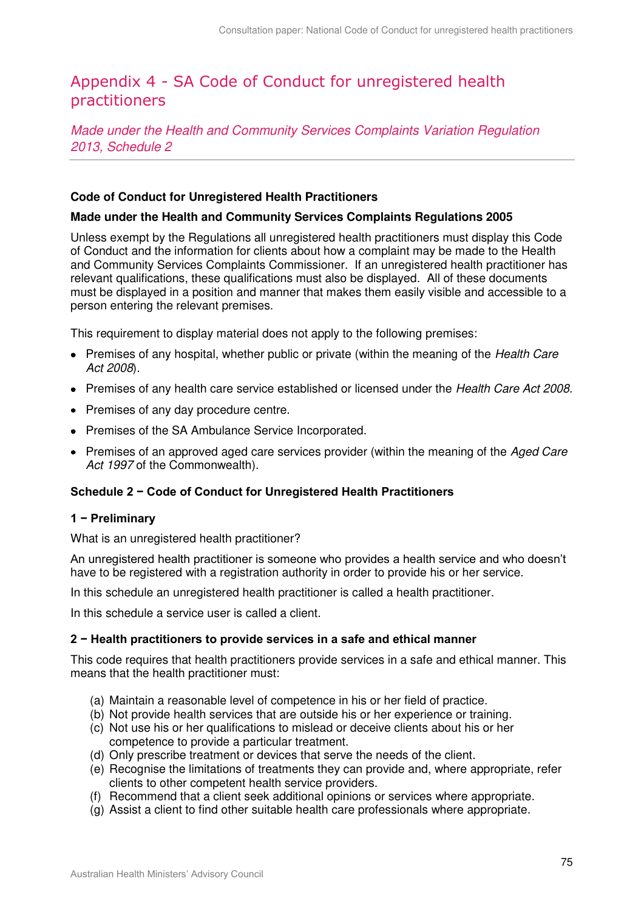# Appendix 4 - SA Code of Conduct for unregistered health practitioners

*Made under the Health and Community Services Complaints Variation Regulation 2013, Schedule 2*

---

**Code of Conduct for Unregistered Health Practitioners**

**Made under the Health and Community Services Complaints Regulations 2005**

Unless exempt by the Regulations all unregistered health practitioners must display this Code of Conduct and the information for clients about how a complaint may be made to the Health and Community Services Complaints Commissioner. If an unregistered health practitioner has relevant qualifications, these qualifications must also be displayed. All of these documents must be displayed in a position and manner that makes them easily visible and accessible to a person entering the relevant premises.

This requirement to display material does not apply to the following premises:

- Premises of any hospital, whether public or private (within the meaning of the *Health Care Act 2008*).
- Premises of any health care service established or licensed under the *Health Care Act 2008.*
- Premises of any day procedure centre.
- Premises of the SA Ambulance Service Incorporated.
- Premises of an approved aged care services provider (within the meaning of the *Aged Care Act 1997* of the Commonwealth).

**Schedule 2 − Code of Conduct for Unregistered Health Practitioners**

**1 − Preliminary**

What is an unregistered health practitioner?

An unregistered health practitioner is someone who provides a health service and who doesn't have to be registered with a registration authority in order to provide his or her service.

In this schedule an unregistered health practitioner is called a health practitioner.

In this schedule a service user is called a client.

**2 − Health practitioners to provide services in a safe and ethical manner**

This code requires that health practitioners provide services in a safe and ethical manner. This means that the health practitioner must:

(a) Maintain a reasonable level of competence in his or her field of practice.
(b) Not provide health services that are outside his or her experience or training.
(c) Not use his or her qualifications to mislead or deceive clients about his or her competence to provide a particular treatment.
(d) Only prescribe treatment or devices that serve the needs of the client.
(e) Recognise the limitations of treatments they can provide and, where appropriate, refer clients to other competent health service providers.
(f) Recommend that a client seek additional opinions or services where appropriate.
(g) Assist a client to find other suitable health care professionals where appropriate.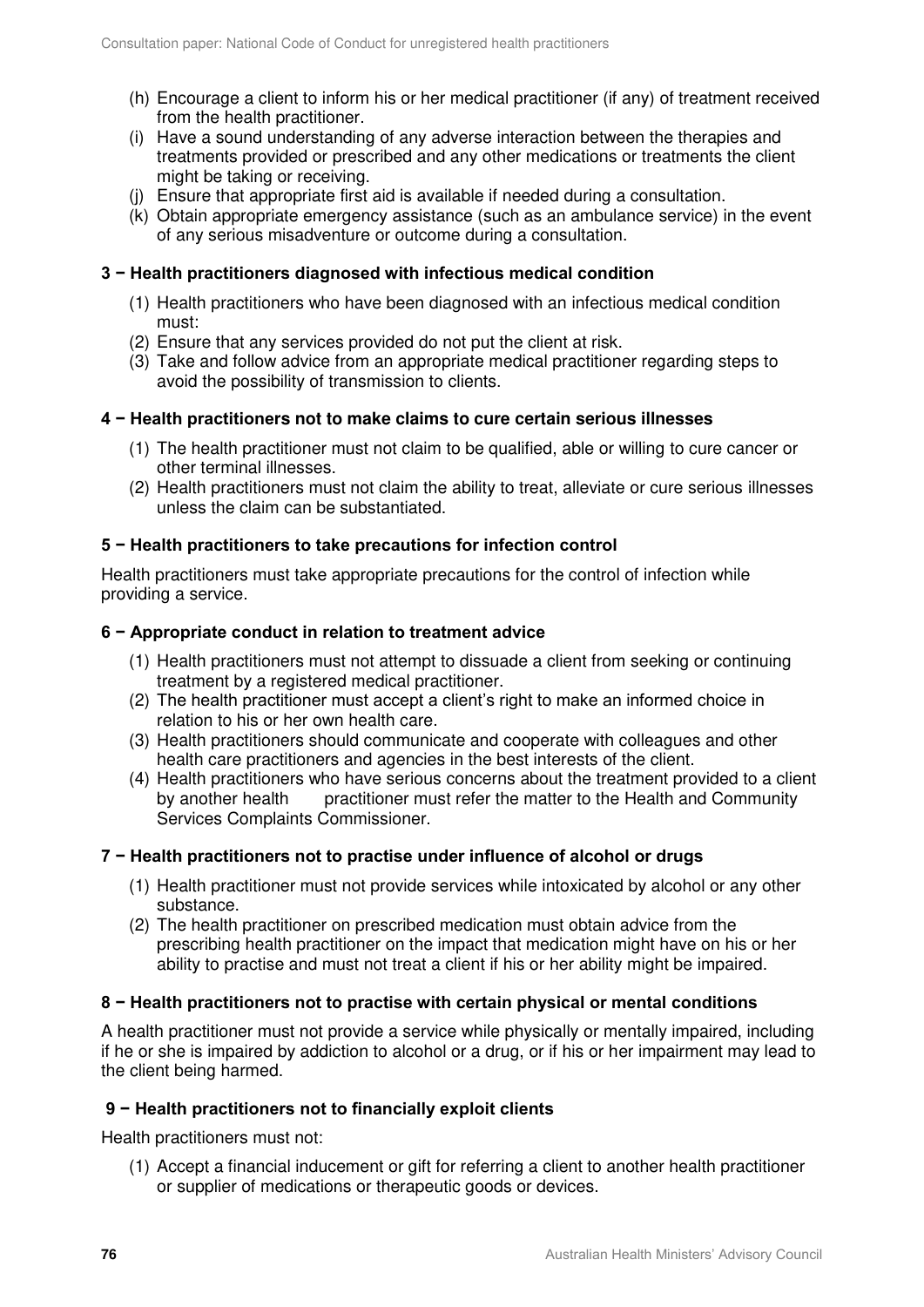(h) Encourage a client to inform his or her medical practitioner (if any) of treatment received from the health practitioner.

(i) Have a sound understanding of any adverse interaction between the therapies and treatments provided or prescribed and any other medications or treatments the client might be taking or receiving.

(j) Ensure that appropriate first aid is available if needed during a consultation.

(k) Obtain appropriate emergency assistance (such as an ambulance service) in the event of any serious misadventure or outcome during a consultation.

#### 3 − Health practitioners diagnosed with infectious medical condition

(1) Health practitioners who have been diagnosed with an infectious medical condition must:

(2) Ensure that any services provided do not put the client at risk.

(3) Take and follow advice from an appropriate medical practitioner regarding steps to avoid the possibility of transmission to clients.

#### 4 − Health practitioners not to make claims to cure certain serious illnesses

(1) The health practitioner must not claim to be qualified, able or willing to cure cancer or other terminal illnesses.

(2) Health practitioners must not claim the ability to treat, alleviate or cure serious illnesses unless the claim can be substantiated.

#### 5 − Health practitioners to take precautions for infection control

Health practitioners must take appropriate precautions for the control of infection while providing a service.

#### 6 − Appropriate conduct in relation to treatment advice

(1) Health practitioners must not attempt to dissuade a client from seeking or continuing treatment by a registered medical practitioner.

(2) The health practitioner must accept a client's right to make an informed choice in relation to his or her own health care.

(3) Health practitioners should communicate and cooperate with colleagues and other health care practitioners and agencies in the best interests of the client.

(4) Health practitioners who have serious concerns about the treatment provided to a client by another health practitioner must refer the matter to the Health and Community Services Complaints Commissioner.

#### 7 − Health practitioners not to practise under influence of alcohol or drugs

(1) Health practitioner must not provide services while intoxicated by alcohol or any other substance.

(2) The health practitioner on prescribed medication must obtain advice from the prescribing health practitioner on the impact that medication might have on his or her ability to practise and must not treat a client if his or her ability might be impaired.

#### 8 − Health practitioners not to practise with certain physical or mental conditions

A health practitioner must not provide a service while physically or mentally impaired, including if he or she is impaired by addiction to alcohol or a drug, or if his or her impairment may lead to the client being harmed.

#### 9 − Health practitioners not to financially exploit clients

Health practitioners must not:

(1) Accept a financial inducement or gift for referring a client to another health practitioner or supplier of medications or therapeutic goods or devices.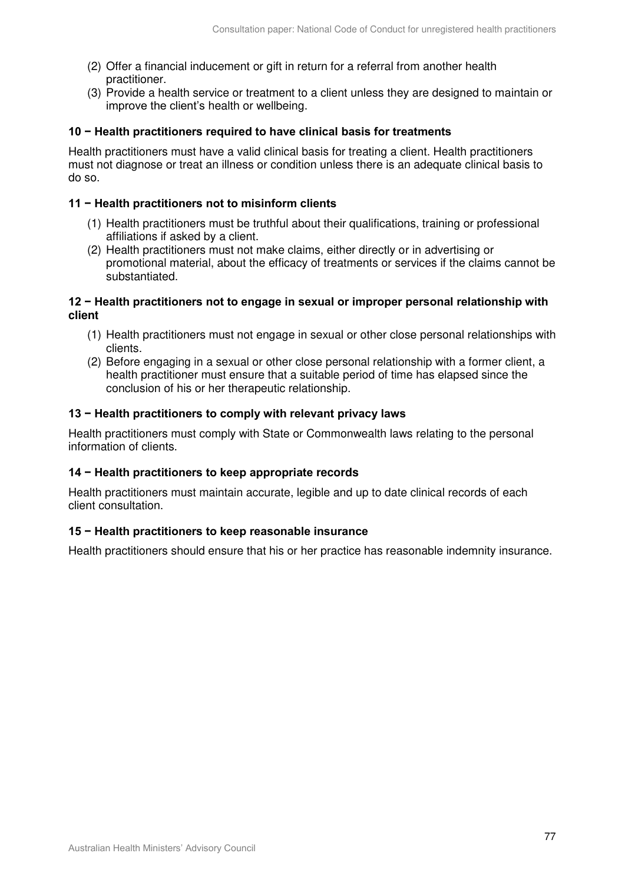(2) Offer a financial inducement or gift in return for a referral from another health practitioner.

(3) Provide a health service or treatment to a client unless they are designed to maintain or improve the client's health or wellbeing.

#### 10 − Health practitioners required to have clinical basis for treatments

Health practitioners must have a valid clinical basis for treating a client. Health practitioners must not diagnose or treat an illness or condition unless there is an adequate clinical basis to do so.

#### 11 − Health practitioners not to misinform clients

(1) Health practitioners must be truthful about their qualifications, training or professional affiliations if asked by a client.

(2) Health practitioners must not make claims, either directly or in advertising or promotional material, about the efficacy of treatments or services if the claims cannot be substantiated.

#### 12 − Health practitioners not to engage in sexual or improper personal relationship with client

(1) Health practitioners must not engage in sexual or other close personal relationships with clients.

(2) Before engaging in a sexual or other close personal relationship with a former client, a health practitioner must ensure that a suitable period of time has elapsed since the conclusion of his or her therapeutic relationship.

#### 13 − Health practitioners to comply with relevant privacy laws

Health practitioners must comply with State or Commonwealth laws relating to the personal information of clients.

#### 14 − Health practitioners to keep appropriate records

Health practitioners must maintain accurate, legible and up to date clinical records of each client consultation.

#### 15 − Health practitioners to keep reasonable insurance

Health practitioners should ensure that his or her practice has reasonable indemnity insurance.